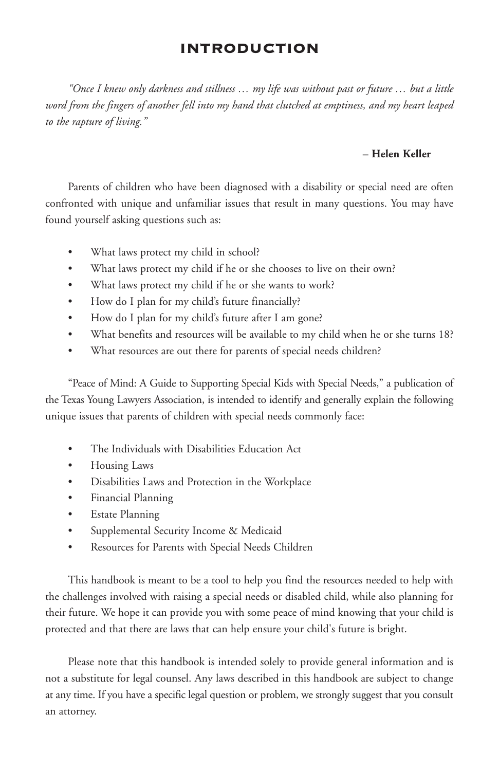# INTRODUCTION

*"Once I knew only darkness and stillness … my life was without past or future … but a little word from the fingers of another fell into my hand that clutched at emptiness, and my heart leaped to the rapture of living."*

**– Helen Keller**

Parents of children who have been diagnosed with a disability or special need are often confronted with unique and unfamiliar issues that result in many questions. You may have found yourself asking questions such as:

- What laws protect my child in school?
- What laws protect my child if he or she chooses to live on their own?
- What laws protect my child if he or she wants to work?
- How do I plan for my child's future financially?
- How do I plan for my child's future after I am gone?
- What benefits and resources will be available to my child when he or she turns 18?
- What resources are out there for parents of special needs children?

"Peace of Mind: A Guide to Supporting Special Kids with Special Needs," a publication of the Texas Young Lawyers Association, is intended to identify and generally explain the following unique issues that parents of children with special needs commonly face:

- The Individuals with Disabilities Education Act
- Housing Laws
- Disabilities Laws and Protection in the Workplace
- Financial Planning
- Estate Planning
- Supplemental Security Income & Medicaid
- Resources for Parents with Special Needs Children

This handbook is meant to be a tool to help you find the resources needed to help with the challenges involved with raising a special needs or disabled child, while also planning for their future. We hope it can provide you with some peace of mind knowing that your child is protected and that there are laws that can help ensure your child's future is bright.

Please note that this handbook is intended solely to provide general information and is not a substitute for legal counsel. Any laws described in this handbook are subject to change at any time. If you have a specific legal question or problem, we strongly suggest that you consult an attorney.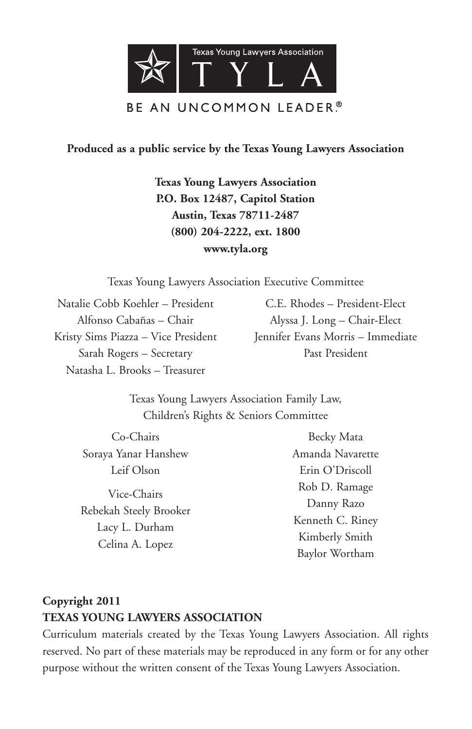Texas Young Lawyers Association

TYLA

BE AN UNCOMMON LEADER.®

**Produced as a public service by the Texas Young Lawyers Association**

**Texas Young Lawyers Association**
**P.O. Box 12487, Capitol Station**
**Austin, Texas 78711-2487**
**(800) 204-2222, ext. 1800**
**www.tyla.org**

Texas Young Lawyers Association Executive Committee

Natalie Cobb Koehler – President
Alfonso Cabañas – Chair
Kristy Sims Piazza – Vice President
Sarah Rogers – Secretary
Natasha L. Brooks – Treasurer
C.E. Rhodes – President-Elect
Alyssa J. Long – Chair-Elect
Jennifer Evans Morris – Immediate Past President

Texas Young Lawyers Association Family Law, Children's Rights & Seniors Committee

Co-Chairs
Soraya Yanar Hanshew
Leif Olson

Vice-Chairs
Rebekah Steely Brooker
Lacy L. Durham
Celina A. Lopez

Becky Mata
Amanda Navarette
Erin O'Driscoll
Rob D. Ramage
Danny Razo
Kenneth C. Riney
Kimberly Smith
Baylor Wortham

**Copyright 2011**
**TEXAS YOUNG LAWYERS ASSOCIATION**

Curriculum materials created by the Texas Young Lawyers Association. All rights reserved. No part of these materials may be reproduced in any form or for any other purpose without the written consent of the Texas Young Lawyers Association.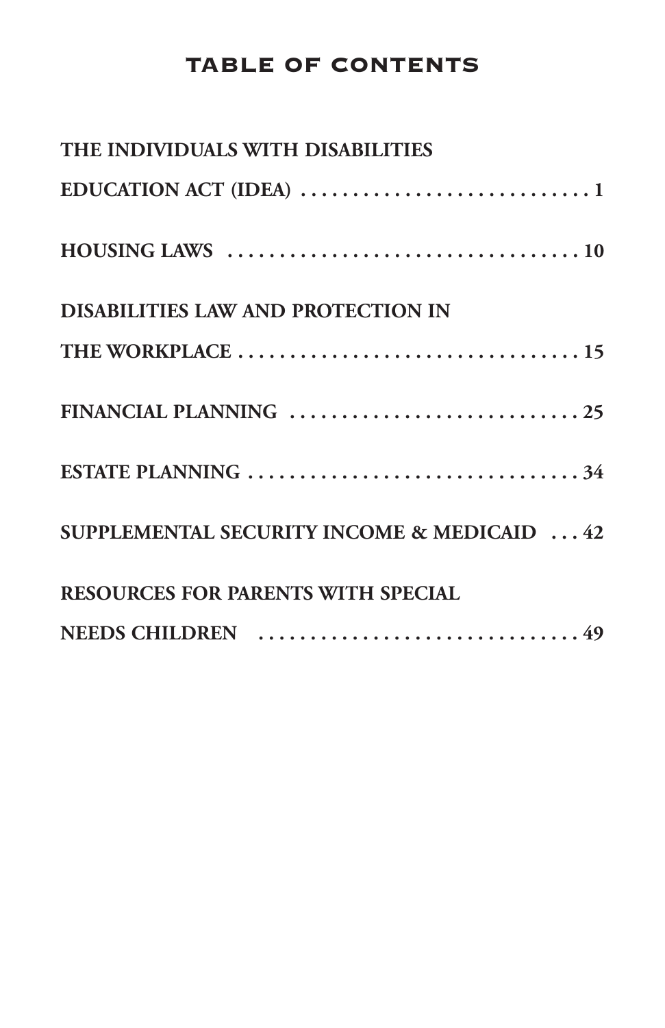# TABLE OF CONTENTS

**THE INDIVIDUALS WITH DISABILITIES EDUCATION ACT (IDEA) . . . . . . . . . . . . . . . . . . . . . . . . . . . . 1**

**HOUSING LAWS . . . . . . . . . . . . . . . . . . . . . . . . . . . . . . . . . . . 10**

**DISABILITIES LAW AND PROTECTION IN THE WORKPLACE . . . . . . . . . . . . . . . . . . . . . . . . . . . . . . . . . 15**

**FINANCIAL PLANNING . . . . . . . . . . . . . . . . . . . . . . . . . . . . 25**

**ESTATE PLANNING . . . . . . . . . . . . . . . . . . . . . . . . . . . . . . . . 34**

**SUPPLEMENTAL SECURITY INCOME & MEDICAID . . . 42**

**RESOURCES FOR PARENTS WITH SPECIAL NEEDS CHILDREN . . . . . . . . . . . . . . . . . . . . . . . . . . . . . . 49**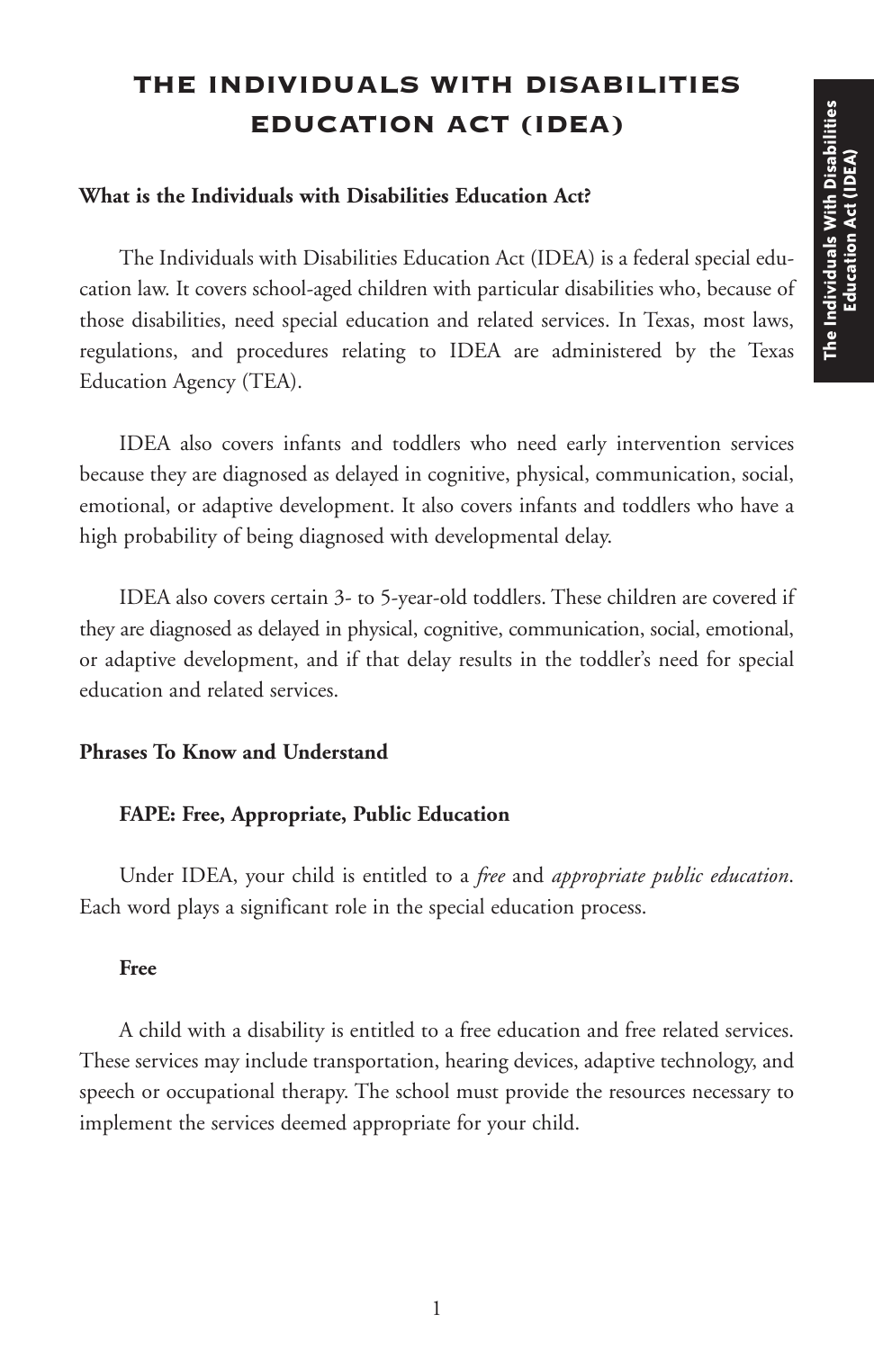# THE INDIVIDUALS WITH DISABILITIES EDUCATION ACT (IDEA)

**What is the Individuals with Disabilities Education Act?**

The Individuals with Disabilities Education Act (IDEA) is a federal special education law. It covers school-aged children with particular disabilities who, because of those disabilities, need special education and related services. In Texas, most laws, regulations, and procedures relating to IDEA are administered by the Texas Education Agency (TEA).

IDEA also covers infants and toddlers who need early intervention services because they are diagnosed as delayed in cognitive, physical, communication, social, emotional, or adaptive development. It also covers infants and toddlers who have a high probability of being diagnosed with developmental delay.

IDEA also covers certain 3- to 5-year-old toddlers. These children are covered if they are diagnosed as delayed in physical, cognitive, communication, social, emotional, or adaptive development, and if that delay results in the toddler's need for special education and related services.

**Phrases To Know and Understand**

**FAPE: Free, Appropriate, Public Education**

Under IDEA, your child is entitled to a *free* and *appropriate public education*. Each word plays a significant role in the special education process.

**Free**

A child with a disability is entitled to a free education and free related services. These services may include transportation, hearing devices, adaptive technology, and speech or occupational therapy. The school must provide the resources necessary to implement the services deemed appropriate for your child.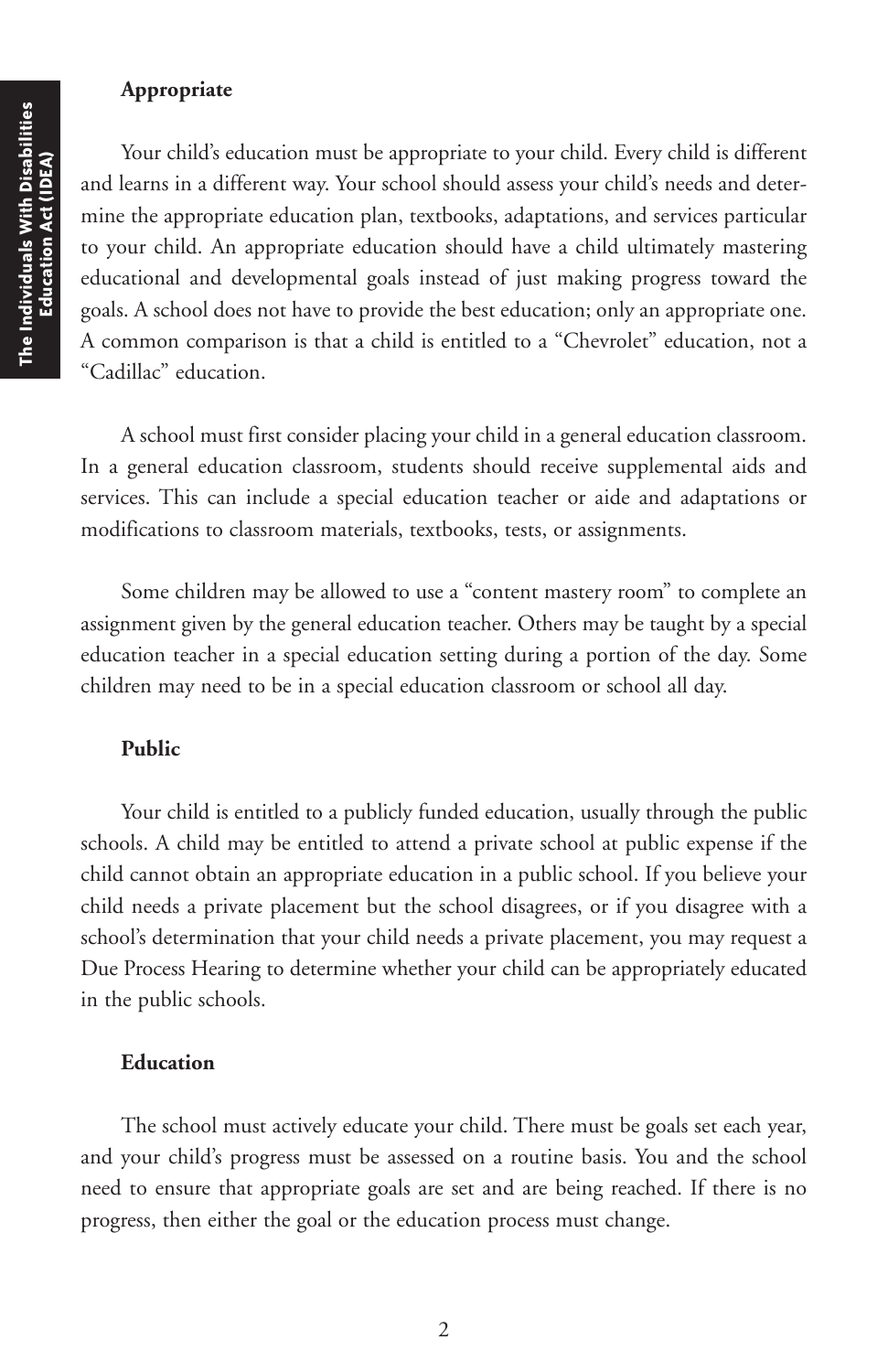### Appropriate

Your child's education must be appropriate to your child. Every child is different and learns in a different way. Your school should assess your child's needs and determine the appropriate education plan, textbooks, adaptations, and services particular to your child. An appropriate education should have a child ultimately mastering educational and developmental goals instead of just making progress toward the goals. A school does not have to provide the best education; only an appropriate one. A common comparison is that a child is entitled to a "Chevrolet" education, not a "Cadillac" education.

A school must first consider placing your child in a general education classroom. In a general education classroom, students should receive supplemental aids and services. This can include a special education teacher or aide and adaptations or modifications to classroom materials, textbooks, tests, or assignments.

Some children may be allowed to use a "content mastery room" to complete an assignment given by the general education teacher. Others may be taught by a special education teacher in a special education setting during a portion of the day. Some children may need to be in a special education classroom or school all day.

### Public

Your child is entitled to a publicly funded education, usually through the public schools. A child may be entitled to attend a private school at public expense if the child cannot obtain an appropriate education in a public school. If you believe your child needs a private placement but the school disagrees, or if you disagree with a school's determination that your child needs a private placement, you may request a Due Process Hearing to determine whether your child can be appropriately educated in the public schools.

### Education

The school must actively educate your child. There must be goals set each year, and your child's progress must be assessed on a routine basis. You and the school need to ensure that appropriate goals are set and are being reached. If there is no progress, then either the goal or the education process must change.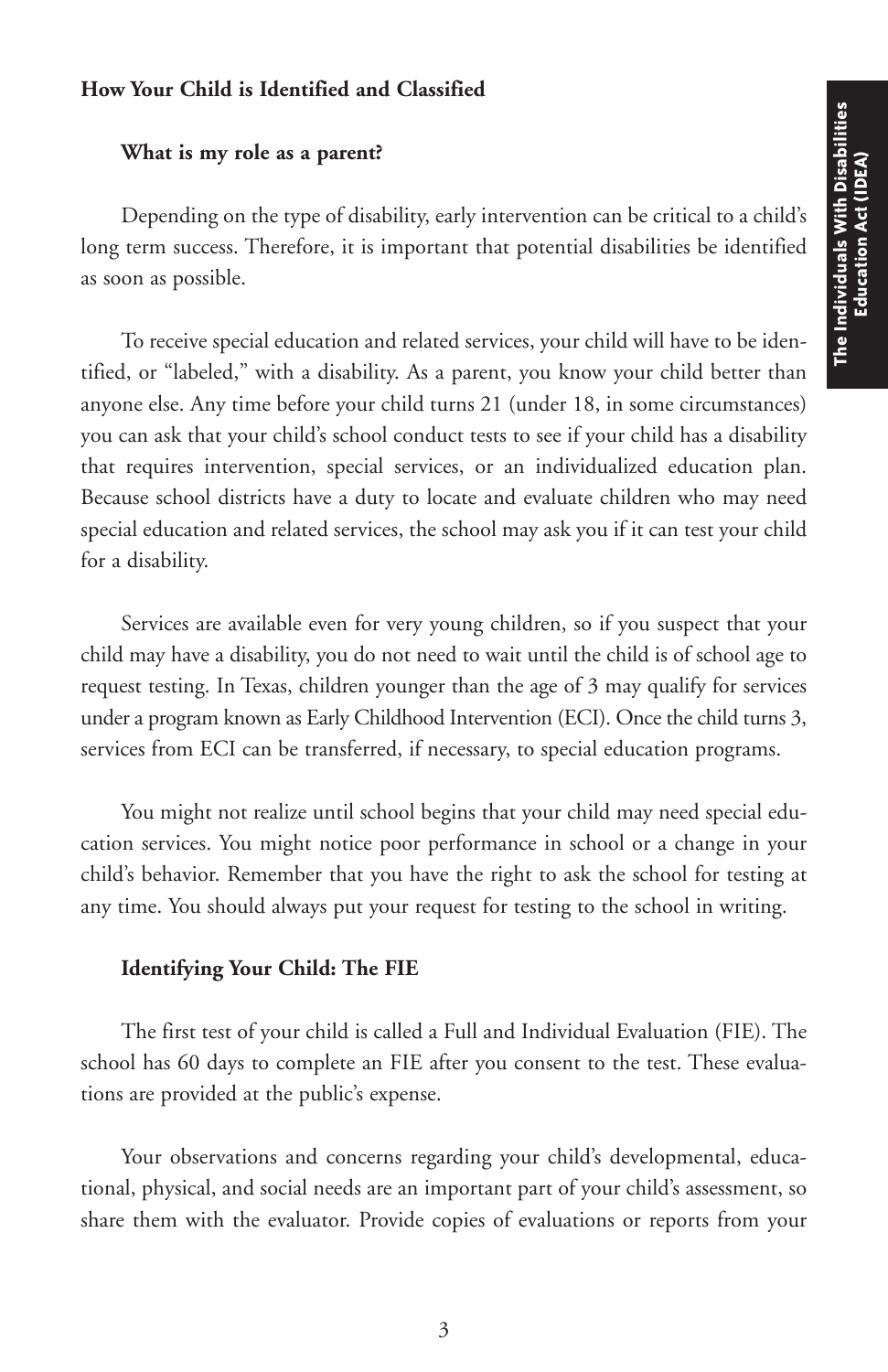## How Your Child is Identified and Classified

### What is my role as a parent?

Depending on the type of disability, early intervention can be critical to a child's long term success. Therefore, it is important that potential disabilities be identified as soon as possible.

To receive special education and related services, your child will have to be identified, or "labeled," with a disability. As a parent, you know your child better than anyone else. Any time before your child turns 21 (under 18, in some circumstances) you can ask that your child's school conduct tests to see if your child has a disability that requires intervention, special services, or an individualized education plan. Because school districts have a duty to locate and evaluate children who may need special education and related services, the school may ask you if it can test your child for a disability.

Services are available even for very young children, so if you suspect that your child may have a disability, you do not need to wait until the child is of school age to request testing. In Texas, children younger than the age of 3 may qualify for services under a program known as Early Childhood Intervention (ECI). Once the child turns 3, services from ECI can be transferred, if necessary, to special education programs.

You might not realize until school begins that your child may need special education services. You might notice poor performance in school or a change in your child's behavior. Remember that you have the right to ask the school for testing at any time. You should always put your request for testing to the school in writing.

### Identifying Your Child: The FIE

The first test of your child is called a Full and Individual Evaluation (FIE). The school has 60 days to complete an FIE after you consent to the test. These evaluations are provided at the public's expense.

Your observations and concerns regarding your child's developmental, educational, physical, and social needs are an important part of your child's assessment, so share them with the evaluator. Provide copies of evaluations or reports from your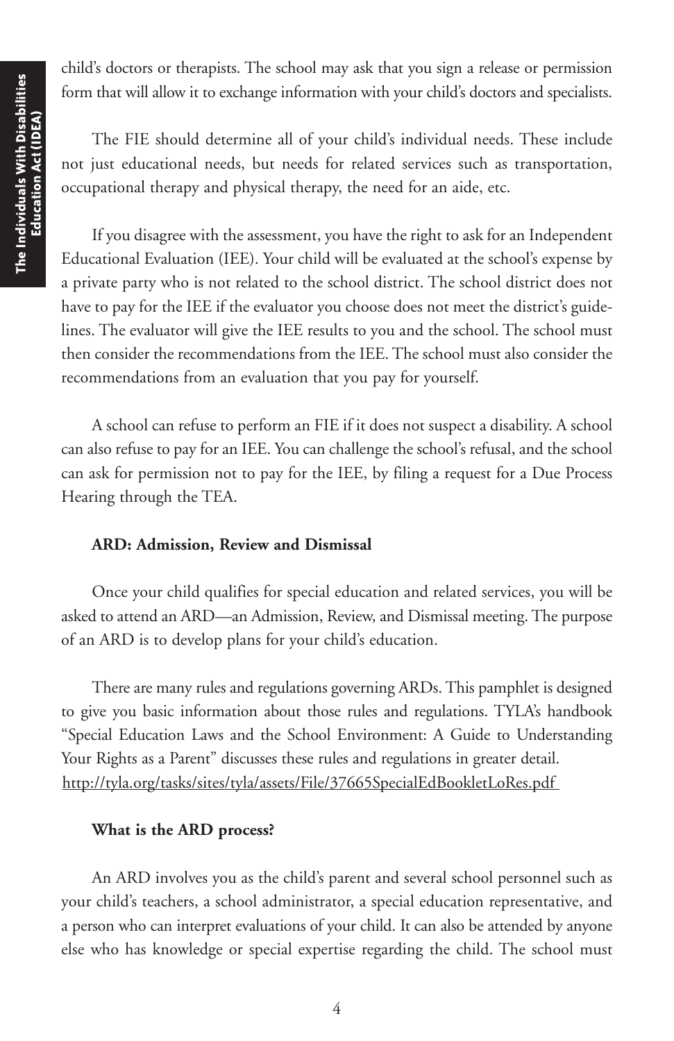child's doctors or therapists. The school may ask that you sign a release or permission form that will allow it to exchange information with your child's doctors and specialists.

The FIE should determine all of your child's individual needs. These include not just educational needs, but needs for related services such as transportation, occupational therapy and physical therapy, the need for an aide, etc.

If you disagree with the assessment, you have the right to ask for an Independent Educational Evaluation (IEE). Your child will be evaluated at the school's expense by a private party who is not related to the school district. The school district does not have to pay for the IEE if the evaluator you choose does not meet the district's guidelines. The evaluator will give the IEE results to you and the school. The school must then consider the recommendations from the IEE. The school must also consider the recommendations from an evaluation that you pay for yourself.

A school can refuse to perform an FIE if it does not suspect a disability. A school can also refuse to pay for an IEE. You can challenge the school's refusal, and the school can ask for permission not to pay for the IEE, by filing a request for a Due Process Hearing through the TEA.

**ARD: Admission, Review and Dismissal**

Once your child qualifies for special education and related services, you will be asked to attend an ARD—an Admission, Review, and Dismissal meeting. The purpose of an ARD is to develop plans for your child's education.

There are many rules and regulations governing ARDs. This pamphlet is designed to give you basic information about those rules and regulations. TYLA's handbook "Special Education Laws and the School Environment: A Guide to Understanding Your Rights as a Parent" discusses these rules and regulations in greater detail. http://tyla.org/tasks/sites/tyla/assets/File/37665SpecialEdBookletLoRes.pdf

**What is the ARD process?**

An ARD involves you as the child's parent and several school personnel such as your child's teachers, a school administrator, a special education representative, and a person who can interpret evaluations of your child. It can also be attended by anyone else who has knowledge or special expertise regarding the child. The school must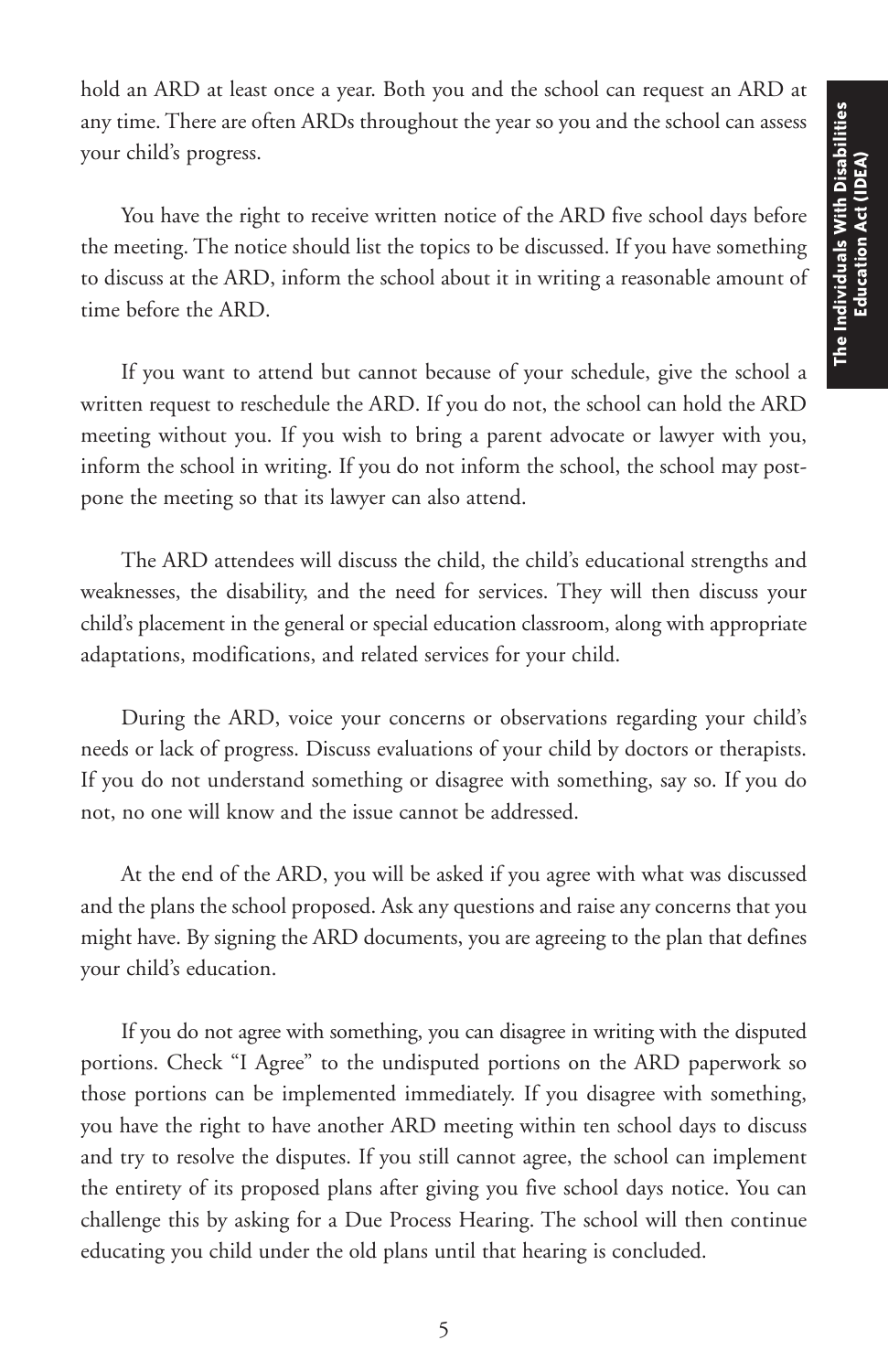hold an ARD at least once a year. Both you and the school can request an ARD at any time. There are often ARDs throughout the year so you and the school can assess your child's progress.

You have the right to receive written notice of the ARD five school days before the meeting. The notice should list the topics to be discussed. If you have something to discuss at the ARD, inform the school about it in writing a reasonable amount of time before the ARD.

If you want to attend but cannot because of your schedule, give the school a written request to reschedule the ARD. If you do not, the school can hold the ARD meeting without you. If you wish to bring a parent advocate or lawyer with you, inform the school in writing. If you do not inform the school, the school may postpone the meeting so that its lawyer can also attend.

The ARD attendees will discuss the child, the child's educational strengths and weaknesses, the disability, and the need for services. They will then discuss your child's placement in the general or special education classroom, along with appropriate adaptations, modifications, and related services for your child.

During the ARD, voice your concerns or observations regarding your child's needs or lack of progress. Discuss evaluations of your child by doctors or therapists. If you do not understand something or disagree with something, say so. If you do not, no one will know and the issue cannot be addressed.

At the end of the ARD, you will be asked if you agree with what was discussed and the plans the school proposed. Ask any questions and raise any concerns that you might have. By signing the ARD documents, you are agreeing to the plan that defines your child's education.

If you do not agree with something, you can disagree in writing with the disputed portions. Check "I Agree" to the undisputed portions on the ARD paperwork so those portions can be implemented immediately. If you disagree with something, you have the right to have another ARD meeting within ten school days to discuss and try to resolve the disputes. If you still cannot agree, the school can implement the entirety of its proposed plans after giving you five school days notice. You can challenge this by asking for a Due Process Hearing. The school will then continue educating you child under the old plans until that hearing is concluded.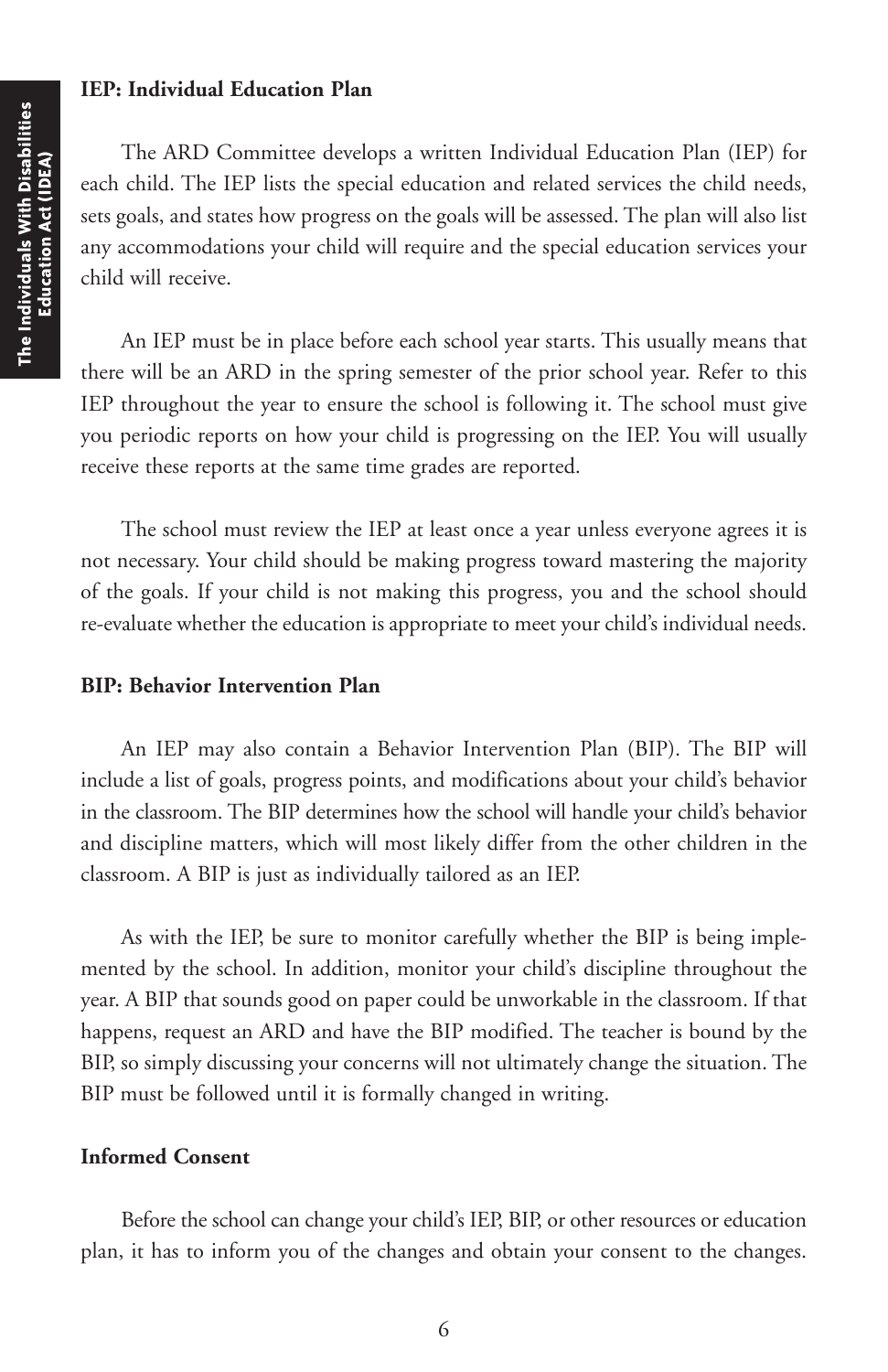### IEP: Individual Education Plan

The ARD Committee develops a written Individual Education Plan (IEP) for each child. The IEP lists the special education and related services the child needs, sets goals, and states how progress on the goals will be assessed. The plan will also list any accommodations your child will require and the special education services your child will receive.

An IEP must be in place before each school year starts. This usually means that there will be an ARD in the spring semester of the prior school year. Refer to this IEP throughout the year to ensure the school is following it. The school must give you periodic reports on how your child is progressing on the IEP. You will usually receive these reports at the same time grades are reported.

The school must review the IEP at least once a year unless everyone agrees it is not necessary. Your child should be making progress toward mastering the majority of the goals. If your child is not making this progress, you and the school should re-evaluate whether the education is appropriate to meet your child's individual needs.

### BIP: Behavior Intervention Plan

An IEP may also contain a Behavior Intervention Plan (BIP). The BIP will include a list of goals, progress points, and modifications about your child's behavior in the classroom. The BIP determines how the school will handle your child's behavior and discipline matters, which will most likely differ from the other children in the classroom. A BIP is just as individually tailored as an IEP.

As with the IEP, be sure to monitor carefully whether the BIP is being implemented by the school. In addition, monitor your child's discipline throughout the year. A BIP that sounds good on paper could be unworkable in the classroom. If that happens, request an ARD and have the BIP modified. The teacher is bound by the BIP, so simply discussing your concerns will not ultimately change the situation. The BIP must be followed until it is formally changed in writing.

### Informed Consent

Before the school can change your child's IEP, BIP, or other resources or education plan, it has to inform you of the changes and obtain your consent to the changes.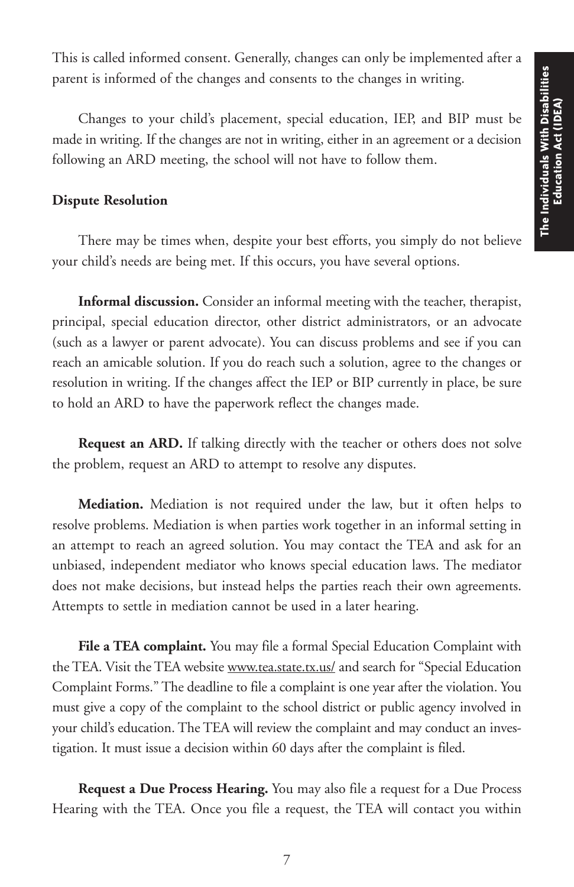This is called informed consent. Generally, changes can only be implemented after a parent is informed of the changes and consents to the changes in writing.

Changes to your child's placement, special education, IEP, and BIP must be made in writing. If the changes are not in writing, either in an agreement or a decision following an ARD meeting, the school will not have to follow them.

**Dispute Resolution**

There may be times when, despite your best efforts, you simply do not believe your child's needs are being met. If this occurs, you have several options.

**Informal discussion.** Consider an informal meeting with the teacher, therapist, principal, special education director, other district administrators, or an advocate (such as a lawyer or parent advocate). You can discuss problems and see if you can reach an amicable solution. If you do reach such a solution, agree to the changes or resolution in writing. If the changes affect the IEP or BIP currently in place, be sure to hold an ARD to have the paperwork reflect the changes made.

**Request an ARD.** If talking directly with the teacher or others does not solve the problem, request an ARD to attempt to resolve any disputes.

**Mediation.** Mediation is not required under the law, but it often helps to resolve problems. Mediation is when parties work together in an informal setting in an attempt to reach an agreed solution. You may contact the TEA and ask for an unbiased, independent mediator who knows special education laws. The mediator does not make decisions, but instead helps the parties reach their own agreements. Attempts to settle in mediation cannot be used in a later hearing.

**File a TEA complaint.** You may file a formal Special Education Complaint with the TEA. Visit the TEA website www.tea.state.tx.us/ and search for "Special Education Complaint Forms." The deadline to file a complaint is one year after the violation. You must give a copy of the complaint to the school district or public agency involved in your child's education. The TEA will review the complaint and may conduct an investigation. It must issue a decision within 60 days after the complaint is filed.

**Request a Due Process Hearing.** You may also file a request for a Due Process Hearing with the TEA. Once you file a request, the TEA will contact you within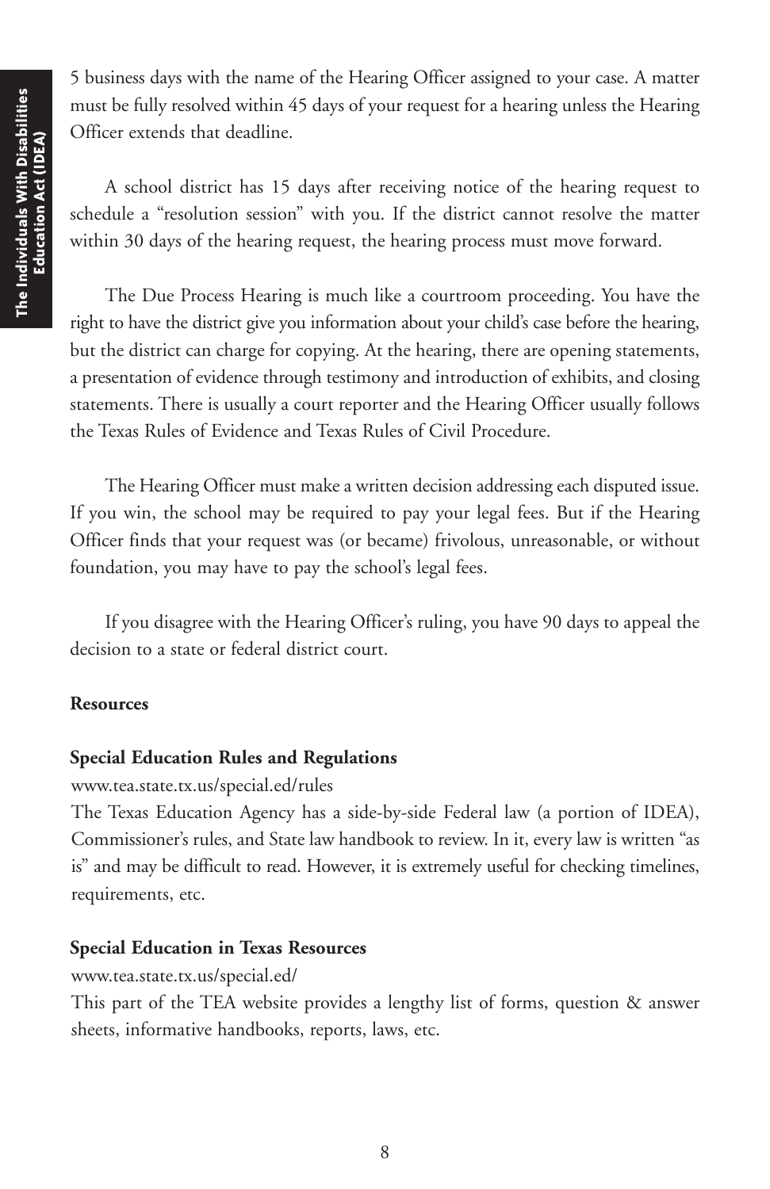5 business days with the name of the Hearing Officer assigned to your case. A matter must be fully resolved within 45 days of your request for a hearing unless the Hearing Officer extends that deadline.

A school district has 15 days after receiving notice of the hearing request to schedule a "resolution session" with you. If the district cannot resolve the matter within 30 days of the hearing request, the hearing process must move forward.

The Due Process Hearing is much like a courtroom proceeding. You have the right to have the district give you information about your child's case before the hearing, but the district can charge for copying. At the hearing, there are opening statements, a presentation of evidence through testimony and introduction of exhibits, and closing statements. There is usually a court reporter and the Hearing Officer usually follows the Texas Rules of Evidence and Texas Rules of Civil Procedure.

The Hearing Officer must make a written decision addressing each disputed issue. If you win, the school may be required to pay your legal fees. But if the Hearing Officer finds that your request was (or became) frivolous, unreasonable, or without foundation, you may have to pay the school's legal fees.

If you disagree with the Hearing Officer's ruling, you have 90 days to appeal the decision to a state or federal district court.

**Resources**

**Special Education Rules and Regulations**

www.tea.state.tx.us/special.ed/rules

The Texas Education Agency has a side-by-side Federal law (a portion of IDEA), Commissioner's rules, and State law handbook to review. In it, every law is written "as is" and may be difficult to read. However, it is extremely useful for checking timelines, requirements, etc.

**Special Education in Texas Resources**

www.tea.state.tx.us/special.ed/

This part of the TEA website provides a lengthy list of forms, question & answer sheets, informative handbooks, reports, laws, etc.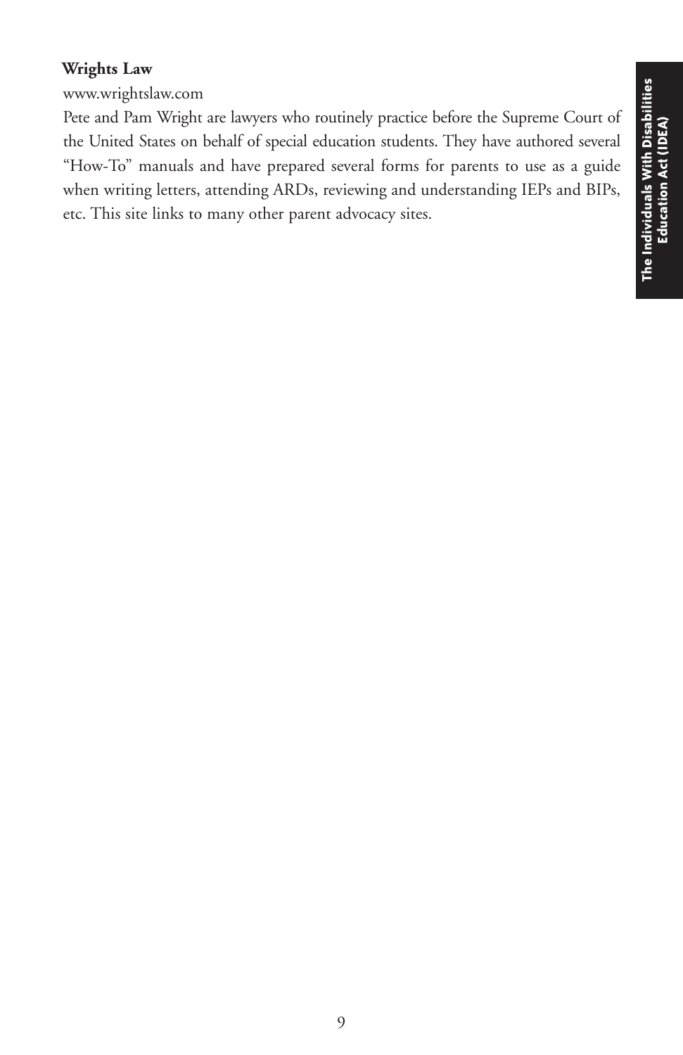**Wrights Law**

www.wrightslaw.com

Pete and Pam Wright are lawyers who routinely practice before the Supreme Court of the United States on behalf of special education students. They have authored several "How-To" manuals and have prepared several forms for parents to use as a guide when writing letters, attending ARDs, reviewing and understanding IEPs and BIPs, etc. This site links to many other parent advocacy sites.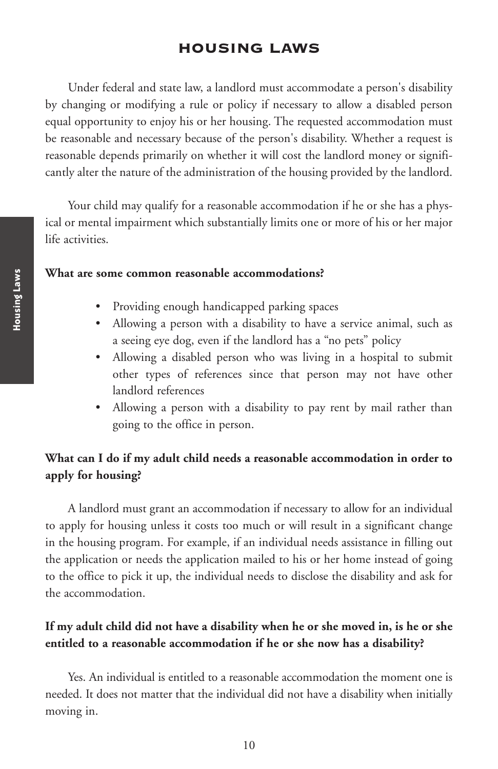# HOUSING LAWS

Under federal and state law, a landlord must accommodate a person's disability by changing or modifying a rule or policy if necessary to allow a disabled person equal opportunity to enjoy his or her housing. The requested accommodation must be reasonable and necessary because of the person's disability. Whether a request is reasonable depends primarily on whether it will cost the landlord money or significantly alter the nature of the administration of the housing provided by the landlord.

Your child may qualify for a reasonable accommodation if he or she has a physical or mental impairment which substantially limits one or more of his or her major life activities.

**What are some common reasonable accommodations?**

- Providing enough handicapped parking spaces
- Allowing a person with a disability to have a service animal, such as a seeing eye dog, even if the landlord has a "no pets" policy
- Allowing a disabled person who was living in a hospital to submit other types of references since that person may not have other landlord references
- Allowing a person with a disability to pay rent by mail rather than going to the office in person.

### What can I do if my adult child needs a reasonable accommodation in order to apply for housing?

A landlord must grant an accommodation if necessary to allow for an individual to apply for housing unless it costs too much or will result in a significant change in the housing program. For example, if an individual needs assistance in filling out the application or needs the application mailed to his or her home instead of going to the office to pick it up, the individual needs to disclose the disability and ask for the accommodation.

### If my adult child did not have a disability when he or she moved in, is he or she entitled to a reasonable accommodation if he or she now has a disability?

Yes. An individual is entitled to a reasonable accommodation the moment one is needed. It does not matter that the individual did not have a disability when initially moving in.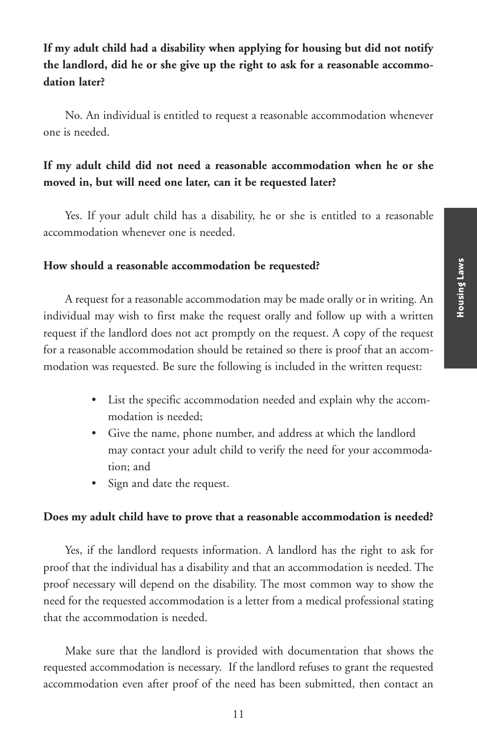**If my adult child had a disability when applying for housing but did not notify the landlord, did he or she give up the right to ask for a reasonable accommodation later?**

No. An individual is entitled to request a reasonable accommodation whenever one is needed.

**If my adult child did not need a reasonable accommodation when he or she moved in, but will need one later, can it be requested later?**

Yes. If your adult child has a disability, he or she is entitled to a reasonable accommodation whenever one is needed.

**How should a reasonable accommodation be requested?**

A request for a reasonable accommodation may be made orally or in writing. An individual may wish to first make the request orally and follow up with a written request if the landlord does not act promptly on the request. A copy of the request for a reasonable accommodation should be retained so there is proof that an accommodation was requested. Be sure the following is included in the written request:

- List the specific accommodation needed and explain why the accommodation is needed;
- Give the name, phone number, and address at which the landlord may contact your adult child to verify the need for your accommodation; and
- Sign and date the request.

**Does my adult child have to prove that a reasonable accommodation is needed?**

Yes, if the landlord requests information. A landlord has the right to ask for proof that the individual has a disability and that an accommodation is needed. The proof necessary will depend on the disability. The most common way to show the need for the requested accommodation is a letter from a medical professional stating that the accommodation is needed.

Make sure that the landlord is provided with documentation that shows the requested accommodation is necessary. If the landlord refuses to grant the requested accommodation even after proof of the need has been submitted, then contact an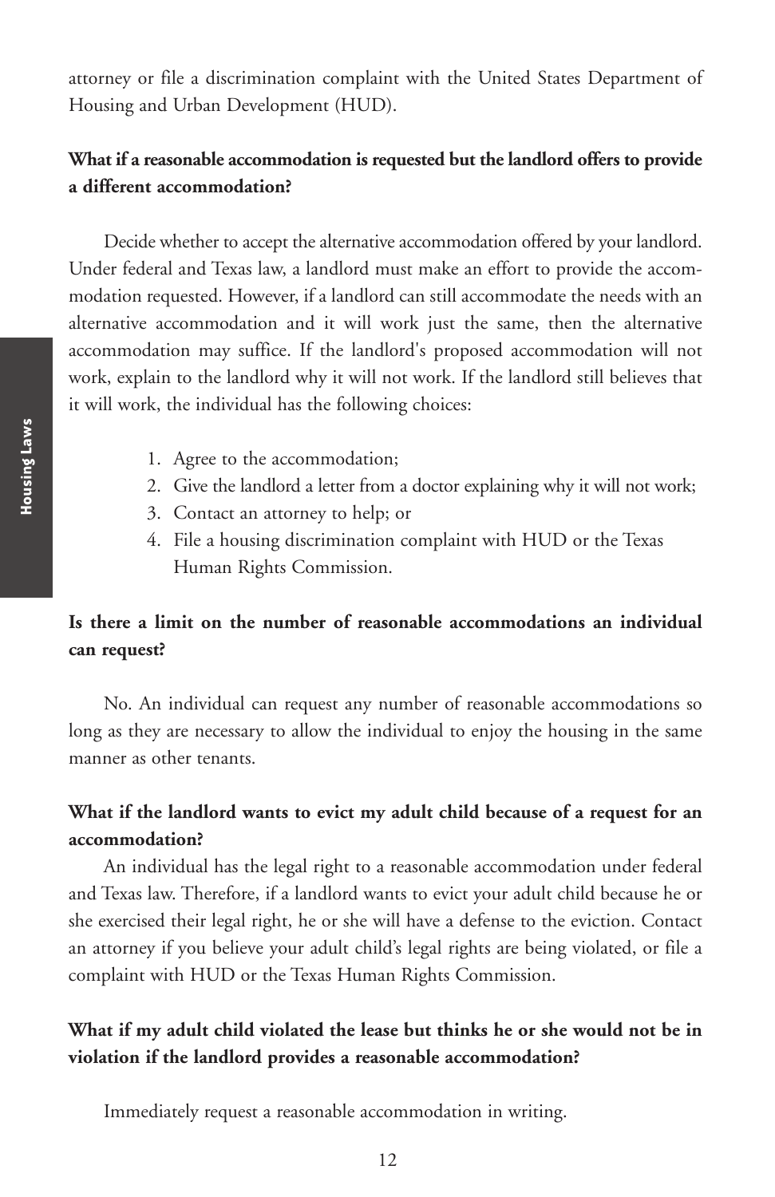attorney or file a discrimination complaint with the United States Department of Housing and Urban Development (HUD).

**What if a reasonable accommodation is requested but the landlord offers to provide a different accommodation?**

Decide whether to accept the alternative accommodation offered by your landlord. Under federal and Texas law, a landlord must make an effort to provide the accommodation requested. However, if a landlord can still accommodate the needs with an alternative accommodation and it will work just the same, then the alternative accommodation may suffice. If the landlord's proposed accommodation will not work, explain to the landlord why it will not work. If the landlord still believes that it will work, the individual has the following choices:

1. Agree to the accommodation;
2. Give the landlord a letter from a doctor explaining why it will not work;
3. Contact an attorney to help; or
4. File a housing discrimination complaint with HUD or the Texas Human Rights Commission.

**Is there a limit on the number of reasonable accommodations an individual can request?**

No. An individual can request any number of reasonable accommodations so long as they are necessary to allow the individual to enjoy the housing in the same manner as other tenants.

**What if the landlord wants to evict my adult child because of a request for an accommodation?**

An individual has the legal right to a reasonable accommodation under federal and Texas law. Therefore, if a landlord wants to evict your adult child because he or she exercised their legal right, he or she will have a defense to the eviction. Contact an attorney if you believe your adult child's legal rights are being violated, or file a complaint with HUD or the Texas Human Rights Commission.

**What if my adult child violated the lease but thinks he or she would not be in violation if the landlord provides a reasonable accommodation?**

Immediately request a reasonable accommodation in writing.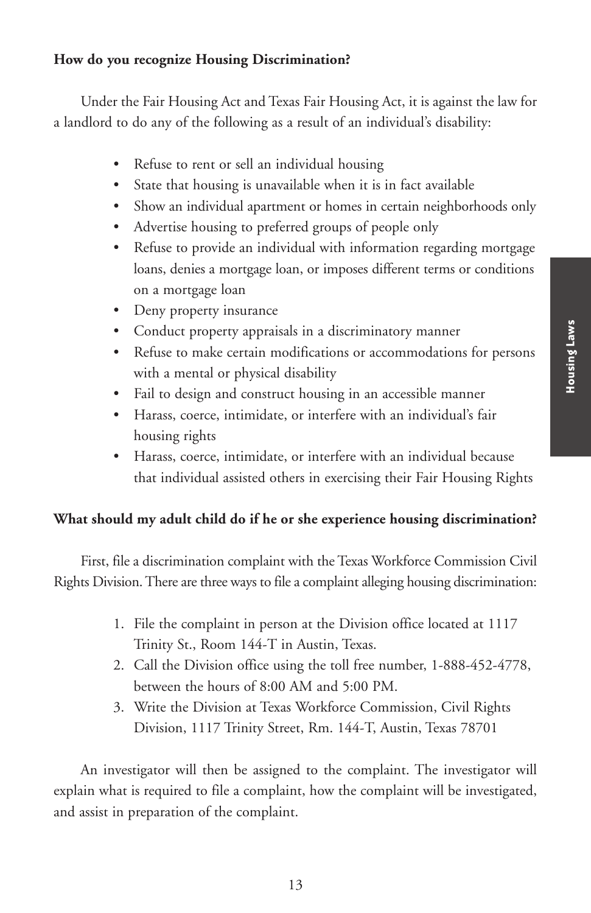**How do you recognize Housing Discrimination?**

Under the Fair Housing Act and Texas Fair Housing Act, it is against the law for a landlord to do any of the following as a result of an individual's disability:

- Refuse to rent or sell an individual housing
- State that housing is unavailable when it is in fact available
- Show an individual apartment or homes in certain neighborhoods only
- Advertise housing to preferred groups of people only
- Refuse to provide an individual with information regarding mortgage loans, denies a mortgage loan, or imposes different terms or conditions on a mortgage loan
- Deny property insurance
- Conduct property appraisals in a discriminatory manner
- Refuse to make certain modifications or accommodations for persons with a mental or physical disability
- Fail to design and construct housing in an accessible manner
- Harass, coerce, intimidate, or interfere with an individual's fair housing rights
- Harass, coerce, intimidate, or interfere with an individual because that individual assisted others in exercising their Fair Housing Rights

**What should my adult child do if he or she experience housing discrimination?**

First, file a discrimination complaint with the Texas Workforce Commission Civil Rights Division. There are three ways to file a complaint alleging housing discrimination:

1. File the complaint in person at the Division office located at 1117 Trinity St., Room 144-T in Austin, Texas.
2. Call the Division office using the toll free number, 1-888-452-4778, between the hours of 8:00 AM and 5:00 PM.
3. Write the Division at Texas Workforce Commission, Civil Rights Division, 1117 Trinity Street, Rm. 144-T, Austin, Texas 78701

An investigator will then be assigned to the complaint. The investigator will explain what is required to file a complaint, how the complaint will be investigated, and assist in preparation of the complaint.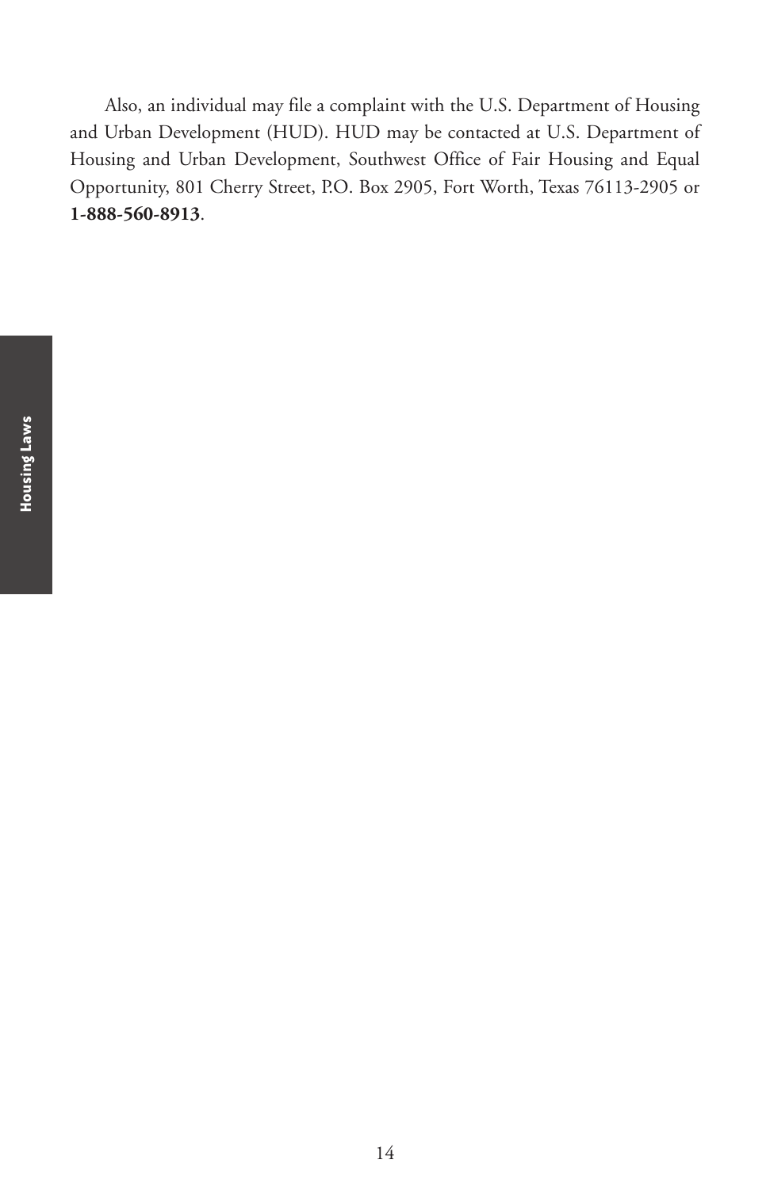Also, an individual may file a complaint with the U.S. Department of Housing and Urban Development (HUD). HUD may be contacted at U.S. Department of Housing and Urban Development, Southwest Office of Fair Housing and Equal Opportunity, 801 Cherry Street, P.O. Box 2905, Fort Worth, Texas 76113-2905 or **1-888-560-8913**.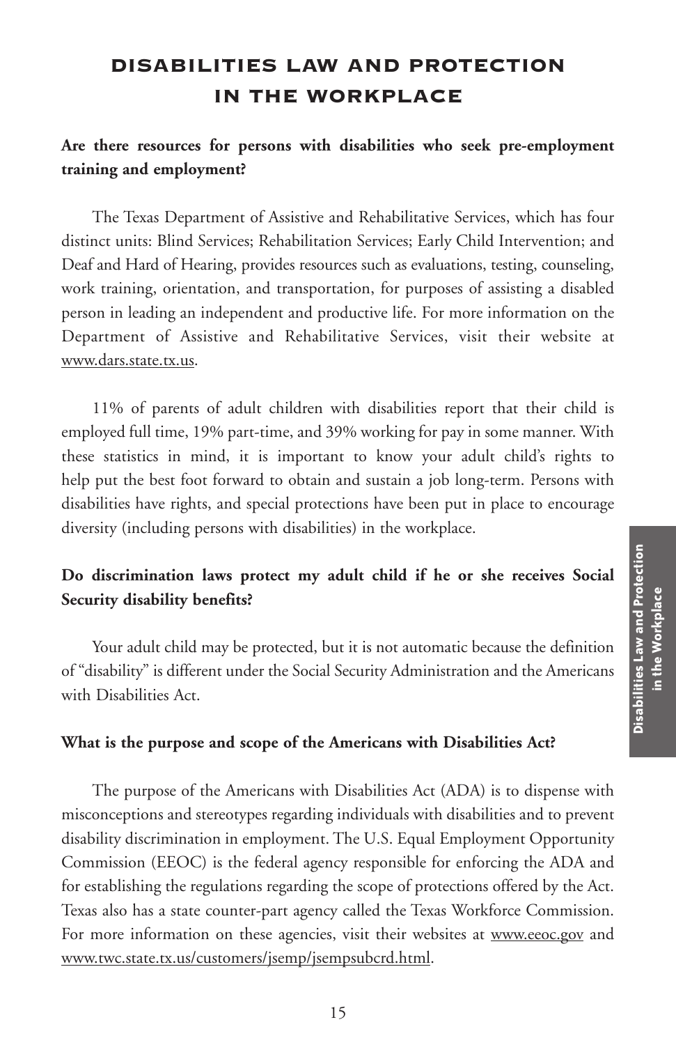# DISABILITIES LAW AND PROTECTION IN THE WORKPLACE

**Are there resources for persons with disabilities who seek pre-employment training and employment?**

The Texas Department of Assistive and Rehabilitative Services, which has four distinct units: Blind Services; Rehabilitation Services; Early Child Intervention; and Deaf and Hard of Hearing, provides resources such as evaluations, testing, counseling, work training, orientation, and transportation, for purposes of assisting a disabled person in leading an independent and productive life. For more information on the Department of Assistive and Rehabilitative Services, visit their website at www.dars.state.tx.us.

11% of parents of adult children with disabilities report that their child is employed full time, 19% part-time, and 39% working for pay in some manner. With these statistics in mind, it is important to know your adult child's rights to help put the best foot forward to obtain and sustain a job long-term. Persons with disabilities have rights, and special protections have been put in place to encourage diversity (including persons with disabilities) in the workplace.

**Do discrimination laws protect my adult child if he or she receives Social Security disability benefits?**

Your adult child may be protected, but it is not automatic because the definition of "disability" is different under the Social Security Administration and the Americans with Disabilities Act.

**What is the purpose and scope of the Americans with Disabilities Act?**

The purpose of the Americans with Disabilities Act (ADA) is to dispense with misconceptions and stereotypes regarding individuals with disabilities and to prevent disability discrimination in employment. The U.S. Equal Employment Opportunity Commission (EEOC) is the federal agency responsible for enforcing the ADA and for establishing the regulations regarding the scope of protections offered by the Act. Texas also has a state counter-part agency called the Texas Workforce Commission. For more information on these agencies, visit their websites at www.eeoc.gov and www.twc.state.tx.us/customers/jsemp/jsempsubcrd.html.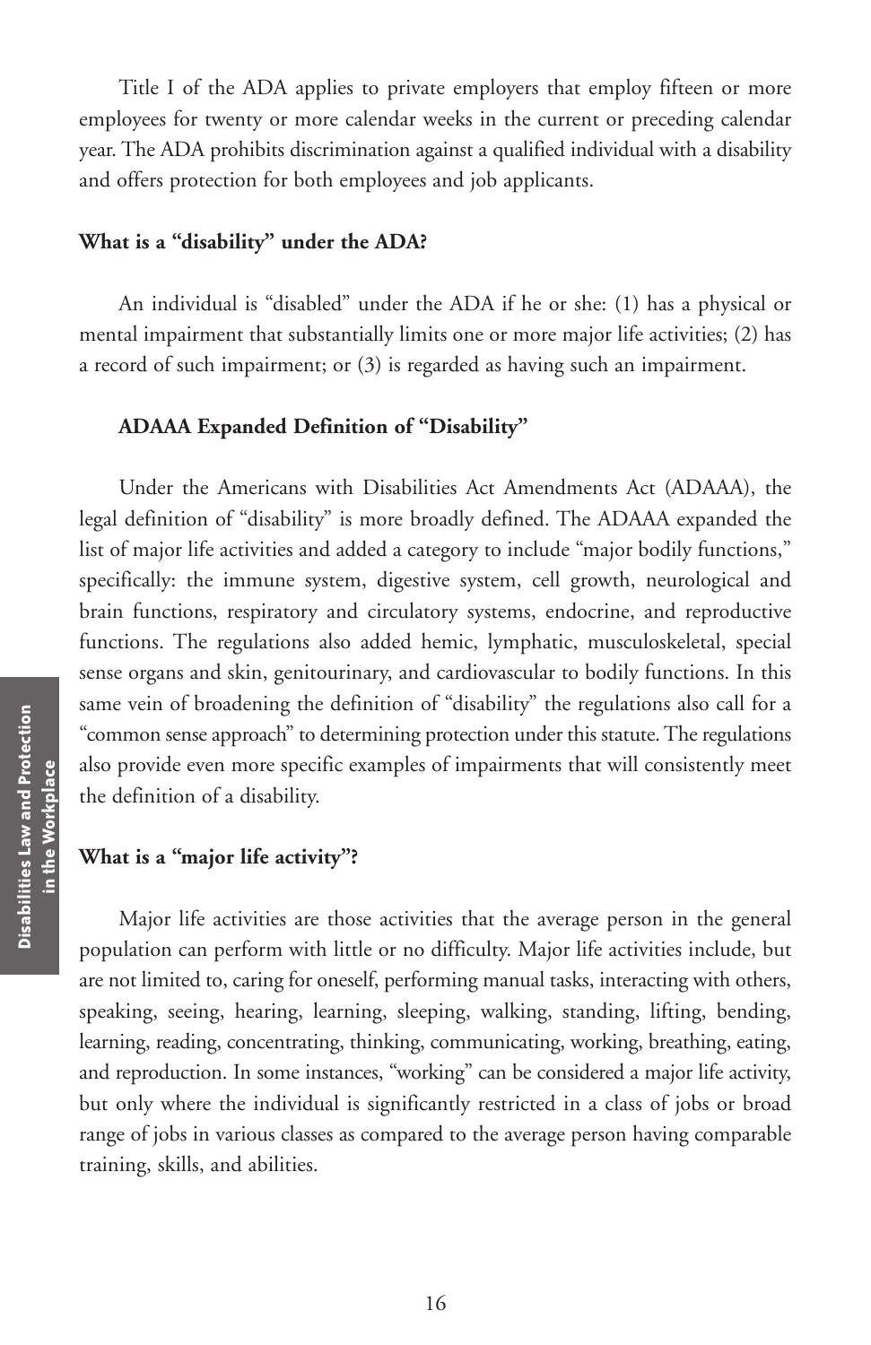Title I of the ADA applies to private employers that employ fifteen or more employees for twenty or more calendar weeks in the current or preceding calendar year. The ADA prohibits discrimination against a qualified individual with a disability and offers protection for both employees and job applicants.

## What is a "disability" under the ADA?

An individual is "disabled" under the ADA if he or she: (1) has a physical or mental impairment that substantially limits one or more major life activities; (2) has a record of such impairment; or (3) is regarded as having such an impairment.

### ADAAA Expanded Definition of "Disability"

Under the Americans with Disabilities Act Amendments Act (ADAAA), the legal definition of "disability" is more broadly defined. The ADAAA expanded the list of major life activities and added a category to include "major bodily functions," specifically: the immune system, digestive system, cell growth, neurological and brain functions, respiratory and circulatory systems, endocrine, and reproductive functions. The regulations also added hemic, lymphatic, musculoskeletal, special sense organs and skin, genitourinary, and cardiovascular to bodily functions. In this same vein of broadening the definition of "disability" the regulations also call for a "common sense approach" to determining protection under this statute. The regulations also provide even more specific examples of impairments that will consistently meet the definition of a disability.

## What is a "major life activity"?

Major life activities are those activities that the average person in the general population can perform with little or no difficulty. Major life activities include, but are not limited to, caring for oneself, performing manual tasks, interacting with others, speaking, seeing, hearing, learning, sleeping, walking, standing, lifting, bending, learning, reading, concentrating, thinking, communicating, working, breathing, eating, and reproduction. In some instances, "working" can be considered a major life activity, but only where the individual is significantly restricted in a class of jobs or broad range of jobs in various classes as compared to the average person having comparable training, skills, and abilities.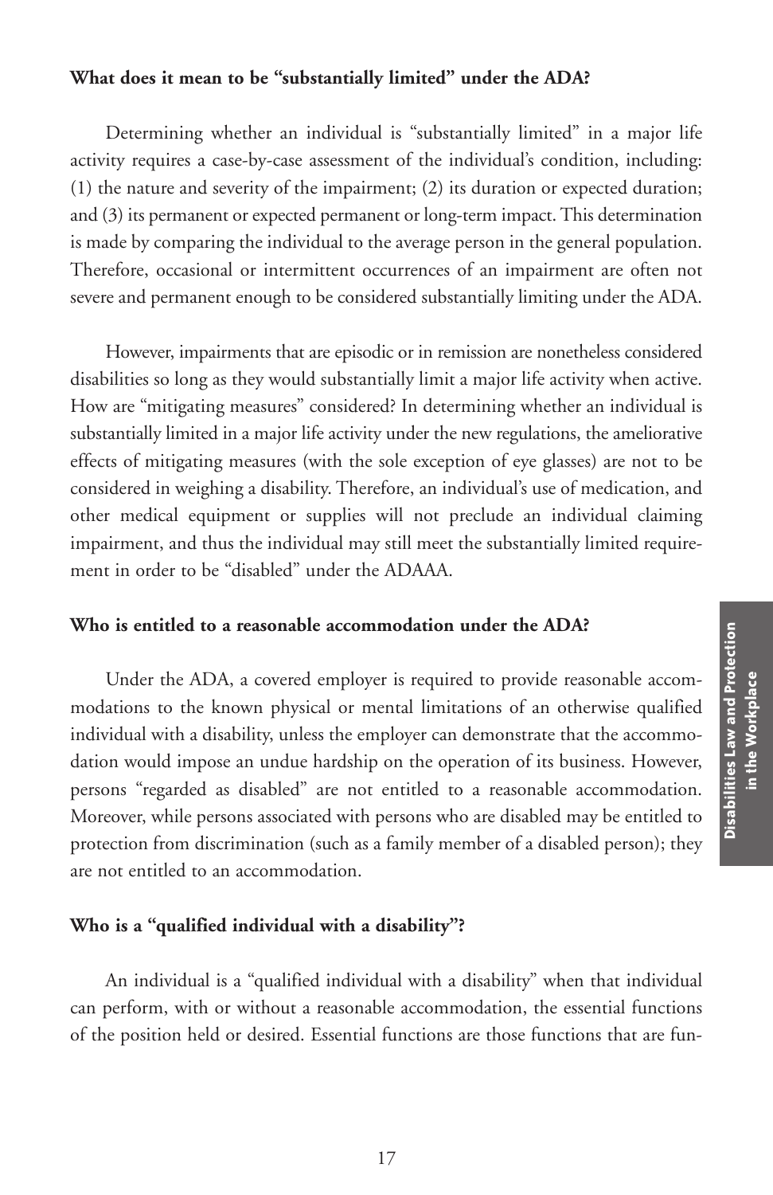**What does it mean to be "substantially limited" under the ADA?**

Determining whether an individual is "substantially limited" in a major life activity requires a case-by-case assessment of the individual's condition, including: (1) the nature and severity of the impairment; (2) its duration or expected duration; and (3) its permanent or expected permanent or long-term impact. This determination is made by comparing the individual to the average person in the general population. Therefore, occasional or intermittent occurrences of an impairment are often not severe and permanent enough to be considered substantially limiting under the ADA.

However, impairments that are episodic or in remission are nonetheless considered disabilities so long as they would substantially limit a major life activity when active. How are "mitigating measures" considered? In determining whether an individual is substantially limited in a major life activity under the new regulations, the ameliorative effects of mitigating measures (with the sole exception of eye glasses) are not to be considered in weighing a disability. Therefore, an individual's use of medication, and other medical equipment or supplies will not preclude an individual claiming impairment, and thus the individual may still meet the substantially limited requirement in order to be "disabled" under the ADAAA.

**Who is entitled to a reasonable accommodation under the ADA?**

Under the ADA, a covered employer is required to provide reasonable accommodations to the known physical or mental limitations of an otherwise qualified individual with a disability, unless the employer can demonstrate that the accommodation would impose an undue hardship on the operation of its business. However, persons "regarded as disabled" are not entitled to a reasonable accommodation. Moreover, while persons associated with persons who are disabled may be entitled to protection from discrimination (such as a family member of a disabled person); they are not entitled to an accommodation.

**Who is a "qualified individual with a disability"?**

An individual is a "qualified individual with a disability" when that individual can perform, with or without a reasonable accommodation, the essential functions of the position held or desired. Essential functions are those functions that are fun-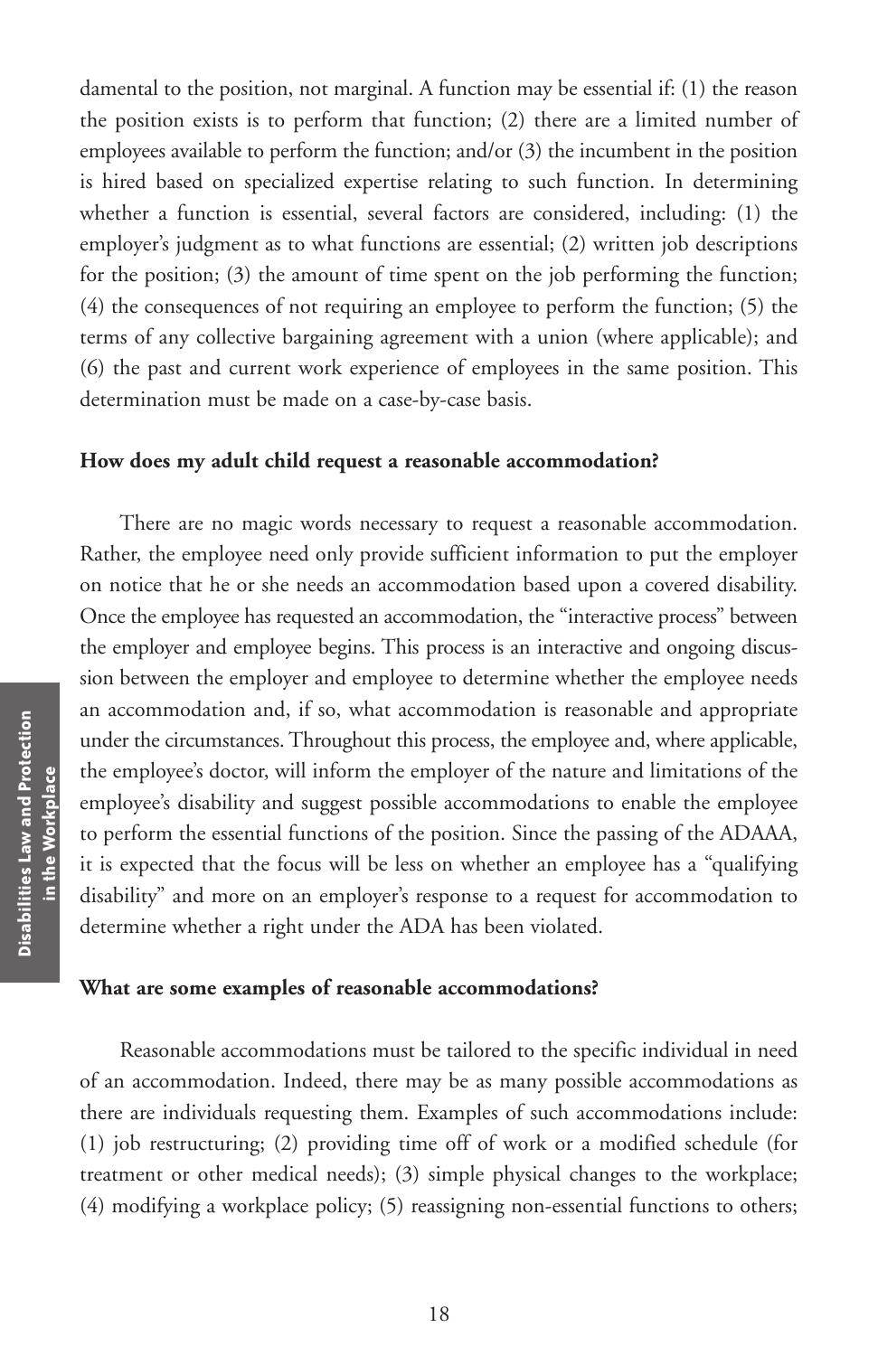damental to the position, not marginal. A function may be essential if: (1) the reason the position exists is to perform that function; (2) there are a limited number of employees available to perform the function; and/or (3) the incumbent in the position is hired based on specialized expertise relating to such function. In determining whether a function is essential, several factors are considered, including: (1) the employer's judgment as to what functions are essential; (2) written job descriptions for the position; (3) the amount of time spent on the job performing the function; (4) the consequences of not requiring an employee to perform the function; (5) the terms of any collective bargaining agreement with a union (where applicable); and (6) the past and current work experience of employees in the same position. This determination must be made on a case-by-case basis.

**How does my adult child request a reasonable accommodation?**

There are no magic words necessary to request a reasonable accommodation. Rather, the employee need only provide sufficient information to put the employer on notice that he or she needs an accommodation based upon a covered disability. Once the employee has requested an accommodation, the "interactive process" between the employer and employee begins. This process is an interactive and ongoing discussion between the employer and employee to determine whether the employee needs an accommodation and, if so, what accommodation is reasonable and appropriate under the circumstances. Throughout this process, the employee and, where applicable, the employee's doctor, will inform the employer of the nature and limitations of the employee's disability and suggest possible accommodations to enable the employee to perform the essential functions of the position. Since the passing of the ADAAA, it is expected that the focus will be less on whether an employee has a "qualifying disability" and more on an employer's response to a request for accommodation to determine whether a right under the ADA has been violated.

**What are some examples of reasonable accommodations?**

Reasonable accommodations must be tailored to the specific individual in need of an accommodation. Indeed, there may be as many possible accommodations as there are individuals requesting them. Examples of such accommodations include: (1) job restructuring; (2) providing time off of work or a modified schedule (for treatment or other medical needs); (3) simple physical changes to the workplace; (4) modifying a workplace policy; (5) reassigning non-essential functions to others;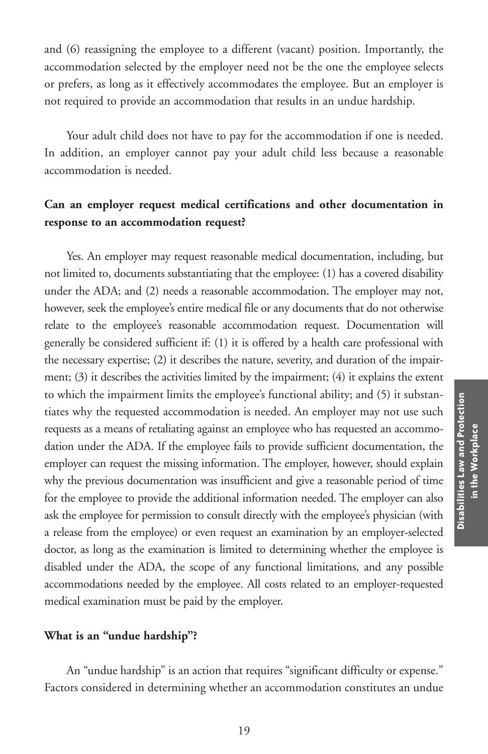and (6) reassigning the employee to a different (vacant) position. Importantly, the accommodation selected by the employer need not be the one the employee selects or prefers, as long as it effectively accommodates the employee. But an employer is not required to provide an accommodation that results in an undue hardship.

Your adult child does not have to pay for the accommodation if one is needed. In addition, an employer cannot pay your adult child less because a reasonable accommodation is needed.

**Can an employer request medical certifications and other documentation in response to an accommodation request?**

Yes. An employer may request reasonable medical documentation, including, but not limited to, documents substantiating that the employee: (1) has a covered disability under the ADA; and (2) needs a reasonable accommodation. The employer may not, however, seek the employee's entire medical file or any documents that do not otherwise relate to the employee's reasonable accommodation request. Documentation will generally be considered sufficient if: (1) it is offered by a health care professional with the necessary expertise; (2) it describes the nature, severity, and duration of the impairment; (3) it describes the activities limited by the impairment; (4) it explains the extent to which the impairment limits the employee's functional ability; and (5) it substantiates why the requested accommodation is needed. An employer may not use such requests as a means of retaliating against an employee who has requested an accommodation under the ADA. If the employee fails to provide sufficient documentation, the employer can request the missing information. The employer, however, should explain why the previous documentation was insufficient and give a reasonable period of time for the employee to provide the additional information needed. The employer can also ask the employee for permission to consult directly with the employee's physician (with a release from the employee) or even request an examination by an employer-selected doctor, as long as the examination is limited to determining whether the employee is disabled under the ADA, the scope of any functional limitations, and any possible accommodations needed by the employee. All costs related to an employer-requested medical examination must be paid by the employer.

**What is an "undue hardship"?**

An "undue hardship" is an action that requires "significant difficulty or expense." Factors considered in determining whether an accommodation constitutes an undue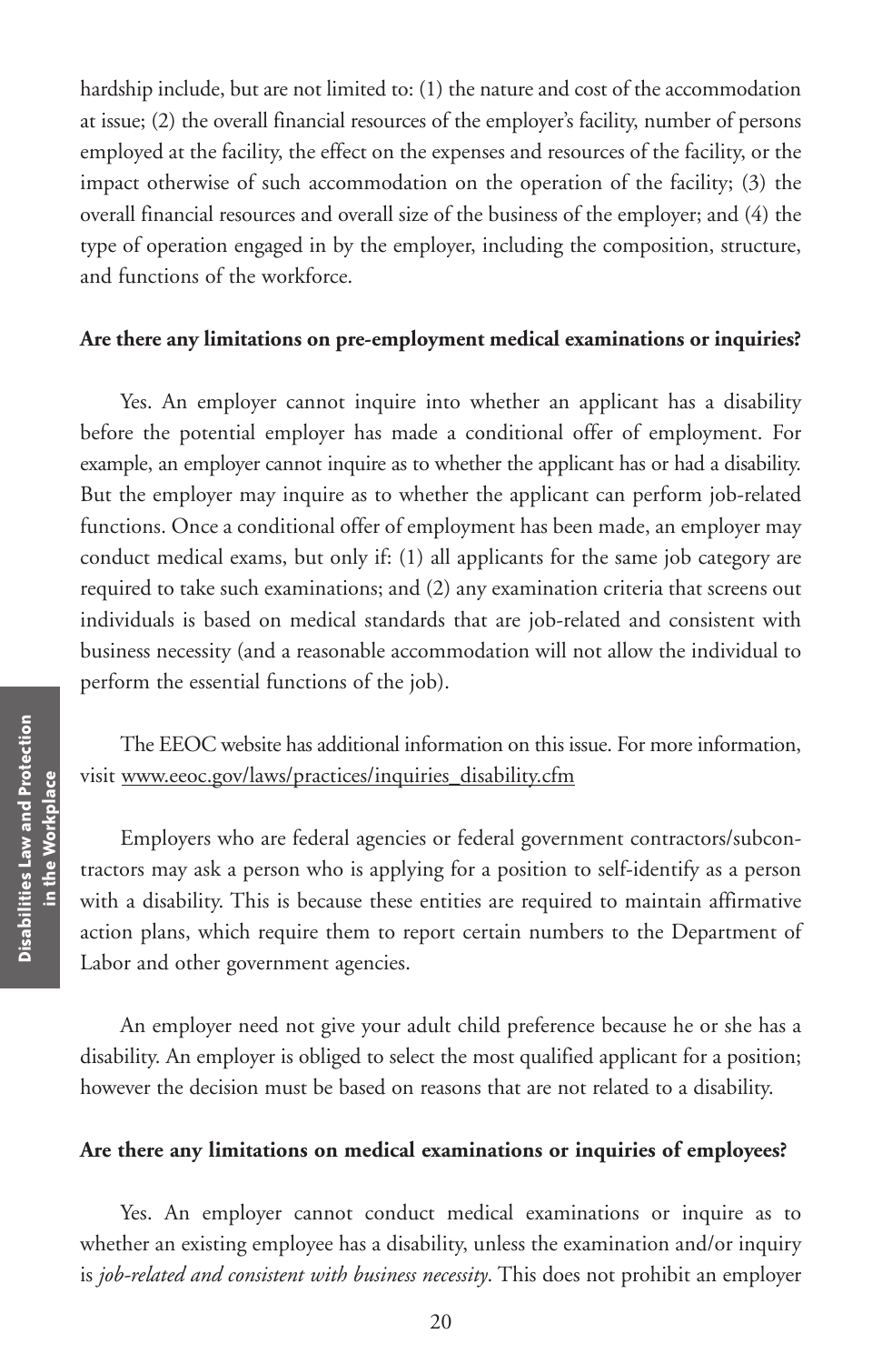hardship include, but are not limited to: (1) the nature and cost of the accommodation at issue; (2) the overall financial resources of the employer's facility, number of persons employed at the facility, the effect on the expenses and resources of the facility, or the impact otherwise of such accommodation on the operation of the facility; (3) the overall financial resources and overall size of the business of the employer; and (4) the type of operation engaged in by the employer, including the composition, structure, and functions of the workforce.

**Are there any limitations on pre-employment medical examinations or inquiries?**

Yes. An employer cannot inquire into whether an applicant has a disability before the potential employer has made a conditional offer of employment. For example, an employer cannot inquire as to whether the applicant has or had a disability. But the employer may inquire as to whether the applicant can perform job-related functions. Once a conditional offer of employment has been made, an employer may conduct medical exams, but only if: (1) all applicants for the same job category are required to take such examinations; and (2) any examination criteria that screens out individuals is based on medical standards that are job-related and consistent with business necessity (and a reasonable accommodation will not allow the individual to perform the essential functions of the job).

The EEOC website has additional information on this issue. For more information, visit www.eeoc.gov/laws/practices/inquiries_disability.cfm

Employers who are federal agencies or federal government contractors/subcontractors may ask a person who is applying for a position to self-identify as a person with a disability. This is because these entities are required to maintain affirmative action plans, which require them to report certain numbers to the Department of Labor and other government agencies.

An employer need not give your adult child preference because he or she has a disability. An employer is obliged to select the most qualified applicant for a position; however the decision must be based on reasons that are not related to a disability.

**Are there any limitations on medical examinations or inquiries of employees?**

Yes. An employer cannot conduct medical examinations or inquire as to whether an existing employee has a disability, unless the examination and/or inquiry is *job-related and consistent with business necessity*. This does not prohibit an employer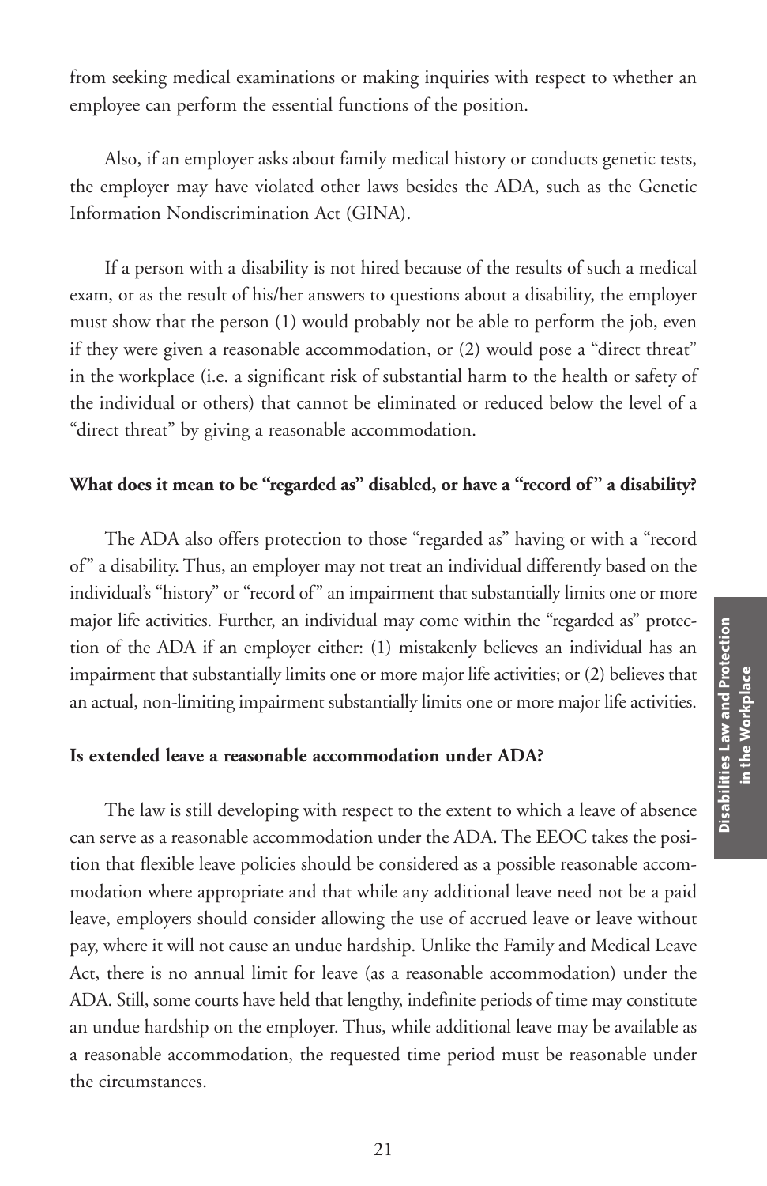from seeking medical examinations or making inquiries with respect to whether an employee can perform the essential functions of the position.

Also, if an employer asks about family medical history or conducts genetic tests, the employer may have violated other laws besides the ADA, such as the Genetic Information Nondiscrimination Act (GINA).

If a person with a disability is not hired because of the results of such a medical exam, or as the result of his/her answers to questions about a disability, the employer must show that the person (1) would probably not be able to perform the job, even if they were given a reasonable accommodation, or (2) would pose a "direct threat" in the workplace (i.e. a significant risk of substantial harm to the health or safety of the individual or others) that cannot be eliminated or reduced below the level of a "direct threat" by giving a reasonable accommodation.

**What does it mean to be "regarded as" disabled, or have a "record of" a disability?**

The ADA also offers protection to those "regarded as" having or with a "record of" a disability. Thus, an employer may not treat an individual differently based on the individual's "history" or "record of" an impairment that substantially limits one or more major life activities. Further, an individual may come within the "regarded as" protection of the ADA if an employer either: (1) mistakenly believes an individual has an impairment that substantially limits one or more major life activities; or (2) believes that an actual, non-limiting impairment substantially limits one or more major life activities.

**Is extended leave a reasonable accommodation under ADA?**

The law is still developing with respect to the extent to which a leave of absence can serve as a reasonable accommodation under the ADA. The EEOC takes the position that flexible leave policies should be considered as a possible reasonable accommodation where appropriate and that while any additional leave need not be a paid leave, employers should consider allowing the use of accrued leave or leave without pay, where it will not cause an undue hardship. Unlike the Family and Medical Leave Act, there is no annual limit for leave (as a reasonable accommodation) under the ADA. Still, some courts have held that lengthy, indefinite periods of time may constitute an undue hardship on the employer. Thus, while additional leave may be available as a reasonable accommodation, the requested time period must be reasonable under the circumstances.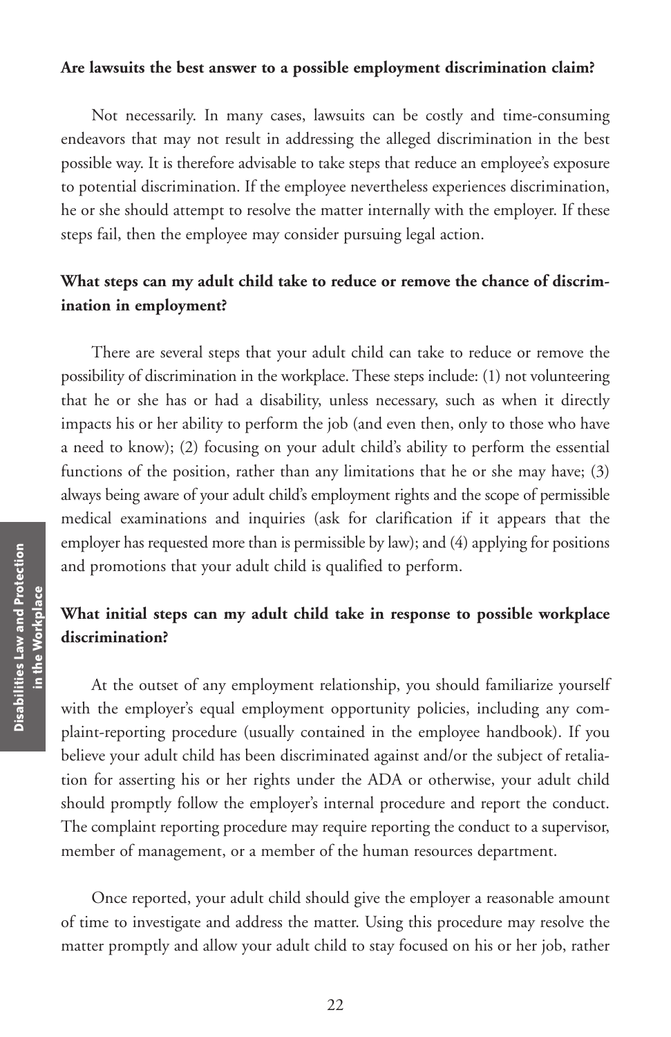**Are lawsuits the best answer to a possible employment discrimination claim?**

Not necessarily. In many cases, lawsuits can be costly and time-consuming endeavors that may not result in addressing the alleged discrimination in the best possible way. It is therefore advisable to take steps that reduce an employee's exposure to potential discrimination. If the employee nevertheless experiences discrimination, he or she should attempt to resolve the matter internally with the employer. If these steps fail, then the employee may consider pursuing legal action.

**What steps can my adult child take to reduce or remove the chance of discrimination in employment?**

There are several steps that your adult child can take to reduce or remove the possibility of discrimination in the workplace. These steps include: (1) not volunteering that he or she has or had a disability, unless necessary, such as when it directly impacts his or her ability to perform the job (and even then, only to those who have a need to know); (2) focusing on your adult child's ability to perform the essential functions of the position, rather than any limitations that he or she may have; (3) always being aware of your adult child's employment rights and the scope of permissible medical examinations and inquiries (ask for clarification if it appears that the employer has requested more than is permissible by law); and (4) applying for positions and promotions that your adult child is qualified to perform.

**What initial steps can my adult child take in response to possible workplace discrimination?**

At the outset of any employment relationship, you should familiarize yourself with the employer's equal employment opportunity policies, including any complaint-reporting procedure (usually contained in the employee handbook). If you believe your adult child has been discriminated against and/or the subject of retaliation for asserting his or her rights under the ADA or otherwise, your adult child should promptly follow the employer's internal procedure and report the conduct. The complaint reporting procedure may require reporting the conduct to a supervisor, member of management, or a member of the human resources department.

Once reported, your adult child should give the employer a reasonable amount of time to investigate and address the matter. Using this procedure may resolve the matter promptly and allow your adult child to stay focused on his or her job, rather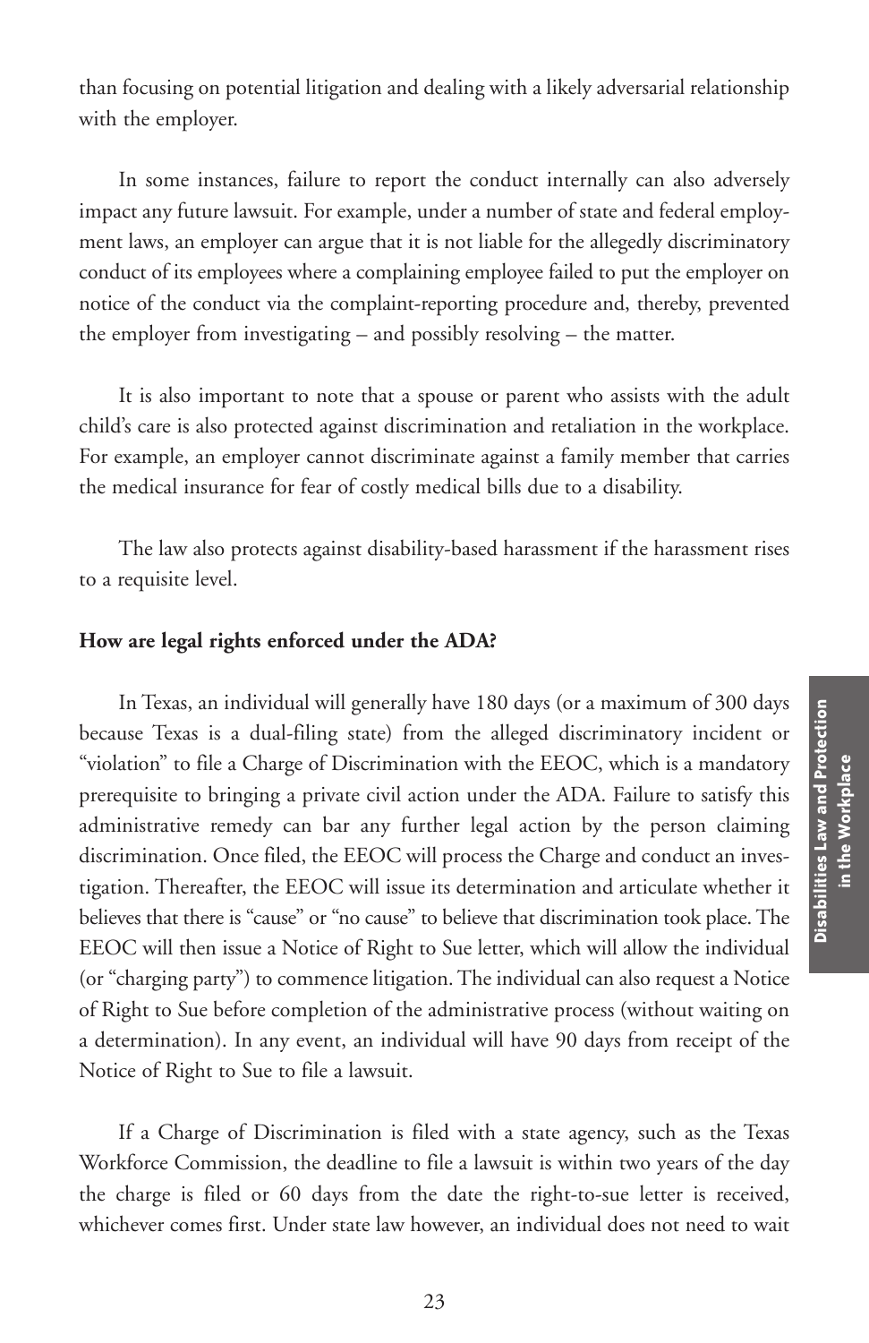than focusing on potential litigation and dealing with a likely adversarial relationship with the employer.

In some instances, failure to report the conduct internally can also adversely impact any future lawsuit. For example, under a number of state and federal employment laws, an employer can argue that it is not liable for the allegedly discriminatory conduct of its employees where a complaining employee failed to put the employer on notice of the conduct via the complaint-reporting procedure and, thereby, prevented the employer from investigating – and possibly resolving – the matter.

It is also important to note that a spouse or parent who assists with the adult child's care is also protected against discrimination and retaliation in the workplace. For example, an employer cannot discriminate against a family member that carries the medical insurance for fear of costly medical bills due to a disability.

The law also protects against disability-based harassment if the harassment rises to a requisite level.

**How are legal rights enforced under the ADA?**

In Texas, an individual will generally have 180 days (or a maximum of 300 days because Texas is a dual-filing state) from the alleged discriminatory incident or "violation" to file a Charge of Discrimination with the EEOC, which is a mandatory prerequisite to bringing a private civil action under the ADA. Failure to satisfy this administrative remedy can bar any further legal action by the person claiming discrimination. Once filed, the EEOC will process the Charge and conduct an investigation. Thereafter, the EEOC will issue its determination and articulate whether it believes that there is "cause" or "no cause" to believe that discrimination took place. The EEOC will then issue a Notice of Right to Sue letter, which will allow the individual (or "charging party") to commence litigation. The individual can also request a Notice of Right to Sue before completion of the administrative process (without waiting on a determination). In any event, an individual will have 90 days from receipt of the Notice of Right to Sue to file a lawsuit.

If a Charge of Discrimination is filed with a state agency, such as the Texas Workforce Commission, the deadline to file a lawsuit is within two years of the day the charge is filed or 60 days from the date the right-to-sue letter is received, whichever comes first. Under state law however, an individual does not need to wait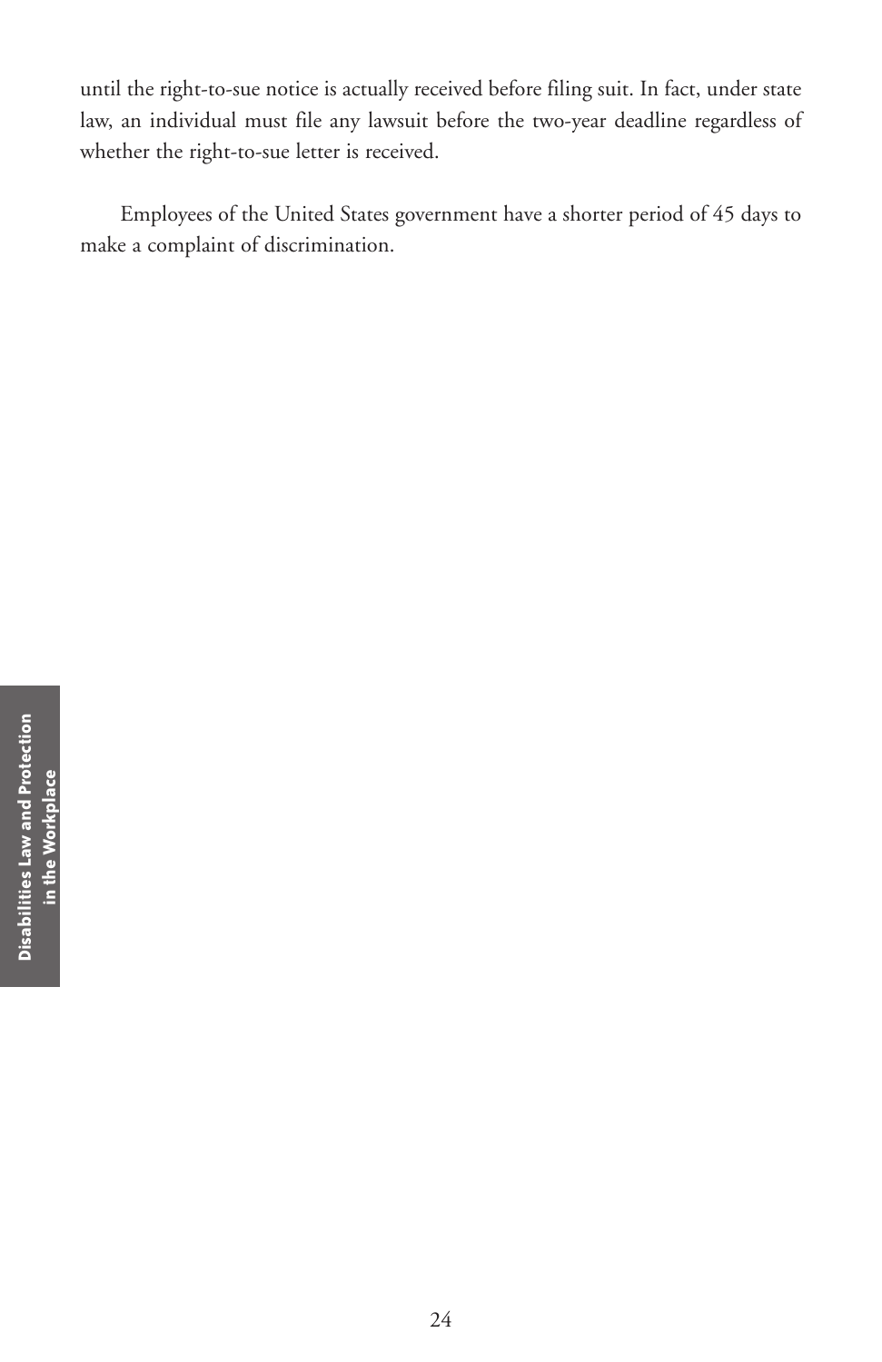until the right-to-sue notice is actually received before filing suit. In fact, under state law, an individual must file any lawsuit before the two-year deadline regardless of whether the right-to-sue letter is received.

Employees of the United States government have a shorter period of 45 days to make a complaint of discrimination.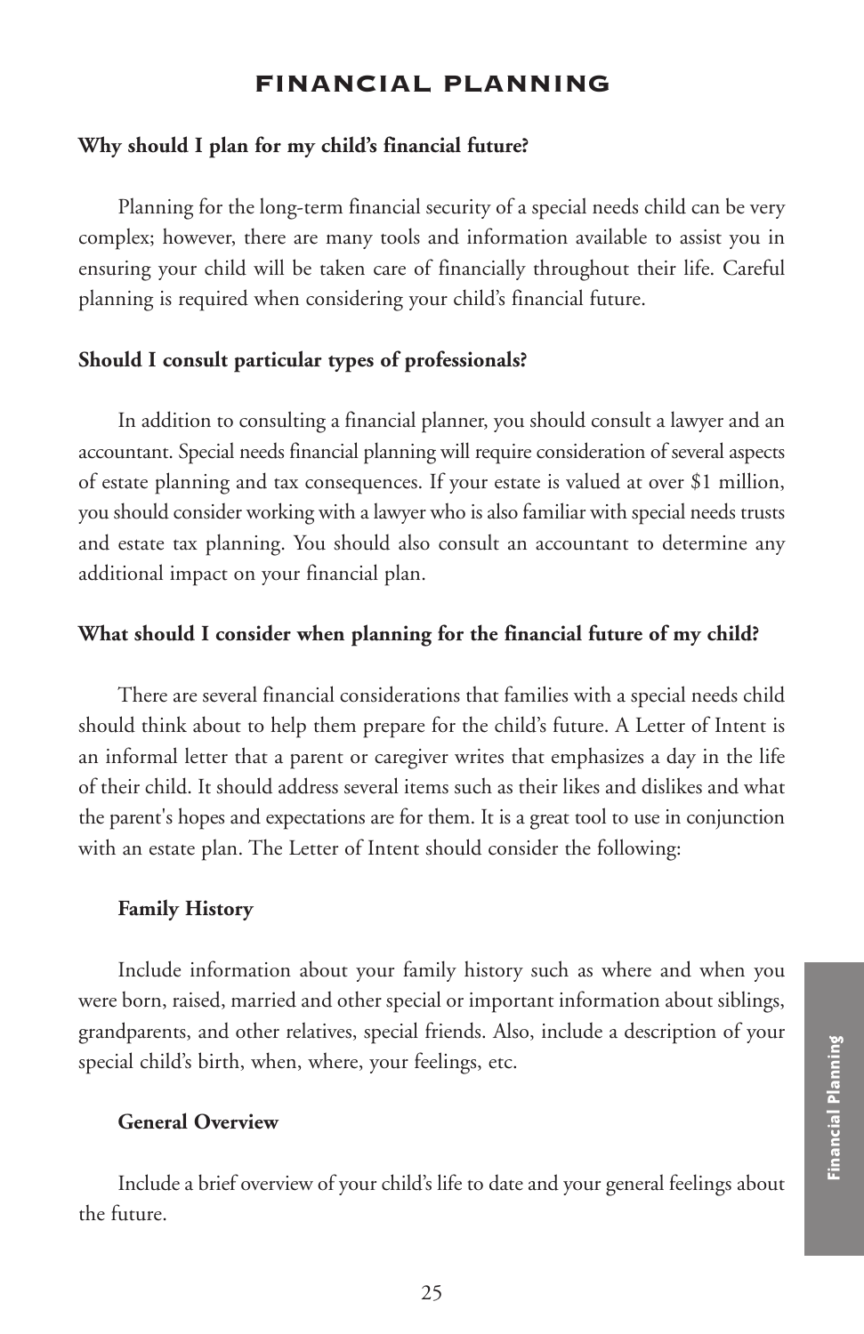# FINANCIAL PLANNING

**Why should I plan for my child's financial future?**

Planning for the long-term financial security of a special needs child can be very complex; however, there are many tools and information available to assist you in ensuring your child will be taken care of financially throughout their life. Careful planning is required when considering your child's financial future.

**Should I consult particular types of professionals?**

In addition to consulting a financial planner, you should consult a lawyer and an accountant. Special needs financial planning will require consideration of several aspects of estate planning and tax consequences. If your estate is valued at over $1 million, you should consider working with a lawyer who is also familiar with special needs trusts and estate tax planning. You should also consult an accountant to determine any additional impact on your financial plan.

**What should I consider when planning for the financial future of my child?**

There are several financial considerations that families with a special needs child should think about to help them prepare for the child's future. A Letter of Intent is an informal letter that a parent or caregiver writes that emphasizes a day in the life of their child. It should address several items such as their likes and dislikes and what the parent's hopes and expectations are for them. It is a great tool to use in conjunction with an estate plan. The Letter of Intent should consider the following:

**Family History**

Include information about your family history such as where and when you were born, raised, married and other special or important information about siblings, grandparents, and other relatives, special friends. Also, include a description of your special child's birth, when, where, your feelings, etc.

**General Overview**

Include a brief overview of your child's life to date and your general feelings about the future.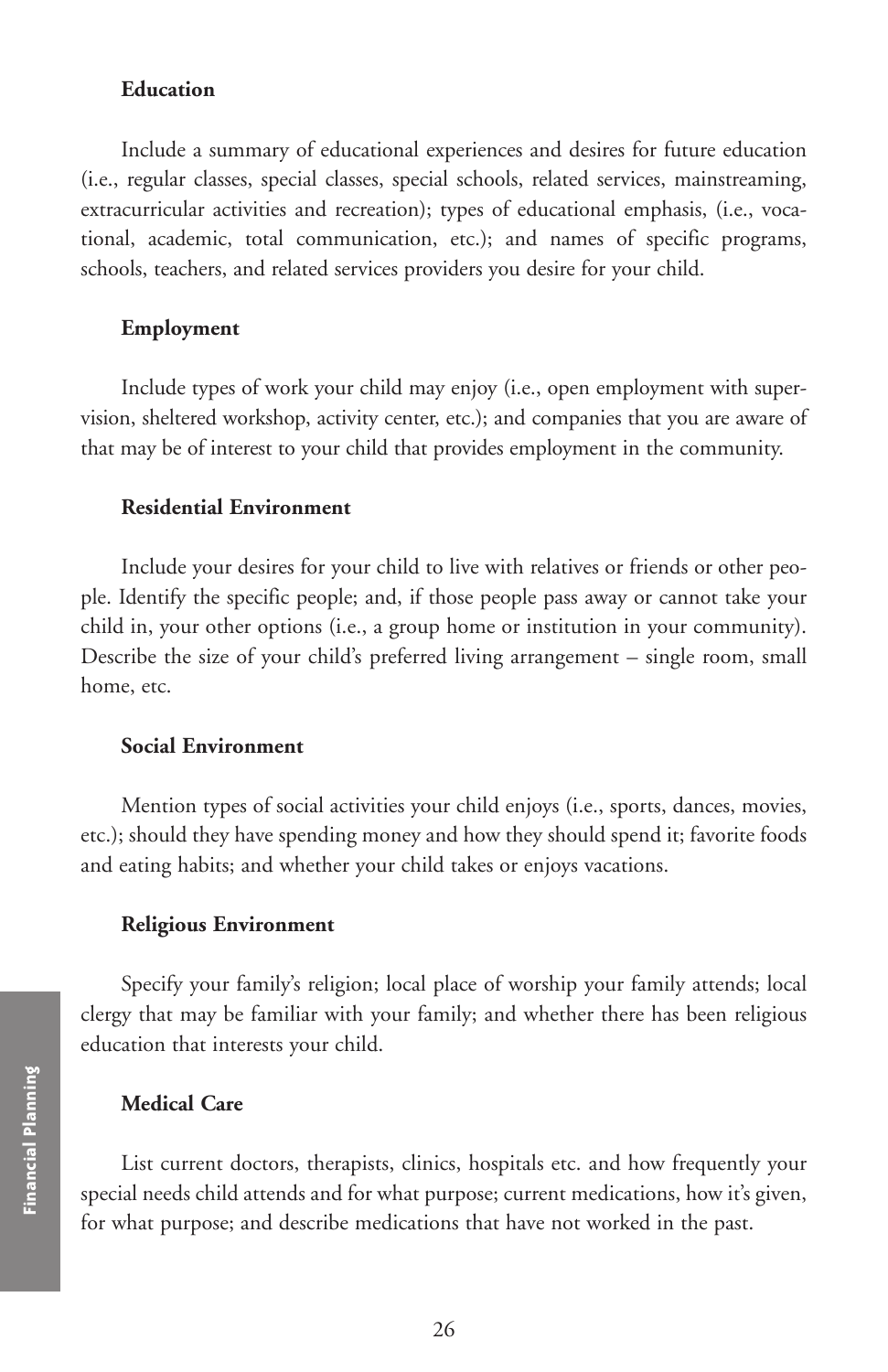### Education

Include a summary of educational experiences and desires for future education (i.e., regular classes, special classes, special schools, related services, mainstreaming, extracurricular activities and recreation); types of educational emphasis, (i.e., vocational, academic, total communication, etc.); and names of specific programs, schools, teachers, and related services providers you desire for your child.

### Employment

Include types of work your child may enjoy (i.e., open employment with supervision, sheltered workshop, activity center, etc.); and companies that you are aware of that may be of interest to your child that provides employment in the community.

### Residential Environment

Include your desires for your child to live with relatives or friends or other people. Identify the specific people; and, if those people pass away or cannot take your child in, your other options (i.e., a group home or institution in your community). Describe the size of your child's preferred living arrangement – single room, small home, etc.

### Social Environment

Mention types of social activities your child enjoys (i.e., sports, dances, movies, etc.); should they have spending money and how they should spend it; favorite foods and eating habits; and whether your child takes or enjoys vacations.

### Religious Environment

Specify your family's religion; local place of worship your family attends; local clergy that may be familiar with your family; and whether there has been religious education that interests your child.

### Medical Care

List current doctors, therapists, clinics, hospitals etc. and how frequently your special needs child attends and for what purpose; current medications, how it's given, for what purpose; and describe medications that have not worked in the past.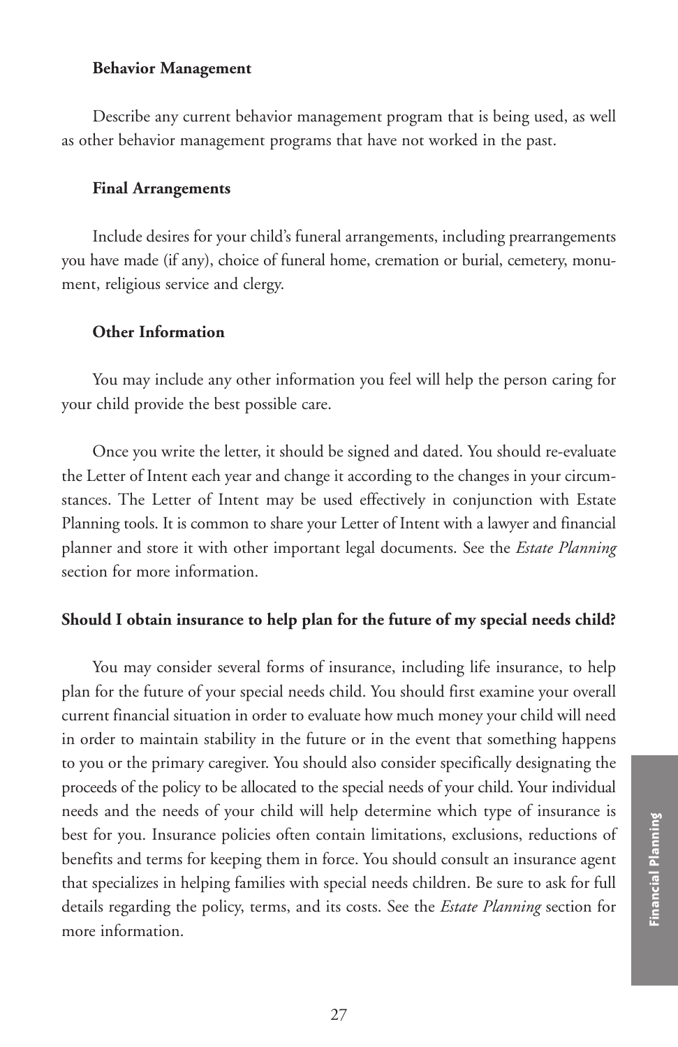**Behavior Management**

Describe any current behavior management program that is being used, as well as other behavior management programs that have not worked in the past.

**Final Arrangements**

Include desires for your child's funeral arrangements, including prearrangements you have made (if any), choice of funeral home, cremation or burial, cemetery, monument, religious service and clergy.

**Other Information**

You may include any other information you feel will help the person caring for your child provide the best possible care.

Once you write the letter, it should be signed and dated. You should re-evaluate the Letter of Intent each year and change it according to the changes in your circumstances. The Letter of Intent may be used effectively in conjunction with Estate Planning tools. It is common to share your Letter of Intent with a lawyer and financial planner and store it with other important legal documents. See the *Estate Planning* section for more information.

### Should I obtain insurance to help plan for the future of my special needs child?

You may consider several forms of insurance, including life insurance, to help plan for the future of your special needs child. You should first examine your overall current financial situation in order to evaluate how much money your child will need in order to maintain stability in the future or in the event that something happens to you or the primary caregiver. You should also consider specifically designating the proceeds of the policy to be allocated to the special needs of your child. Your individual needs and the needs of your child will help determine which type of insurance is best for you. Insurance policies often contain limitations, exclusions, reductions of benefits and terms for keeping them in force. You should consult an insurance agent that specializes in helping families with special needs children. Be sure to ask for full details regarding the policy, terms, and its costs. See the *Estate Planning* section for more information.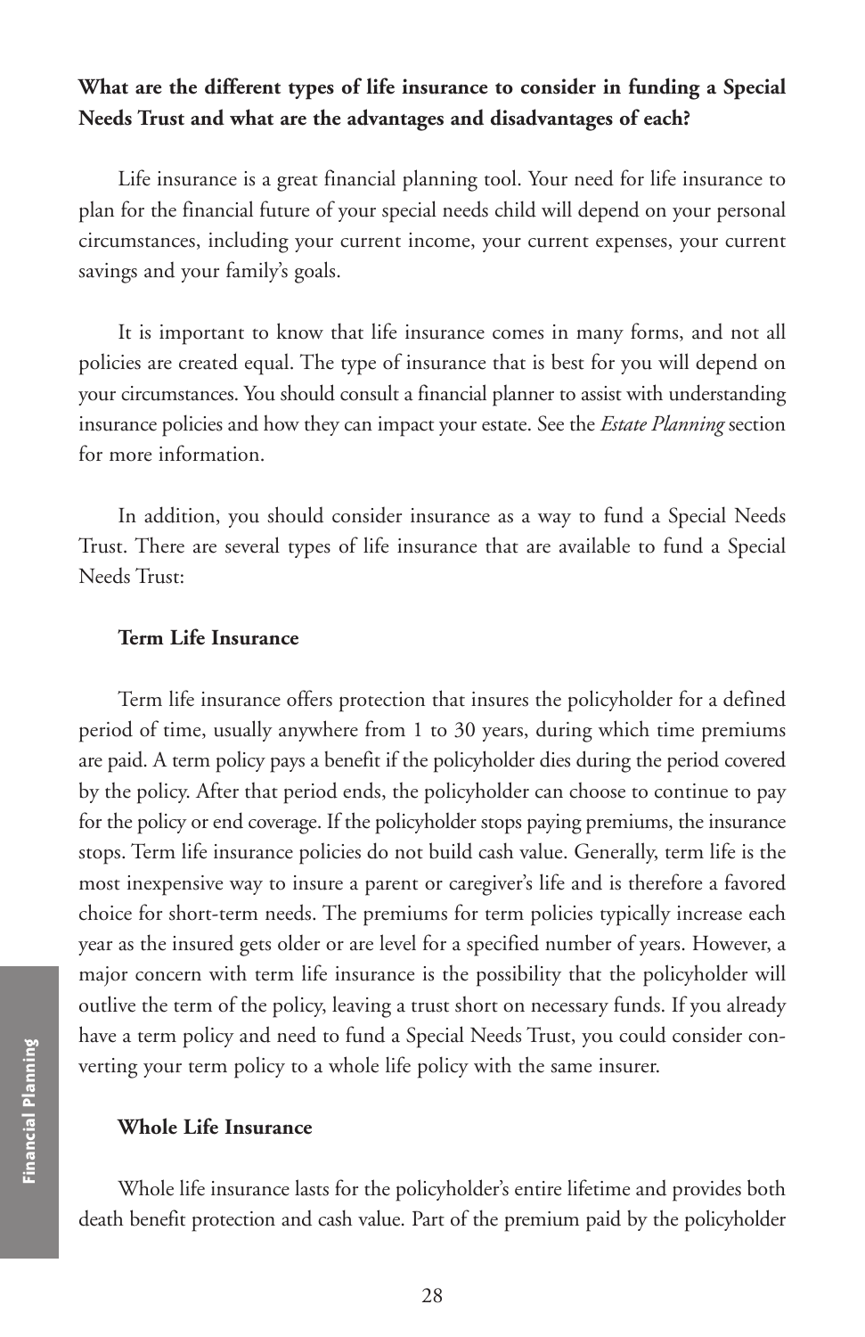**What are the different types of life insurance to consider in funding a Special Needs Trust and what are the advantages and disadvantages of each?**

Life insurance is a great financial planning tool. Your need for life insurance to plan for the financial future of your special needs child will depend on your personal circumstances, including your current income, your current expenses, your current savings and your family's goals.

It is important to know that life insurance comes in many forms, and not all policies are created equal. The type of insurance that is best for you will depend on your circumstances. You should consult a financial planner to assist with understanding insurance policies and how they can impact your estate. See the *Estate Planning* section for more information.

In addition, you should consider insurance as a way to fund a Special Needs Trust. There are several types of life insurance that are available to fund a Special Needs Trust:

**Term Life Insurance**

Term life insurance offers protection that insures the policyholder for a defined period of time, usually anywhere from 1 to 30 years, during which time premiums are paid. A term policy pays a benefit if the policyholder dies during the period covered by the policy. After that period ends, the policyholder can choose to continue to pay for the policy or end coverage. If the policyholder stops paying premiums, the insurance stops. Term life insurance policies do not build cash value. Generally, term life is the most inexpensive way to insure a parent or caregiver's life and is therefore a favored choice for short-term needs. The premiums for term policies typically increase each year as the insured gets older or are level for a specified number of years. However, a major concern with term life insurance is the possibility that the policyholder will outlive the term of the policy, leaving a trust short on necessary funds. If you already have a term policy and need to fund a Special Needs Trust, you could consider converting your term policy to a whole life policy with the same insurer.

**Whole Life Insurance**

Whole life insurance lasts for the policyholder's entire lifetime and provides both death benefit protection and cash value. Part of the premium paid by the policyholder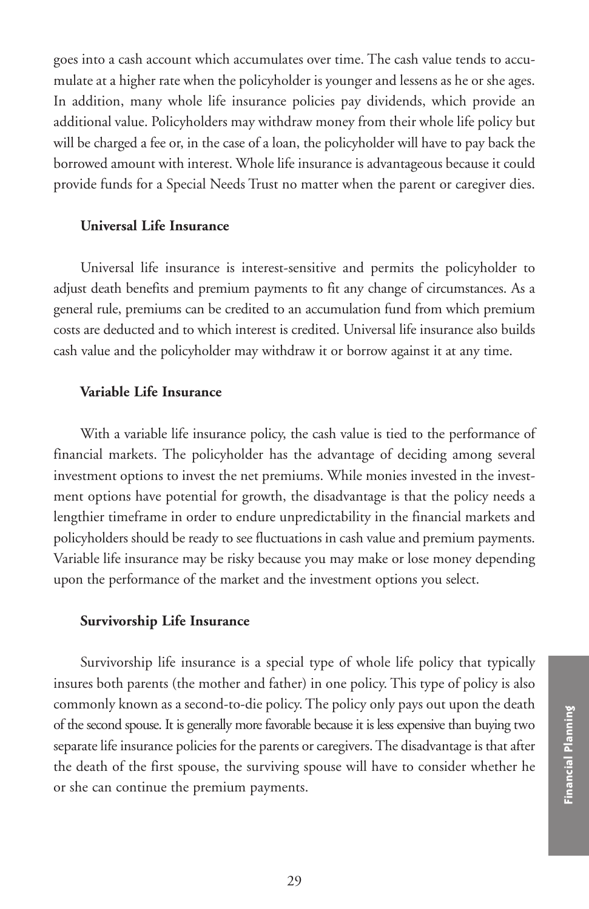goes into a cash account which accumulates over time. The cash value tends to accumulate at a higher rate when the policyholder is younger and lessens as he or she ages. In addition, many whole life insurance policies pay dividends, which provide an additional value. Policyholders may withdraw money from their whole life policy but will be charged a fee or, in the case of a loan, the policyholder will have to pay back the borrowed amount with interest. Whole life insurance is advantageous because it could provide funds for a Special Needs Trust no matter when the parent or caregiver dies.

### Universal Life Insurance

Universal life insurance is interest-sensitive and permits the policyholder to adjust death benefits and premium payments to fit any change of circumstances. As a general rule, premiums can be credited to an accumulation fund from which premium costs are deducted and to which interest is credited. Universal life insurance also builds cash value and the policyholder may withdraw it or borrow against it at any time.

### Variable Life Insurance

With a variable life insurance policy, the cash value is tied to the performance of financial markets. The policyholder has the advantage of deciding among several investment options to invest the net premiums. While monies invested in the investment options have potential for growth, the disadvantage is that the policy needs a lengthier timeframe in order to endure unpredictability in the financial markets and policyholders should be ready to see fluctuations in cash value and premium payments. Variable life insurance may be risky because you may make or lose money depending upon the performance of the market and the investment options you select.

### Survivorship Life Insurance

Survivorship life insurance is a special type of whole life policy that typically insures both parents (the mother and father) in one policy. This type of policy is also commonly known as a second-to-die policy. The policy only pays out upon the death of the second spouse. It is generally more favorable because it is less expensive than buying two separate life insurance policies for the parents or caregivers. The disadvantage is that after the death of the first spouse, the surviving spouse will have to consider whether he or she can continue the premium payments.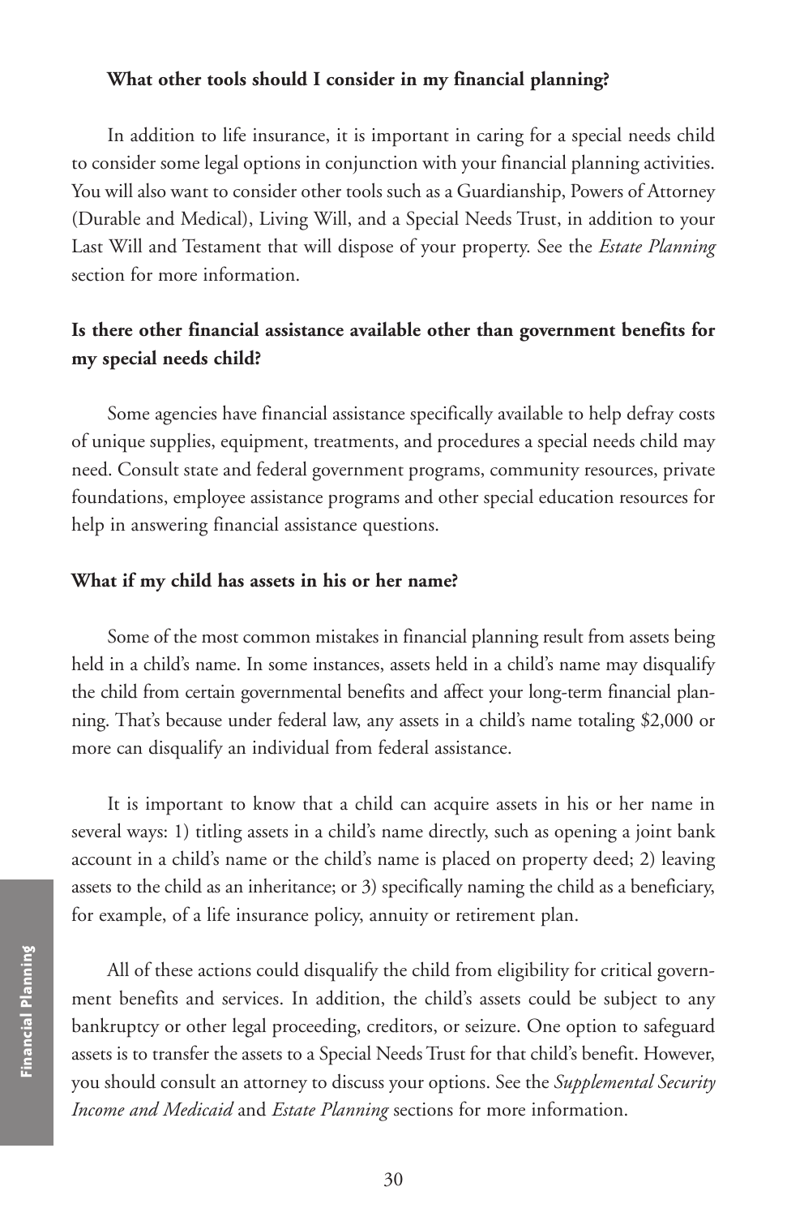**What other tools should I consider in my financial planning?**

In addition to life insurance, it is important in caring for a special needs child to consider some legal options in conjunction with your financial planning activities. You will also want to consider other tools such as a Guardianship, Powers of Attorney (Durable and Medical), Living Will, and a Special Needs Trust, in addition to your Last Will and Testament that will dispose of your property. See the *Estate Planning* section for more information.

**Is there other financial assistance available other than government benefits for my special needs child?**

Some agencies have financial assistance specifically available to help defray costs of unique supplies, equipment, treatments, and procedures a special needs child may need. Consult state and federal government programs, community resources, private foundations, employee assistance programs and other special education resources for help in answering financial assistance questions.

**What if my child has assets in his or her name?**

Some of the most common mistakes in financial planning result from assets being held in a child's name. In some instances, assets held in a child's name may disqualify the child from certain governmental benefits and affect your long-term financial planning. That's because under federal law, any assets in a child's name totaling $2,000 or more can disqualify an individual from federal assistance.

It is important to know that a child can acquire assets in his or her name in several ways: 1) titling assets in a child's name directly, such as opening a joint bank account in a child's name or the child's name is placed on property deed; 2) leaving assets to the child as an inheritance; or 3) specifically naming the child as a beneficiary, for example, of a life insurance policy, annuity or retirement plan.

All of these actions could disqualify the child from eligibility for critical government benefits and services. In addition, the child's assets could be subject to any bankruptcy or other legal proceeding, creditors, or seizure. One option to safeguard assets is to transfer the assets to a Special Needs Trust for that child's benefit. However, you should consult an attorney to discuss your options. See the *Supplemental Security Income and Medicaid* and *Estate Planning* sections for more information.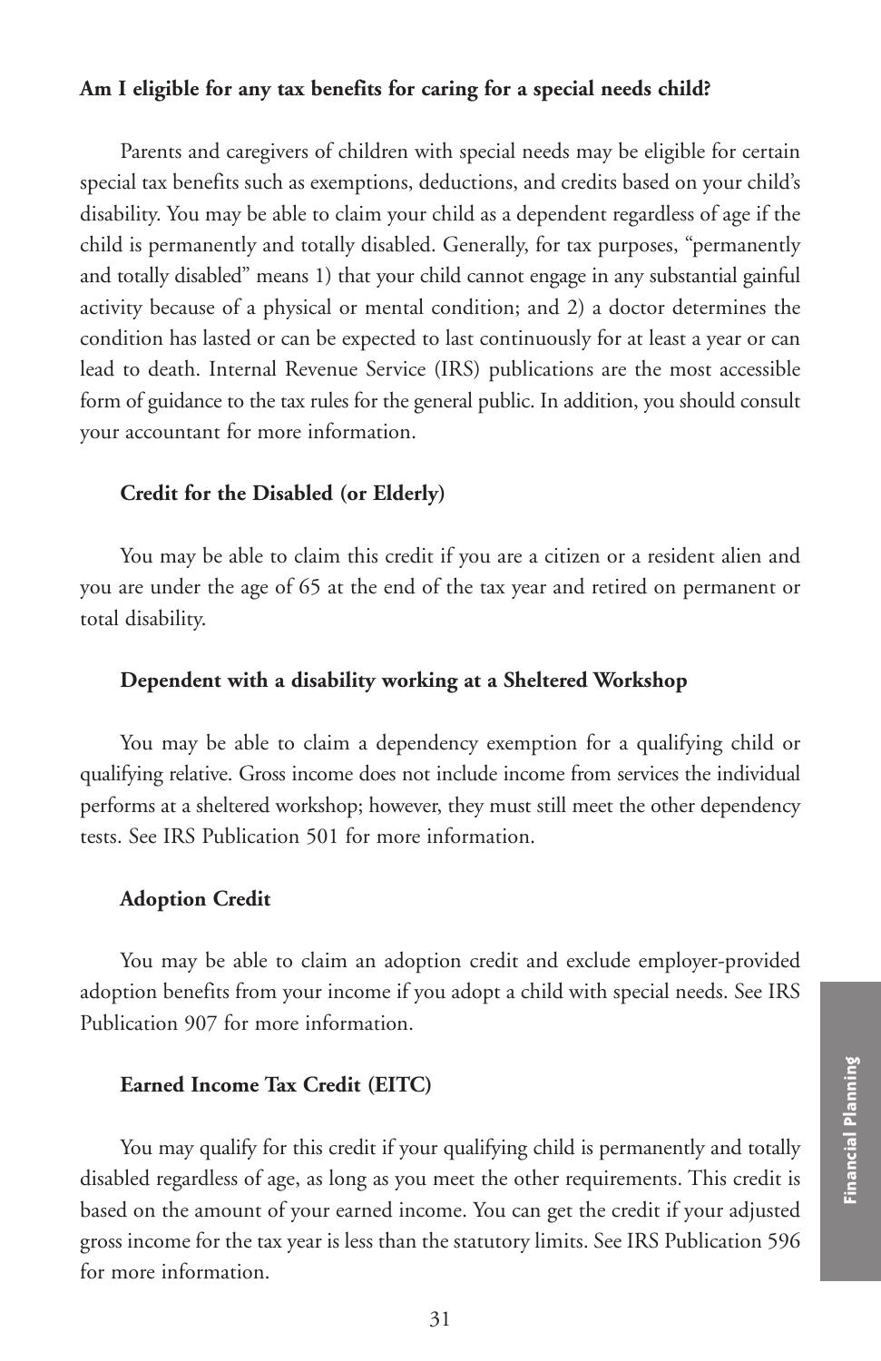**Am I eligible for any tax benefits for caring for a special needs child?**

Parents and caregivers of children with special needs may be eligible for certain special tax benefits such as exemptions, deductions, and credits based on your child's disability. You may be able to claim your child as a dependent regardless of age if the child is permanently and totally disabled. Generally, for tax purposes, "permanently and totally disabled" means 1) that your child cannot engage in any substantial gainful activity because of a physical or mental condition; and 2) a doctor determines the condition has lasted or can be expected to last continuously for at least a year or can lead to death. Internal Revenue Service (IRS) publications are the most accessible form of guidance to the tax rules for the general public. In addition, you should consult your accountant for more information.

**Credit for the Disabled (or Elderly)**

You may be able to claim this credit if you are a citizen or a resident alien and you are under the age of 65 at the end of the tax year and retired on permanent or total disability.

**Dependent with a disability working at a Sheltered Workshop**

You may be able to claim a dependency exemption for a qualifying child or qualifying relative. Gross income does not include income from services the individual performs at a sheltered workshop; however, they must still meet the other dependency tests. See IRS Publication 501 for more information.

**Adoption Credit**

You may be able to claim an adoption credit and exclude employer-provided adoption benefits from your income if you adopt a child with special needs. See IRS Publication 907 for more information.

**Earned Income Tax Credit (EITC)**

You may qualify for this credit if your qualifying child is permanently and totally disabled regardless of age, as long as you meet the other requirements. This credit is based on the amount of your earned income. You can get the credit if your adjusted gross income for the tax year is less than the statutory limits. See IRS Publication 596 for more information.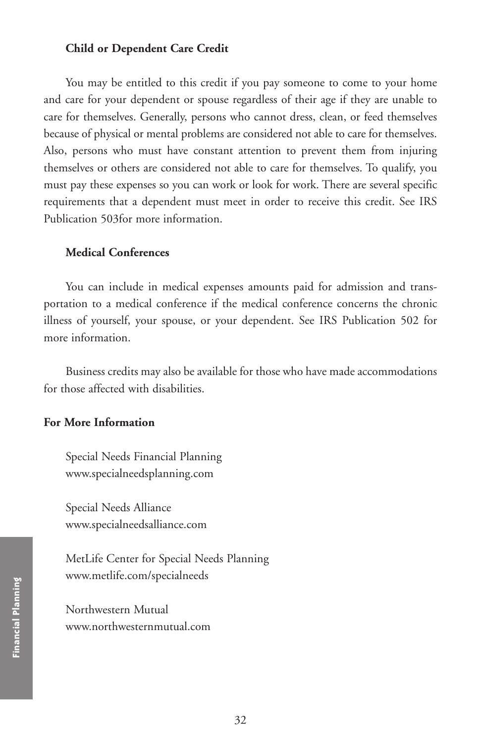### Child or Dependent Care Credit

You may be entitled to this credit if you pay someone to come to your home and care for your dependent or spouse regardless of their age if they are unable to care for themselves. Generally, persons who cannot dress, clean, or feed themselves because of physical or mental problems are considered not able to care for themselves. Also, persons who must have constant attention to prevent them from injuring themselves or others are considered not able to care for themselves. To qualify, you must pay these expenses so you can work or look for work. There are several specific requirements that a dependent must meet in order to receive this credit. See IRS Publication 503for more information.

### Medical Conferences

You can include in medical expenses amounts paid for admission and transportation to a medical conference if the medical conference concerns the chronic illness of yourself, your spouse, or your dependent. See IRS Publication 502 for more information.

Business credits may also be available for those who have made accommodations for those affected with disabilities.

## For More Information

Special Needs Financial Planning
www.specialneedsplanning.com

Special Needs Alliance
www.specialneedsalliance.com

MetLife Center for Special Needs Planning
www.metlife.com/specialneeds

Northwestern Mutual
www.northwesternmutual.com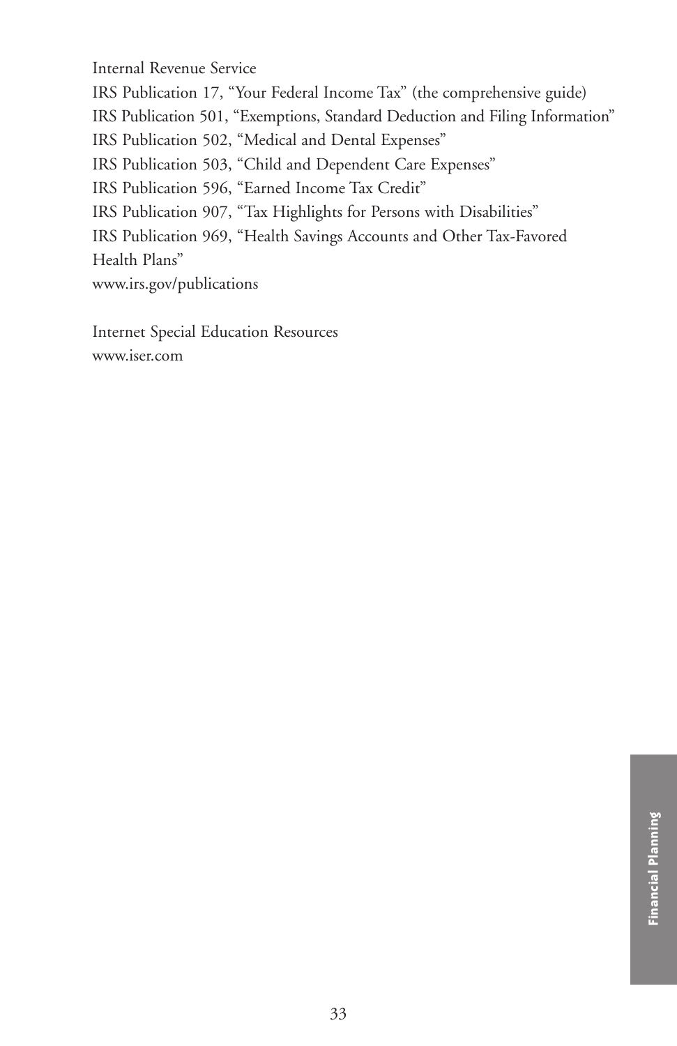Internal Revenue Service
IRS Publication 17, “Your Federal Income Tax” (the comprehensive guide)
IRS Publication 501, “Exemptions, Standard Deduction and Filing Information”
IRS Publication 502, “Medical and Dental Expenses”
IRS Publication 503, “Child and Dependent Care Expenses”
IRS Publication 596, “Earned Income Tax Credit”
IRS Publication 907, “Tax Highlights for Persons with Disabilities”
IRS Publication 969, “Health Savings Accounts and Other Tax-Favored Health Plans”
www.irs.gov/publications

Internet Special Education Resources
www.iser.com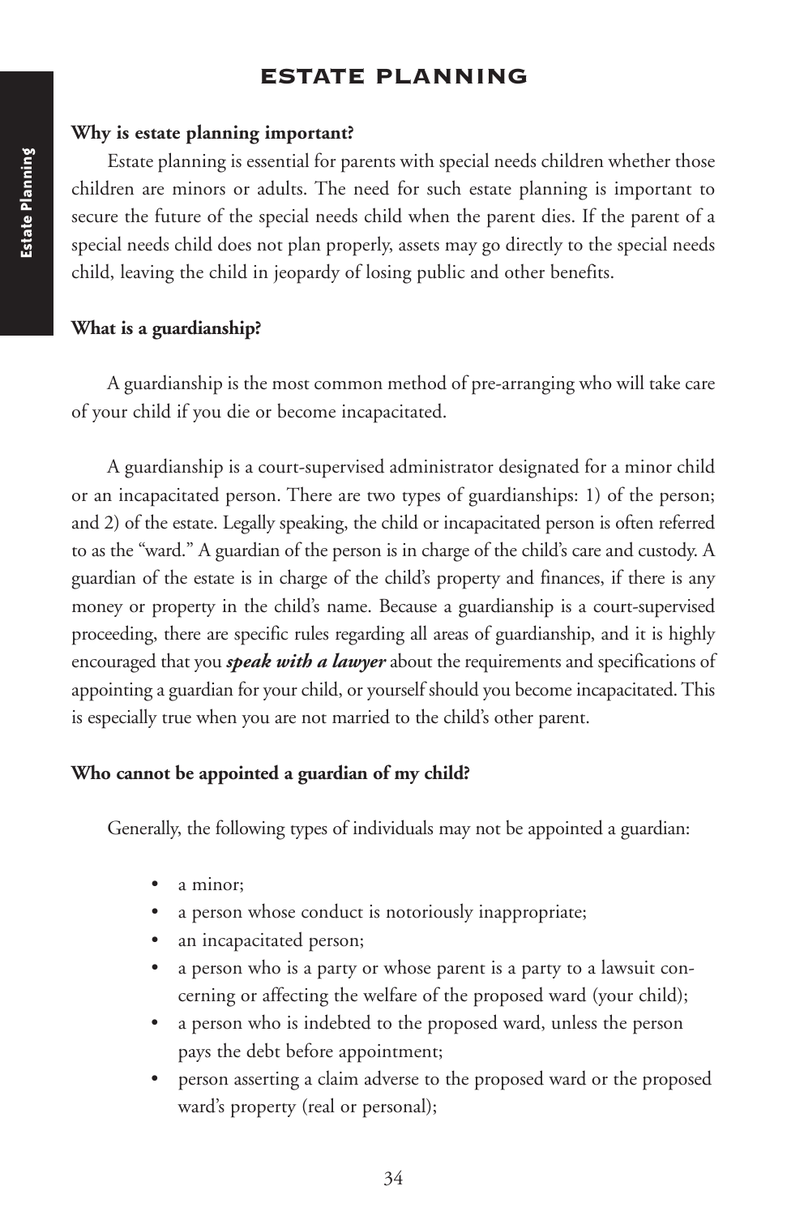# ESTATE PLANNING

### Why is estate planning important?

Estate planning is essential for parents with special needs children whether those children are minors or adults. The need for such estate planning is important to secure the future of the special needs child when the parent dies. If the parent of a special needs child does not plan properly, assets may go directly to the special needs child, leaving the child in jeopardy of losing public and other benefits.

### What is a guardianship?

A guardianship is the most common method of pre-arranging who will take care of your child if you die or become incapacitated.

A guardianship is a court-supervised administrator designated for a minor child or an incapacitated person. There are two types of guardianships: 1) of the person; and 2) of the estate. Legally speaking, the child or incapacitated person is often referred to as the "ward." A guardian of the person is in charge of the child's care and custody. A guardian of the estate is in charge of the child's property and finances, if there is any money or property in the child's name. Because a guardianship is a court-supervised proceeding, there are specific rules regarding all areas of guardianship, and it is highly encouraged that you ***speak with a lawyer*** about the requirements and specifications of appointing a guardian for your child, or yourself should you become incapacitated. This is especially true when you are not married to the child's other parent.

### Who cannot be appointed a guardian of my child?

Generally, the following types of individuals may not be appointed a guardian:

- a minor;
- a person whose conduct is notoriously inappropriate;
- an incapacitated person;
- a person who is a party or whose parent is a party to a lawsuit concerning or affecting the welfare of the proposed ward (your child);
- a person who is indebted to the proposed ward, unless the person pays the debt before appointment;
- person asserting a claim adverse to the proposed ward or the proposed ward's property (real or personal);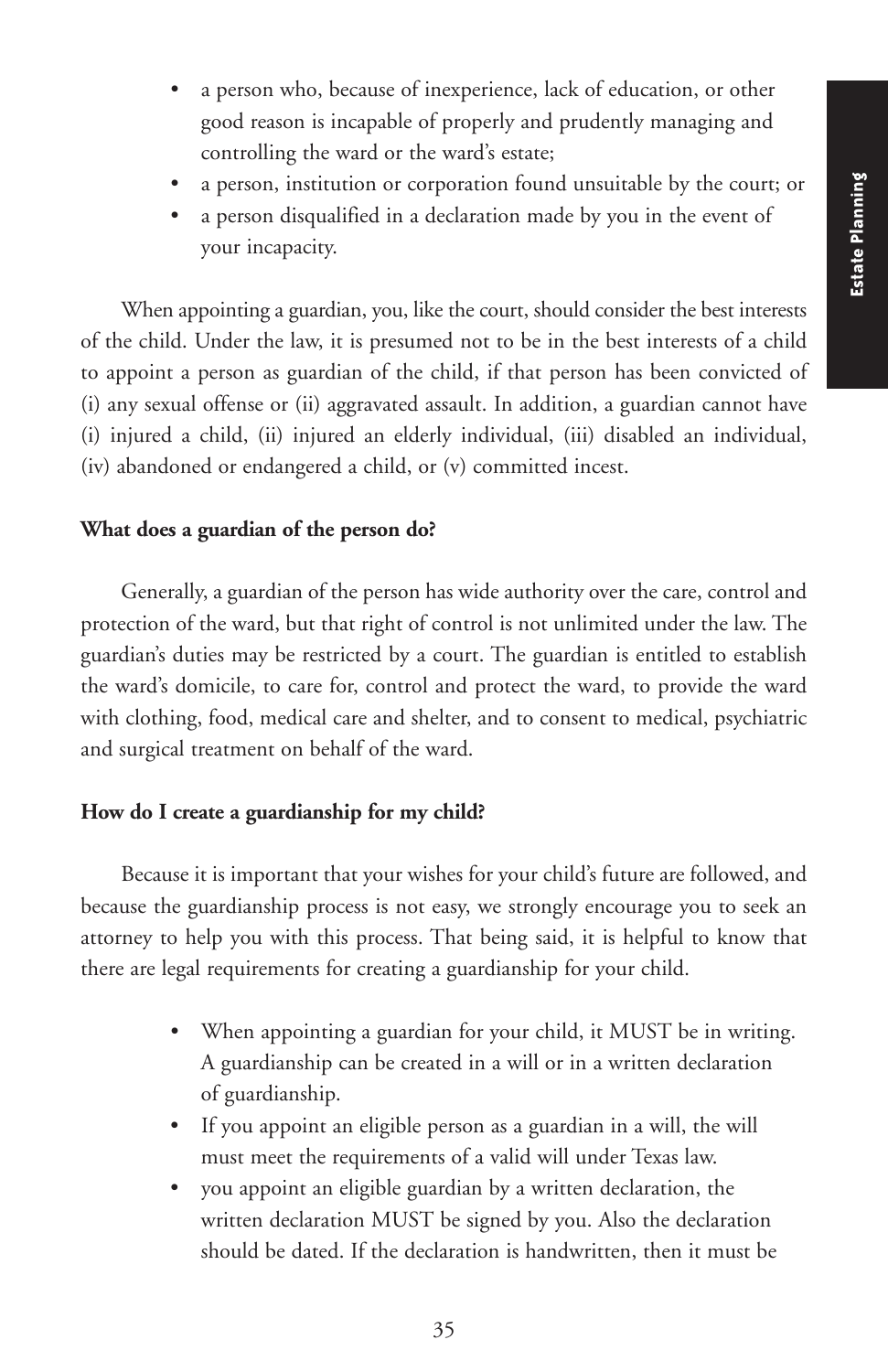- a person who, because of inexperience, lack of education, or other good reason is incapable of properly and prudently managing and controlling the ward or the ward's estate;
- a person, institution or corporation found unsuitable by the court; or
- a person disqualified in a declaration made by you in the event of your incapacity.

When appointing a guardian, you, like the court, should consider the best interests of the child. Under the law, it is presumed not to be in the best interests of a child to appoint a person as guardian of the child, if that person has been convicted of (i) any sexual offense or (ii) aggravated assault. In addition, a guardian cannot have (i) injured a child, (ii) injured an elderly individual, (iii) disabled an individual, (iv) abandoned or endangered a child, or (v) committed incest.

**What does a guardian of the person do?**

Generally, a guardian of the person has wide authority over the care, control and protection of the ward, but that right of control is not unlimited under the law. The guardian's duties may be restricted by a court. The guardian is entitled to establish the ward's domicile, to care for, control and protect the ward, to provide the ward with clothing, food, medical care and shelter, and to consent to medical, psychiatric and surgical treatment on behalf of the ward.

**How do I create a guardianship for my child?**

Because it is important that your wishes for your child's future are followed, and because the guardianship process is not easy, we strongly encourage you to seek an attorney to help you with this process. That being said, it is helpful to know that there are legal requirements for creating a guardianship for your child.

- When appointing a guardian for your child, it MUST be in writing. A guardianship can be created in a will or in a written declaration of guardianship.
- If you appoint an eligible person as a guardian in a will, the will must meet the requirements of a valid will under Texas law.
- you appoint an eligible guardian by a written declaration, the written declaration MUST be signed by you. Also the declaration should be dated. If the declaration is handwritten, then it must be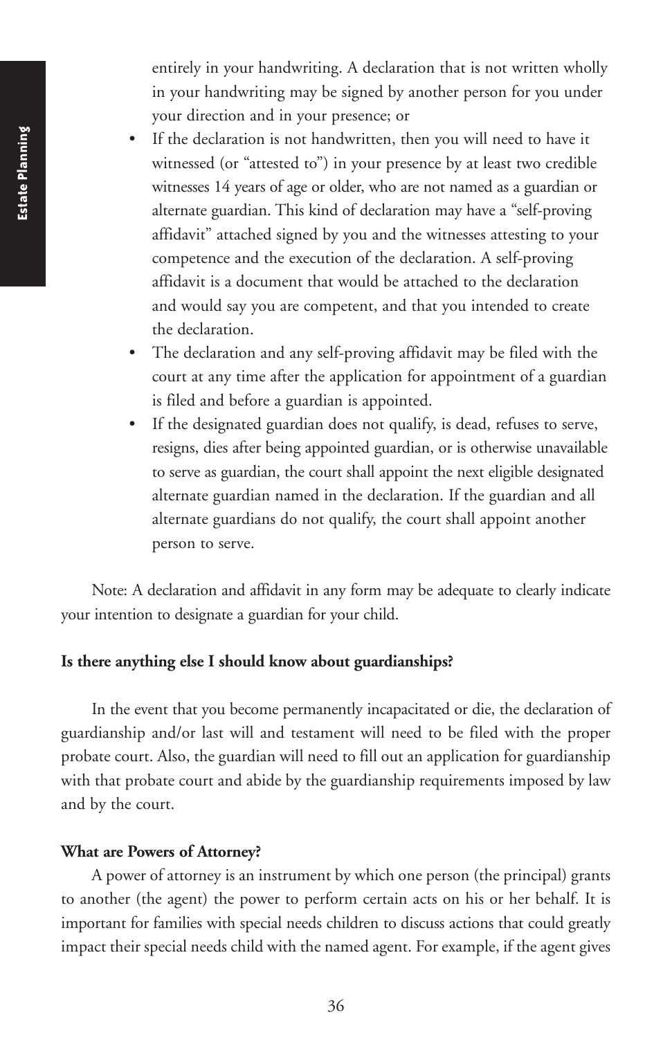entirely in your handwriting. A declaration that is not written wholly in your handwriting may be signed by another person for you under your direction and in your presence; or

- If the declaration is not handwritten, then you will need to have it witnessed (or "attested to") in your presence by at least two credible witnesses 14 years of age or older, who are not named as a guardian or alternate guardian. This kind of declaration may have a "self-proving affidavit" attached signed by you and the witnesses attesting to your competence and the execution of the declaration. A self-proving affidavit is a document that would be attached to the declaration and would say you are competent, and that you intended to create the declaration.
- The declaration and any self-proving affidavit may be filed with the court at any time after the application for appointment of a guardian is filed and before a guardian is appointed.
- If the designated guardian does not qualify, is dead, refuses to serve, resigns, dies after being appointed guardian, or is otherwise unavailable to serve as guardian, the court shall appoint the next eligible designated alternate guardian named in the declaration. If the guardian and all alternate guardians do not qualify, the court shall appoint another person to serve.

Note: A declaration and affidavit in any form may be adequate to clearly indicate your intention to designate a guardian for your child.

**Is there anything else I should know about guardianships?**

In the event that you become permanently incapacitated or die, the declaration of guardianship and/or last will and testament will need to be filed with the proper probate court. Also, the guardian will need to fill out an application for guardianship with that probate court and abide by the guardianship requirements imposed by law and by the court.

**What are Powers of Attorney?**

A power of attorney is an instrument by which one person (the principal) grants to another (the agent) the power to perform certain acts on his or her behalf. It is important for families with special needs children to discuss actions that could greatly impact their special needs child with the named agent. For example, if the agent gives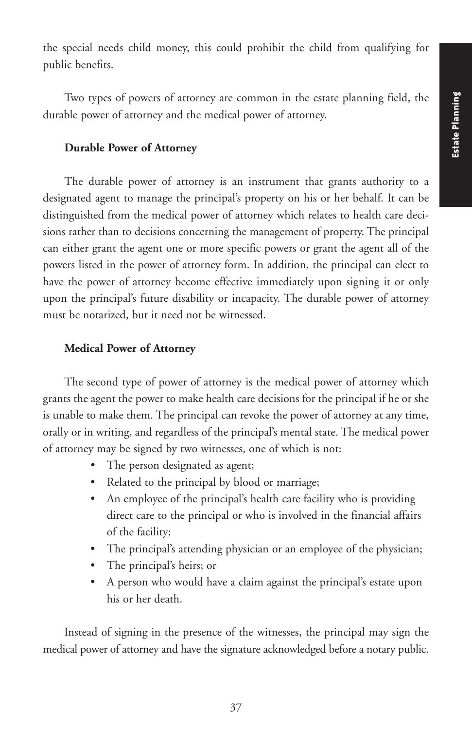the special needs child money, this could prohibit the child from qualifying for public benefits.

Two types of powers of attorney are common in the estate planning field, the durable power of attorney and the medical power of attorney.

### Durable Power of Attorney

The durable power of attorney is an instrument that grants authority to a designated agent to manage the principal's property on his or her behalf. It can be distinguished from the medical power of attorney which relates to health care decisions rather than to decisions concerning the management of property. The principal can either grant the agent one or more specific powers or grant the agent all of the powers listed in the power of attorney form. In addition, the principal can elect to have the power of attorney become effective immediately upon signing it or only upon the principal's future disability or incapacity. The durable power of attorney must be notarized, but it need not be witnessed.

### Medical Power of Attorney

The second type of power of attorney is the medical power of attorney which grants the agent the power to make health care decisions for the principal if he or she is unable to make them. The principal can revoke the power of attorney at any time, orally or in writing, and regardless of the principal's mental state. The medical power of attorney may be signed by two witnesses, one of which is not:

- The person designated as agent;
- Related to the principal by blood or marriage;
- An employee of the principal's health care facility who is providing direct care to the principal or who is involved in the financial affairs of the facility;
- The principal's attending physician or an employee of the physician;
- The principal's heirs; or
- A person who would have a claim against the principal's estate upon his or her death.

Instead of signing in the presence of the witnesses, the principal may sign the medical power of attorney and have the signature acknowledged before a notary public.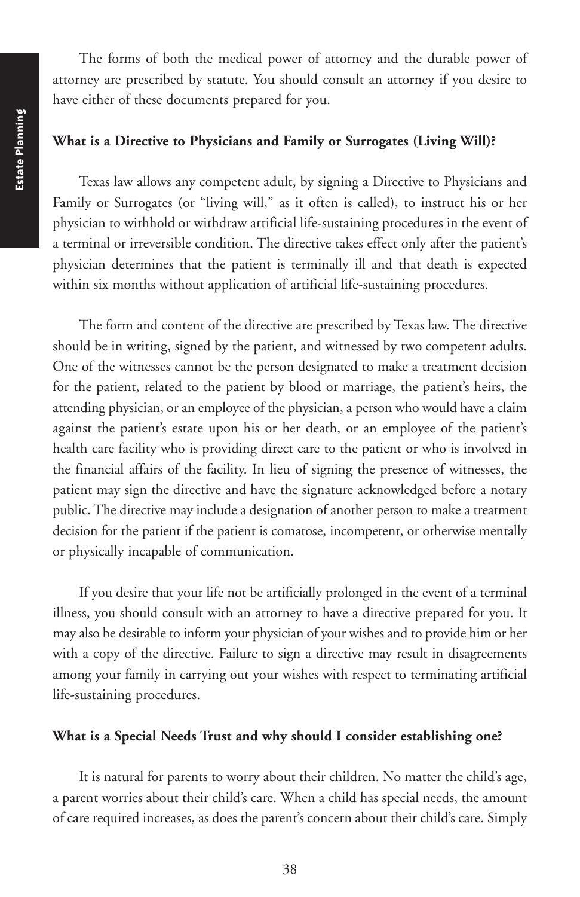The forms of both the medical power of attorney and the durable power of attorney are prescribed by statute. You should consult an attorney if you desire to have either of these documents prepared for you.

**What is a Directive to Physicians and Family or Surrogates (Living Will)?**

Texas law allows any competent adult, by signing a Directive to Physicians and Family or Surrogates (or "living will," as it often is called), to instruct his or her physician to withhold or withdraw artificial life-sustaining procedures in the event of a terminal or irreversible condition. The directive takes effect only after the patient's physician determines that the patient is terminally ill and that death is expected within six months without application of artificial life-sustaining procedures.

The form and content of the directive are prescribed by Texas law. The directive should be in writing, signed by the patient, and witnessed by two competent adults. One of the witnesses cannot be the person designated to make a treatment decision for the patient, related to the patient by blood or marriage, the patient's heirs, the attending physician, or an employee of the physician, a person who would have a claim against the patient's estate upon his or her death, or an employee of the patient's health care facility who is providing direct care to the patient or who is involved in the financial affairs of the facility. In lieu of signing the presence of witnesses, the patient may sign the directive and have the signature acknowledged before a notary public. The directive may include a designation of another person to make a treatment decision for the patient if the patient is comatose, incompetent, or otherwise mentally or physically incapable of communication.

If you desire that your life not be artificially prolonged in the event of a terminal illness, you should consult with an attorney to have a directive prepared for you. It may also be desirable to inform your physician of your wishes and to provide him or her with a copy of the directive. Failure to sign a directive may result in disagreements among your family in carrying out your wishes with respect to terminating artificial life-sustaining procedures.

**What is a Special Needs Trust and why should I consider establishing one?**

It is natural for parents to worry about their children. No matter the child's age, a parent worries about their child's care. When a child has special needs, the amount of care required increases, as does the parent's concern about their child's care. Simply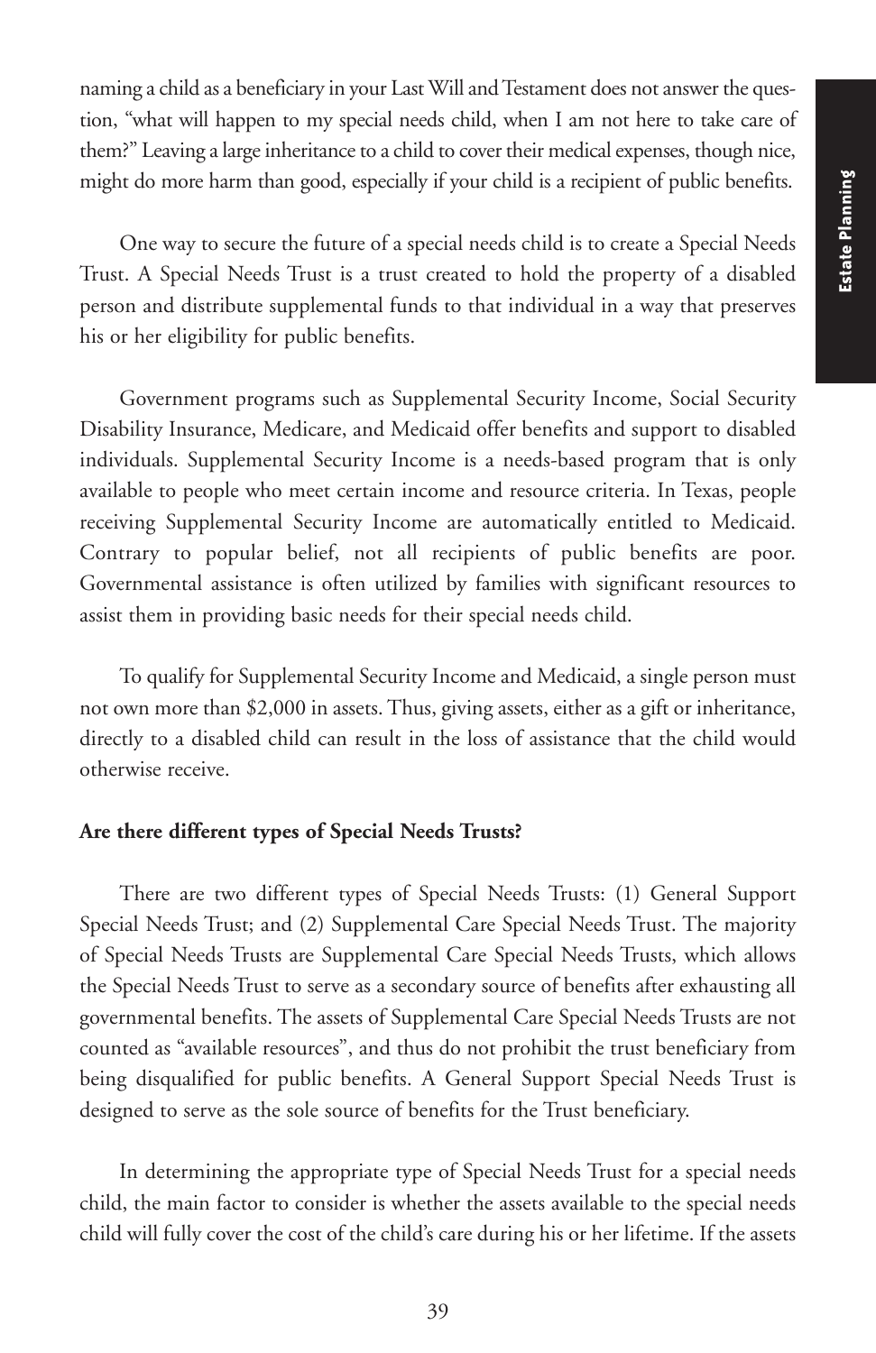naming a child as a beneficiary in your Last Will and Testament does not answer the question, "what will happen to my special needs child, when I am not here to take care of them?" Leaving a large inheritance to a child to cover their medical expenses, though nice, might do more harm than good, especially if your child is a recipient of public benefits.

One way to secure the future of a special needs child is to create a Special Needs Trust. A Special Needs Trust is a trust created to hold the property of a disabled person and distribute supplemental funds to that individual in a way that preserves his or her eligibility for public benefits.

Government programs such as Supplemental Security Income, Social Security Disability Insurance, Medicare, and Medicaid offer benefits and support to disabled individuals. Supplemental Security Income is a needs-based program that is only available to people who meet certain income and resource criteria. In Texas, people receiving Supplemental Security Income are automatically entitled to Medicaid. Contrary to popular belief, not all recipients of public benefits are poor. Governmental assistance is often utilized by families with significant resources to assist them in providing basic needs for their special needs child.

To qualify for Supplemental Security Income and Medicaid, a single person must not own more than $2,000 in assets. Thus, giving assets, either as a gift or inheritance, directly to a disabled child can result in the loss of assistance that the child would otherwise receive.

**Are there different types of Special Needs Trusts?**

There are two different types of Special Needs Trusts: (1) General Support Special Needs Trust; and (2) Supplemental Care Special Needs Trust. The majority of Special Needs Trusts are Supplemental Care Special Needs Trusts, which allows the Special Needs Trust to serve as a secondary source of benefits after exhausting all governmental benefits. The assets of Supplemental Care Special Needs Trusts are not counted as "available resources", and thus do not prohibit the trust beneficiary from being disqualified for public benefits. A General Support Special Needs Trust is designed to serve as the sole source of benefits for the Trust beneficiary.

In determining the appropriate type of Special Needs Trust for a special needs child, the main factor to consider is whether the assets available to the special needs child will fully cover the cost of the child's care during his or her lifetime. If the assets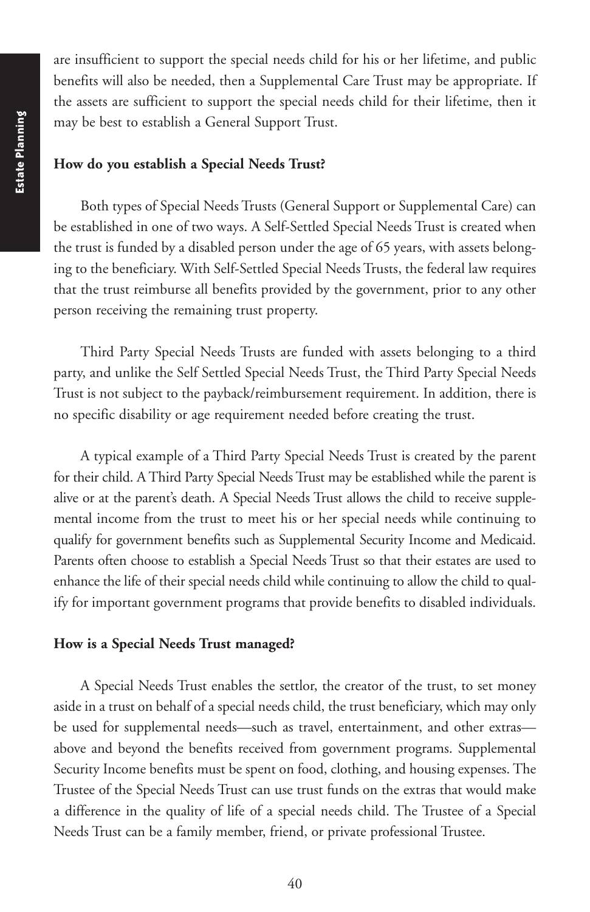are insufficient to support the special needs child for his or her lifetime, and public benefits will also be needed, then a Supplemental Care Trust may be appropriate. If the assets are sufficient to support the special needs child for their lifetime, then it may be best to establish a General Support Trust.

**How do you establish a Special Needs Trust?**

Both types of Special Needs Trusts (General Support or Supplemental Care) can be established in one of two ways. A Self-Settled Special Needs Trust is created when the trust is funded by a disabled person under the age of 65 years, with assets belonging to the beneficiary. With Self-Settled Special Needs Trusts, the federal law requires that the trust reimburse all benefits provided by the government, prior to any other person receiving the remaining trust property.

Third Party Special Needs Trusts are funded with assets belonging to a third party, and unlike the Self Settled Special Needs Trust, the Third Party Special Needs Trust is not subject to the payback/reimbursement requirement. In addition, there is no specific disability or age requirement needed before creating the trust.

A typical example of a Third Party Special Needs Trust is created by the parent for their child. A Third Party Special Needs Trust may be established while the parent is alive or at the parent's death. A Special Needs Trust allows the child to receive supplemental income from the trust to meet his or her special needs while continuing to qualify for government benefits such as Supplemental Security Income and Medicaid. Parents often choose to establish a Special Needs Trust so that their estates are used to enhance the life of their special needs child while continuing to allow the child to qualify for important government programs that provide benefits to disabled individuals.

**How is a Special Needs Trust managed?**

A Special Needs Trust enables the settlor, the creator of the trust, to set money aside in a trust on behalf of a special needs child, the trust beneficiary, which may only be used for supplemental needs—such as travel, entertainment, and other extras—above and beyond the benefits received from government programs. Supplemental Security Income benefits must be spent on food, clothing, and housing expenses. The Trustee of the Special Needs Trust can use trust funds on the extras that would make a difference in the quality of life of a special needs child. The Trustee of a Special Needs Trust can be a family member, friend, or private professional Trustee.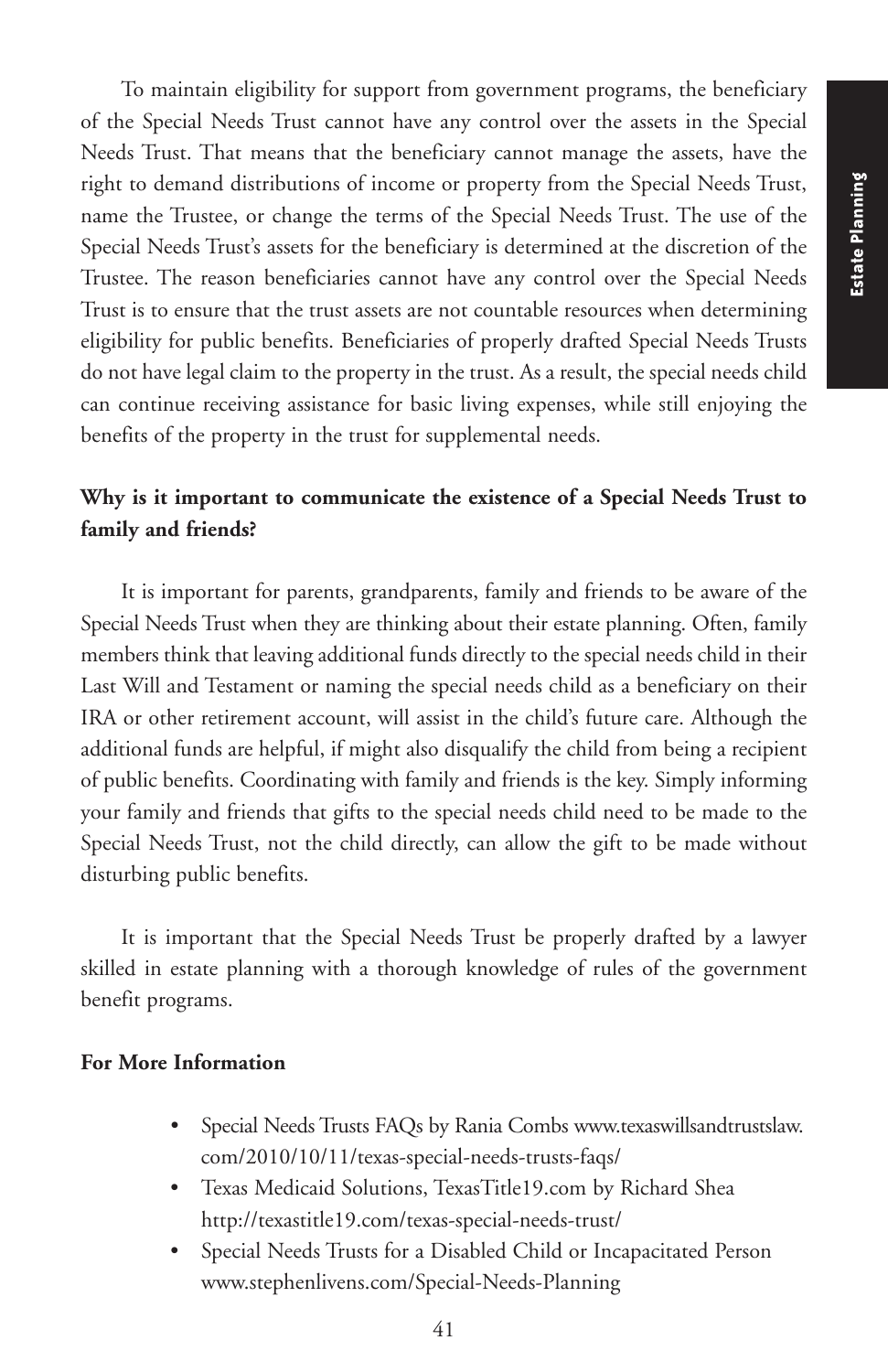To maintain eligibility for support from government programs, the beneficiary of the Special Needs Trust cannot have any control over the assets in the Special Needs Trust. That means that the beneficiary cannot manage the assets, have the right to demand distributions of income or property from the Special Needs Trust, name the Trustee, or change the terms of the Special Needs Trust. The use of the Special Needs Trust's assets for the beneficiary is determined at the discretion of the Trustee. The reason beneficiaries cannot have any control over the Special Needs Trust is to ensure that the trust assets are not countable resources when determining eligibility for public benefits. Beneficiaries of properly drafted Special Needs Trusts do not have legal claim to the property in the trust. As a result, the special needs child can continue receiving assistance for basic living expenses, while still enjoying the benefits of the property in the trust for supplemental needs.

**Why is it important to communicate the existence of a Special Needs Trust to family and friends?**

It is important for parents, grandparents, family and friends to be aware of the Special Needs Trust when they are thinking about their estate planning. Often, family members think that leaving additional funds directly to the special needs child in their Last Will and Testament or naming the special needs child as a beneficiary on their IRA or other retirement account, will assist in the child's future care. Although the additional funds are helpful, if might also disqualify the child from being a recipient of public benefits. Coordinating with family and friends is the key. Simply informing your family and friends that gifts to the special needs child need to be made to the Special Needs Trust, not the child directly, can allow the gift to be made without disturbing public benefits.

It is important that the Special Needs Trust be properly drafted by a lawyer skilled in estate planning with a thorough knowledge of rules of the government benefit programs.

**For More Information**

- Special Needs Trusts FAQs by Rania Combs www.texaswillsandtrustslaw.com/2010/10/11/texas-special-needs-trusts-faqs/
- Texas Medicaid Solutions, TexasTitle19.com by Richard Shea http://texastitle19.com/texas-special-needs-trust/
- Special Needs Trusts for a Disabled Child or Incapacitated Person www.stephenlivens.com/Special-Needs-Planning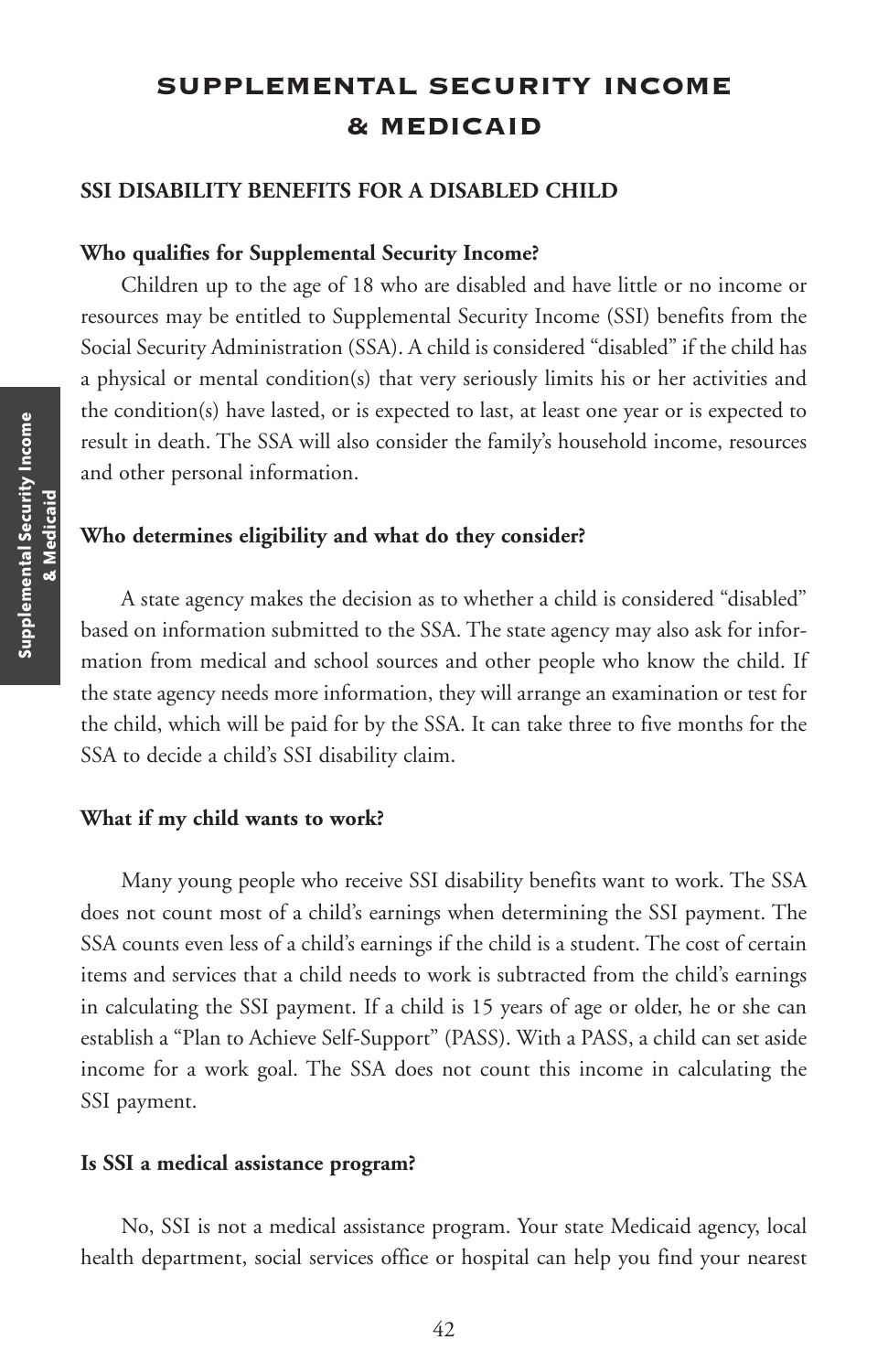# SUPPLEMENTAL SECURITY INCOME & MEDICAID

## SSI DISABILITY BENEFITS FOR A DISABLED CHILD

### Who qualifies for Supplemental Security Income?

Children up to the age of 18 who are disabled and have little or no income or resources may be entitled to Supplemental Security Income (SSI) benefits from the Social Security Administration (SSA). A child is considered "disabled" if the child has a physical or mental condition(s) that very seriously limits his or her activities and the condition(s) have lasted, or is expected to last, at least one year or is expected to result in death. The SSA will also consider the family's household income, resources and other personal information.

### Who determines eligibility and what do they consider?

A state agency makes the decision as to whether a child is considered "disabled" based on information submitted to the SSA. The state agency may also ask for information from medical and school sources and other people who know the child. If the state agency needs more information, they will arrange an examination or test for the child, which will be paid for by the SSA. It can take three to five months for the SSA to decide a child's SSI disability claim.

### What if my child wants to work?

Many young people who receive SSI disability benefits want to work. The SSA does not count most of a child's earnings when determining the SSI payment. The SSA counts even less of a child's earnings if the child is a student. The cost of certain items and services that a child needs to work is subtracted from the child's earnings in calculating the SSI payment. If a child is 15 years of age or older, he or she can establish a "Plan to Achieve Self-Support" (PASS). With a PASS, a child can set aside income for a work goal. The SSA does not count this income in calculating the SSI payment.

### Is SSI a medical assistance program?

No, SSI is not a medical assistance program. Your state Medicaid agency, local health department, social services office or hospital can help you find your nearest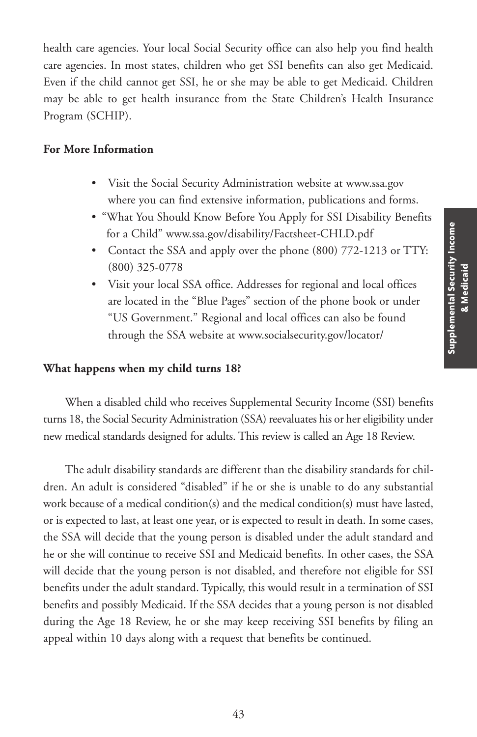health care agencies. Your local Social Security office can also help you find health care agencies. In most states, children who get SSI benefits can also get Medicaid. Even if the child cannot get SSI, he or she may be able to get Medicaid. Children may be able to get health insurance from the State Children's Health Insurance Program (SCHIP).

**For More Information**

- Visit the Social Security Administration website at www.ssa.gov where you can find extensive information, publications and forms.
- "What You Should Know Before You Apply for SSI Disability Benefits for a Child" www.ssa.gov/disability/Factsheet-CHLD.pdf
- Contact the SSA and apply over the phone (800) 772-1213 or TTY: (800) 325-0778
- Visit your local SSA office. Addresses for regional and local offices are located in the "Blue Pages" section of the phone book or under "US Government." Regional and local offices can also be found through the SSA website at www.socialsecurity.gov/locator/

**What happens when my child turns 18?**

When a disabled child who receives Supplemental Security Income (SSI) benefits turns 18, the Social Security Administration (SSA) reevaluates his or her eligibility under new medical standards designed for adults. This review is called an Age 18 Review.

The adult disability standards are different than the disability standards for children. An adult is considered "disabled" if he or she is unable to do any substantial work because of a medical condition(s) and the medical condition(s) must have lasted, or is expected to last, at least one year, or is expected to result in death. In some cases, the SSA will decide that the young person is disabled under the adult standard and he or she will continue to receive SSI and Medicaid benefits. In other cases, the SSA will decide that the young person is not disabled, and therefore not eligible for SSI benefits under the adult standard. Typically, this would result in a termination of SSI benefits and possibly Medicaid. If the SSA decides that a young person is not disabled during the Age 18 Review, he or she may keep receiving SSI benefits by filing an appeal within 10 days along with a request that benefits be continued.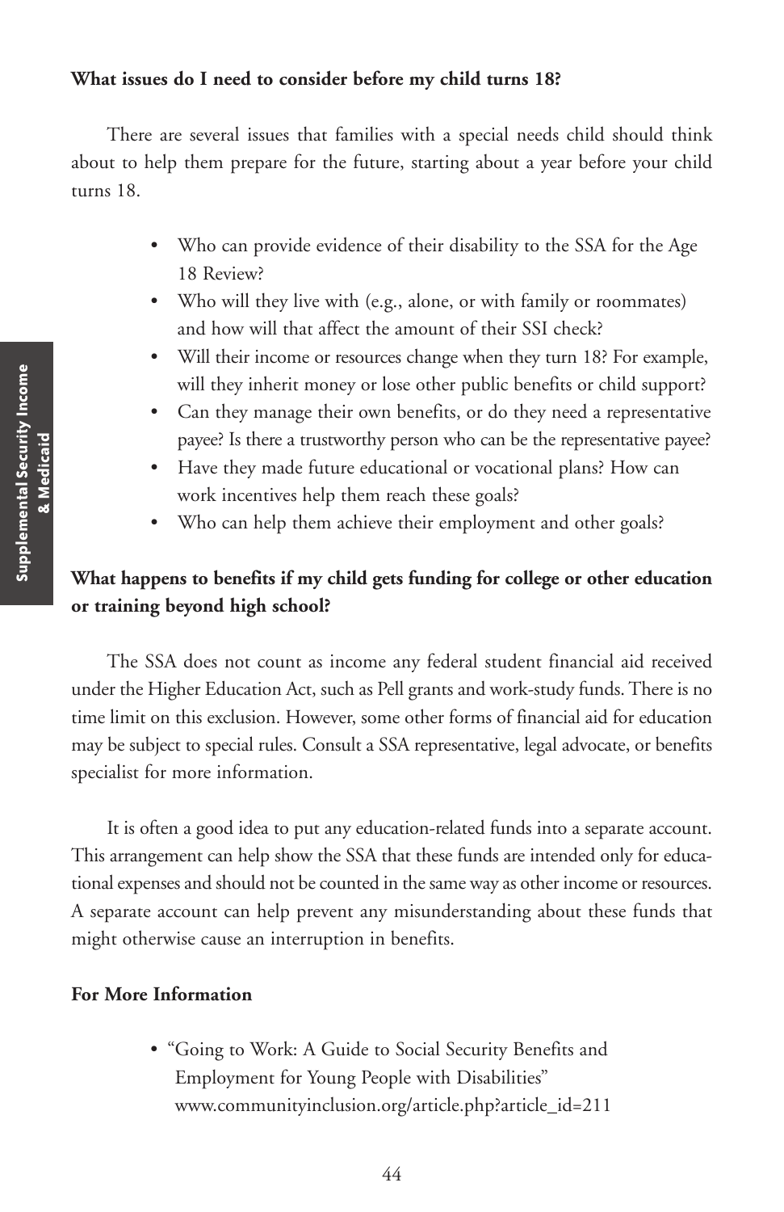**What issues do I need to consider before my child turns 18?**

There are several issues that families with a special needs child should think about to help them prepare for the future, starting about a year before your child turns 18.

- Who can provide evidence of their disability to the SSA for the Age 18 Review?
- Who will they live with (e.g., alone, or with family or roommates) and how will that affect the amount of their SSI check?
- Will their income or resources change when they turn 18? For example, will they inherit money or lose other public benefits or child support?
- Can they manage their own benefits, or do they need a representative payee? Is there a trustworthy person who can be the representative payee?
- Have they made future educational or vocational plans? How can work incentives help them reach these goals?
- Who can help them achieve their employment and other goals?

**What happens to benefits if my child gets funding for college or other education or training beyond high school?**

The SSA does not count as income any federal student financial aid received under the Higher Education Act, such as Pell grants and work-study funds. There is no time limit on this exclusion. However, some other forms of financial aid for education may be subject to special rules. Consult a SSA representative, legal advocate, or benefits specialist for more information.

It is often a good idea to put any education-related funds into a separate account. This arrangement can help show the SSA that these funds are intended only for educational expenses and should not be counted in the same way as other income or resources. A separate account can help prevent any misunderstanding about these funds that might otherwise cause an interruption in benefits.

**For More Information**

- "Going to Work: A Guide to Social Security Benefits and Employment for Young People with Disabilities" www.communityinclusion.org/article.php?article_id=211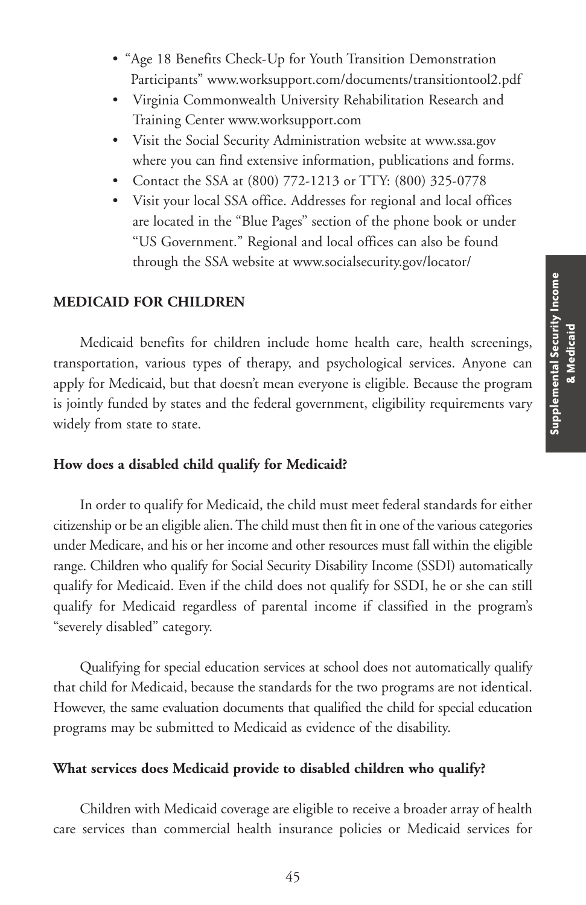- "Age 18 Benefits Check-Up for Youth Transition Demonstration Participants" www.worksupport.com/documents/transitiontool2.pdf
- Virginia Commonwealth University Rehabilitation Research and Training Center www.worksupport.com
- Visit the Social Security Administration website at www.ssa.gov where you can find extensive information, publications and forms.
- Contact the SSA at (800) 772-1213 or TTY: (800) 325-0778
- Visit your local SSA office. Addresses for regional and local offices are located in the "Blue Pages" section of the phone book or under "US Government." Regional and local offices can also be found through the SSA website at www.socialsecurity.gov/locator/

## MEDICAID FOR CHILDREN

Medicaid benefits for children include home health care, health screenings, transportation, various types of therapy, and psychological services. Anyone can apply for Medicaid, but that doesn't mean everyone is eligible. Because the program is jointly funded by states and the federal government, eligibility requirements vary widely from state to state.

### How does a disabled child qualify for Medicaid?

In order to qualify for Medicaid, the child must meet federal standards for either citizenship or be an eligible alien. The child must then fit in one of the various categories under Medicare, and his or her income and other resources must fall within the eligible range. Children who qualify for Social Security Disability Income (SSDI) automatically qualify for Medicaid. Even if the child does not qualify for SSDI, he or she can still qualify for Medicaid regardless of parental income if classified in the program's "severely disabled" category.

Qualifying for special education services at school does not automatically qualify that child for Medicaid, because the standards for the two programs are not identical. However, the same evaluation documents that qualified the child for special education programs may be submitted to Medicaid as evidence of the disability.

### What services does Medicaid provide to disabled children who qualify?

Children with Medicaid coverage are eligible to receive a broader array of health care services than commercial health insurance policies or Medicaid services for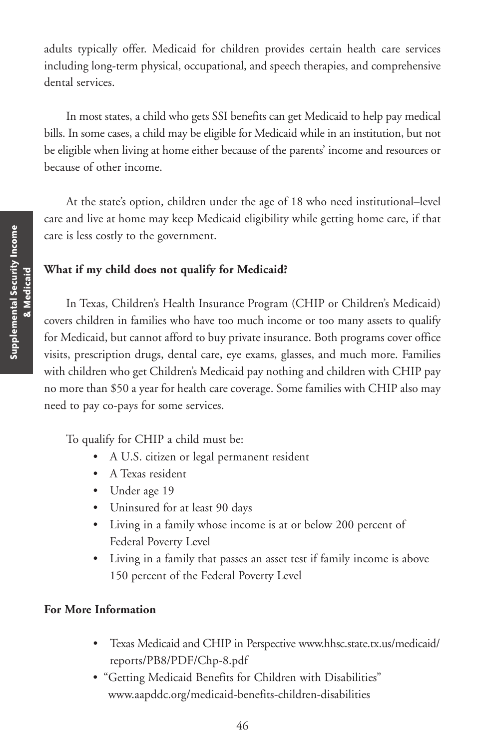adults typically offer. Medicaid for children provides certain health care services including long-term physical, occupational, and speech therapies, and comprehensive dental services.

In most states, a child who gets SSI benefits can get Medicaid to help pay medical bills. In some cases, a child may be eligible for Medicaid while in an institution, but not be eligible when living at home either because of the parents' income and resources or because of other income.

At the state's option, children under the age of 18 who need institutional–level care and live at home may keep Medicaid eligibility while getting home care, if that care is less costly to the government.

**What if my child does not qualify for Medicaid?**

In Texas, Children's Health Insurance Program (CHIP or Children's Medicaid) covers children in families who have too much income or too many assets to qualify for Medicaid, but cannot afford to buy private insurance. Both programs cover office visits, prescription drugs, dental care, eye exams, glasses, and much more. Families with children who get Children's Medicaid pay nothing and children with CHIP pay no more than $50 a year for health care coverage. Some families with CHIP also may need to pay co-pays for some services.

To qualify for CHIP a child must be:

- A U.S. citizen or legal permanent resident
- A Texas resident
- Under age 19
- Uninsured for at least 90 days
- Living in a family whose income is at or below 200 percent of Federal Poverty Level
- Living in a family that passes an asset test if family income is above 150 percent of the Federal Poverty Level

**For More Information**

- Texas Medicaid and CHIP in Perspective www.hhsc.state.tx.us/medicaid/reports/PB8/PDF/Chp-8.pdf
- "Getting Medicaid Benefits for Children with Disabilities" www.aapddc.org/medicaid-benefits-children-disabilities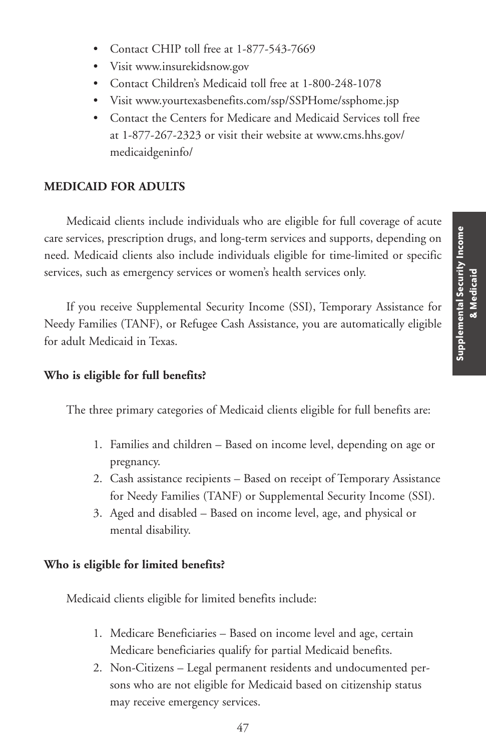- Contact CHIP toll free at 1-877-543-7669
- Visit www.insurekidsnow.gov
- Contact Children's Medicaid toll free at 1-800-248-1078
- Visit www.yourtexasbenefits.com/ssp/SSPHome/ssphome.jsp
- Contact the Centers for Medicare and Medicaid Services toll free at 1-877-267-2323 or visit their website at www.cms.hhs.gov/medicaidgeninfo/

## MEDICAID FOR ADULTS

Medicaid clients include individuals who are eligible for full coverage of acute care services, prescription drugs, and long-term services and supports, depending on need. Medicaid clients also include individuals eligible for time-limited or specific services, such as emergency services or women's health services only.

If you receive Supplemental Security Income (SSI), Temporary Assistance for Needy Families (TANF), or Refugee Cash Assistance, you are automatically eligible for adult Medicaid in Texas.

### Who is eligible for full benefits?

The three primary categories of Medicaid clients eligible for full benefits are:

1. Families and children – Based on income level, depending on age or pregnancy.
2. Cash assistance recipients – Based on receipt of Temporary Assistance for Needy Families (TANF) or Supplemental Security Income (SSI).
3. Aged and disabled – Based on income level, age, and physical or mental disability.

### Who is eligible for limited benefits?

Medicaid clients eligible for limited benefits include:

1. Medicare Beneficiaries – Based on income level and age, certain Medicare beneficiaries qualify for partial Medicaid benefits.
2. Non-Citizens – Legal permanent residents and undocumented persons who are not eligible for Medicaid based on citizenship status may receive emergency services.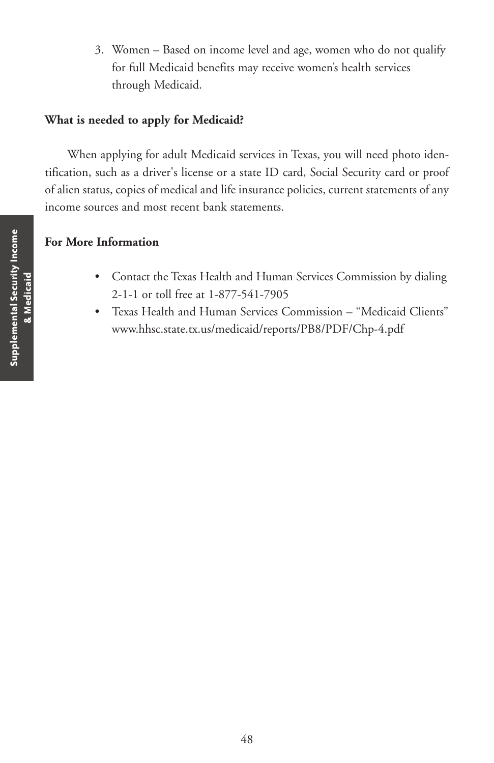3. Women – Based on income level and age, women who do not qualify for full Medicaid benefits may receive women's health services through Medicaid.

**What is needed to apply for Medicaid?**

When applying for adult Medicaid services in Texas, you will need photo identification, such as a driver's license or a state ID card, Social Security card or proof of alien status, copies of medical and life insurance policies, current statements of any income sources and most recent bank statements.

**For More Information**

- Contact the Texas Health and Human Services Commission by dialing 2-1-1 or toll free at 1-877-541-7905
- Texas Health and Human Services Commission – "Medicaid Clients" www.hhsc.state.tx.us/medicaid/reports/PB8/PDF/Chp-4.pdf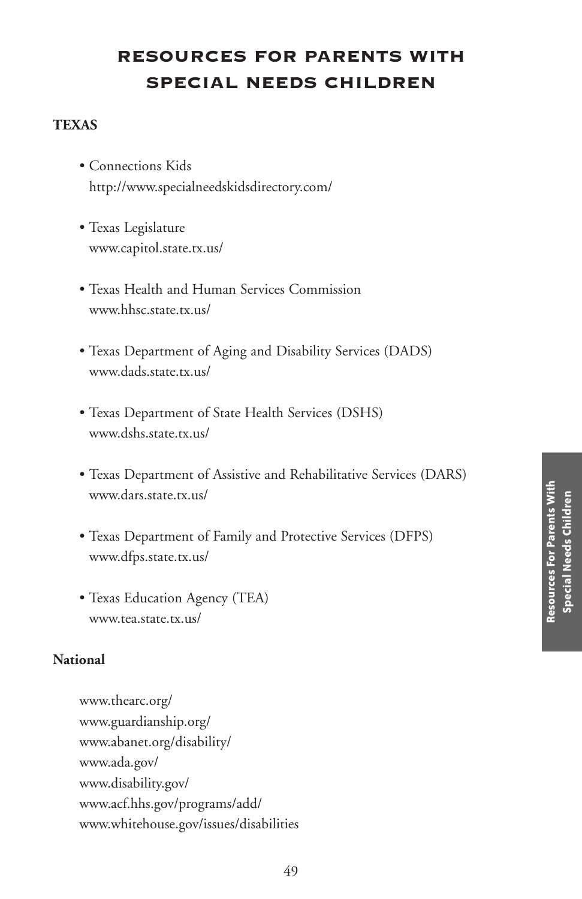# RESOURCES FOR PARENTS WITH SPECIAL NEEDS CHILDREN

**TEXAS**

- Connections Kids
  http://www.specialneedskidsdirectory.com/

- Texas Legislature
  www.capitol.state.tx.us/

- Texas Health and Human Services Commission
  www.hhsc.state.tx.us/

- Texas Department of Aging and Disability Services (DADS)
  www.dads.state.tx.us/

- Texas Department of State Health Services (DSHS)
  www.dshs.state.tx.us/

- Texas Department of Assistive and Rehabilitative Services (DARS)
  www.dars.state.tx.us/

- Texas Department of Family and Protective Services (DFPS)
  www.dfps.state.tx.us/

- Texas Education Agency (TEA)
  www.tea.state.tx.us/

**National**

www.thearc.org/
www.guardianship.org/
www.abanet.org/disability/
www.ada.gov/
www.disability.gov/
www.acf.hhs.gov/programs/add/
www.whitehouse.gov/issues/disabilities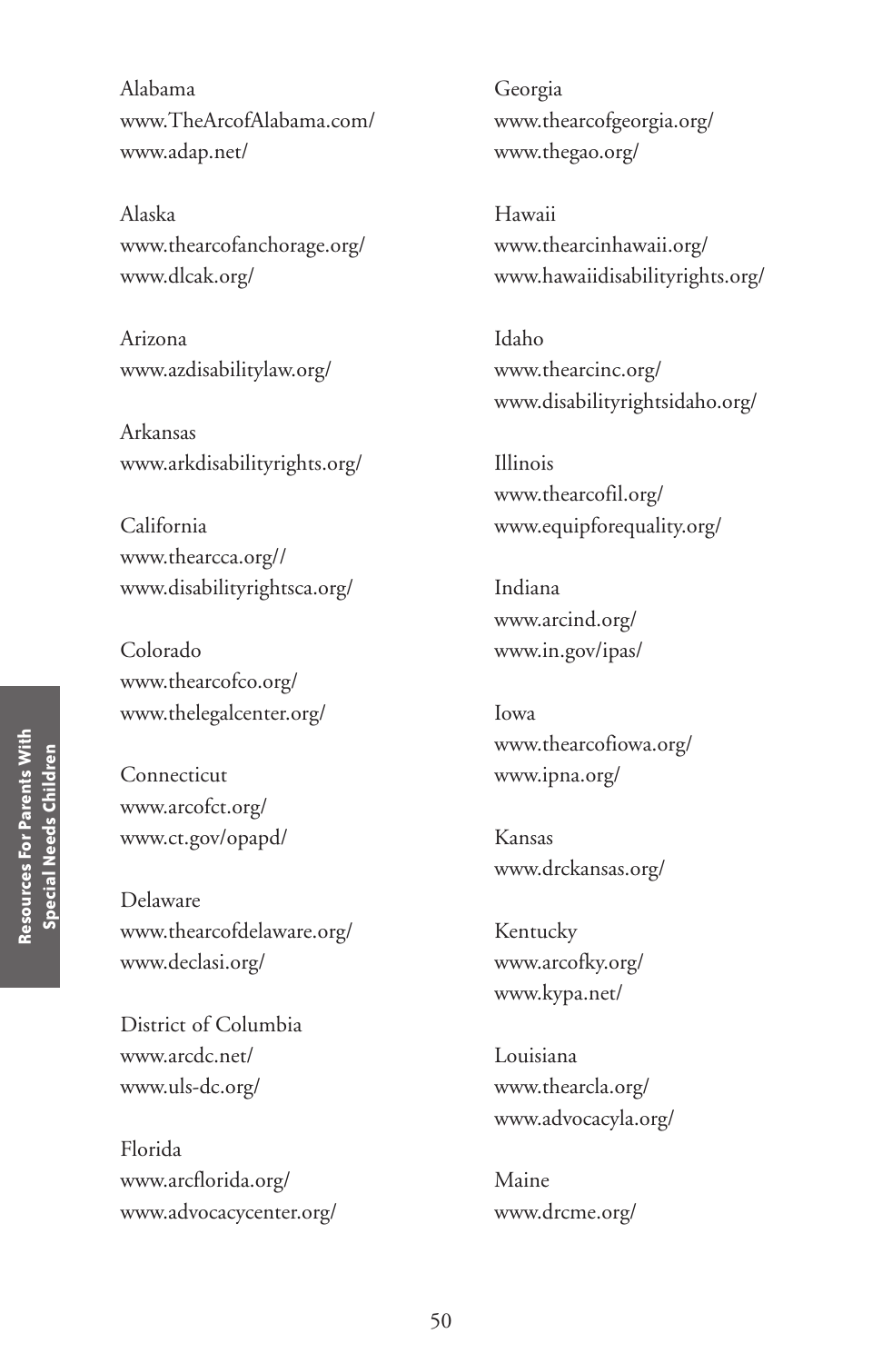Alabama
www.TheArcofAlabama.com/
www.adap.net/

Alaska
www.thearcofanchorage.org/
www.dlcak.org/

Arizona
www.azdisabilitylaw.org/

Arkansas
www.arkdisabilityrights.org/

California
www.thearcca.org//
www.disabilityrightsca.org/

Colorado
www.thearcofco.org/
www.thelegalcenter.org/

Connecticut
www.arcofct.org/
www.ct.gov/opapd/

Delaware
www.thearcofdelaware.org/
www.declasi.org/

District of Columbia
www.arcdc.net/
www.uls-dc.org/

Florida
www.arcflorida.org/
www.advocacycenter.org/

Georgia
www.thearcofgeorgia.org/
www.thegao.org/

Hawaii
www.thearcinhawaii.org/
www.hawaiidisabilityrights.org/

Idaho
www.thearcinc.org/
www.disabilityrightsidaho.org/

Illinois
www.thearcofil.org/
www.equipforequality.org/

Indiana
www.arcind.org/
www.in.gov/ipas/

Iowa
www.thearcofiowa.org/
www.ipna.org/

Kansas
www.drckansas.org/

Kentucky
www.arcofky.org/
www.kypa.net/

Louisiana
www.thearcla.org/
www.advocacyla.org/

Maine
www.drcme.org/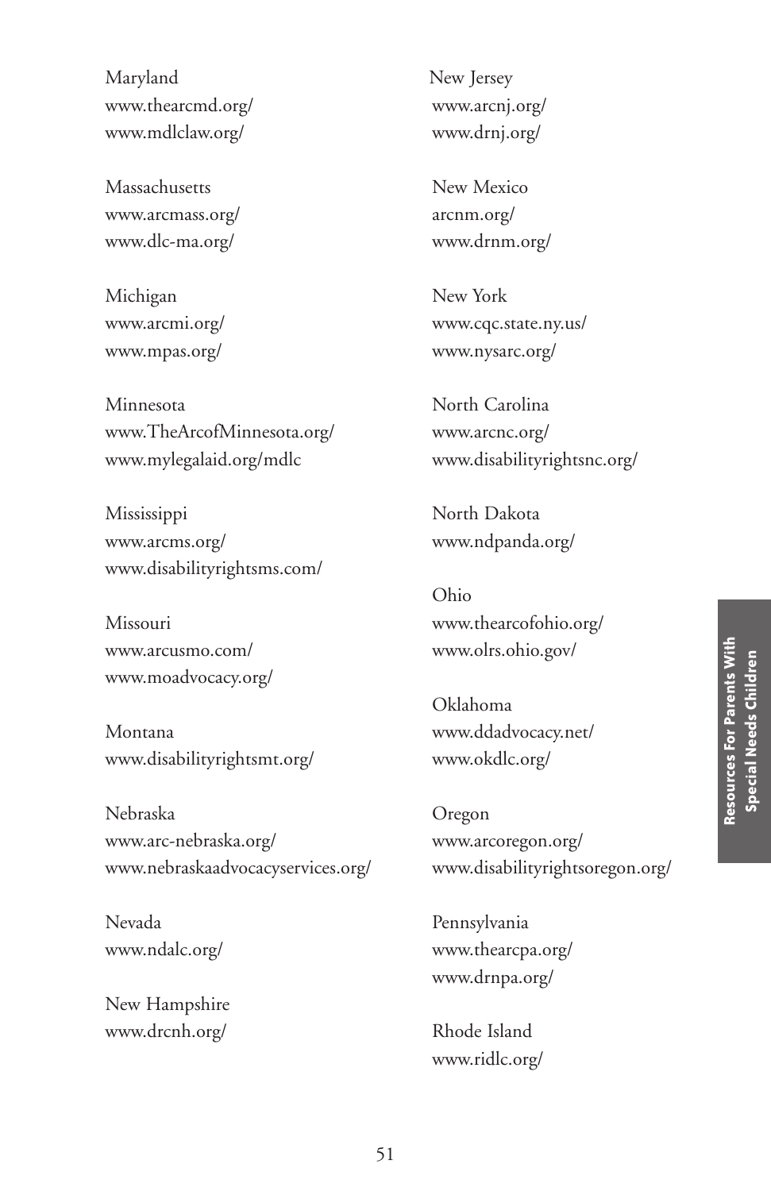Maryland
www.thearcmd.org/
www.mdlclaw.org/

Massachusetts
www.arcmass.org/
www.dlc-ma.org/

Michigan
www.arcmi.org/
www.mpas.org/

Minnesota
www.TheArcofMinnesota.org/
www.mylegalaid.org/mdlc

Mississippi
www.arcms.org/
www.disabilityrightsms.com/

Missouri
www.arcusmo.com/
www.moadvocacy.org/

Montana
www.disabilityrightsmt.org/

Nebraska
www.arc-nebraska.org/
www.nebraskaadvocacyservices.org/

Nevada
www.ndalc.org/

New Hampshire
www.drcnh.org/

New Jersey
www.arcnj.org/
www.drnj.org/

New Mexico
arcnm.org/
www.drnm.org/

New York
www.cqc.state.ny.us/
www.nysarc.org/

North Carolina
www.arcnc.org/
www.disabilityrightsnc.org/

North Dakota
www.ndpanda.org/

Ohio
www.thearcofohio.org/
www.olrs.ohio.gov/

Oklahoma
www.ddadvocacy.net/
www.okdlc.org/

Oregon
www.arcoregon.org/
www.disabilityrightsoregon.org/

Pennsylvania
www.thearcpa.org/
www.drnpa.org/

Rhode Island
www.ridlc.org/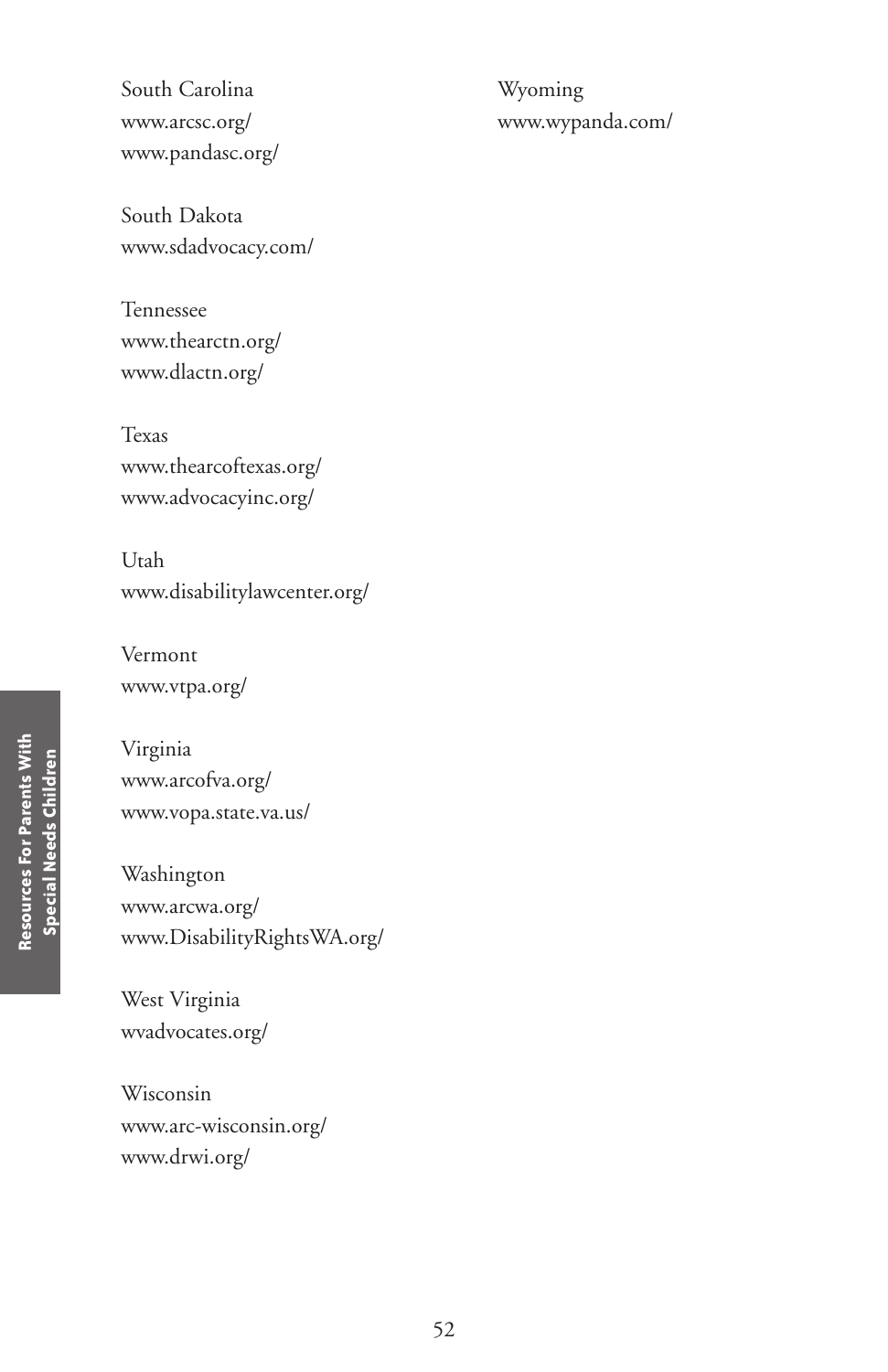South Carolina
www.arcsc.org/
www.pandasc.org/

South Dakota
www.sdadvocacy.com/

Tennessee
www.thearctn.org/
www.dlactn.org/

Texas
www.thearcoftexas.org/
www.advocacyinc.org/

Utah
www.disabilitylawcenter.org/

Vermont
www.vtpa.org/

Virginia
www.arcofva.org/
www.vopa.state.va.us/

Washington
www.arcwa.org/
www.DisabilityRightsWA.org/

West Virginia
wvadvocates.org/

Wisconsin
www.arc-wisconsin.org/
www.drwi.org/

Wyoming
www.wypanda.com/